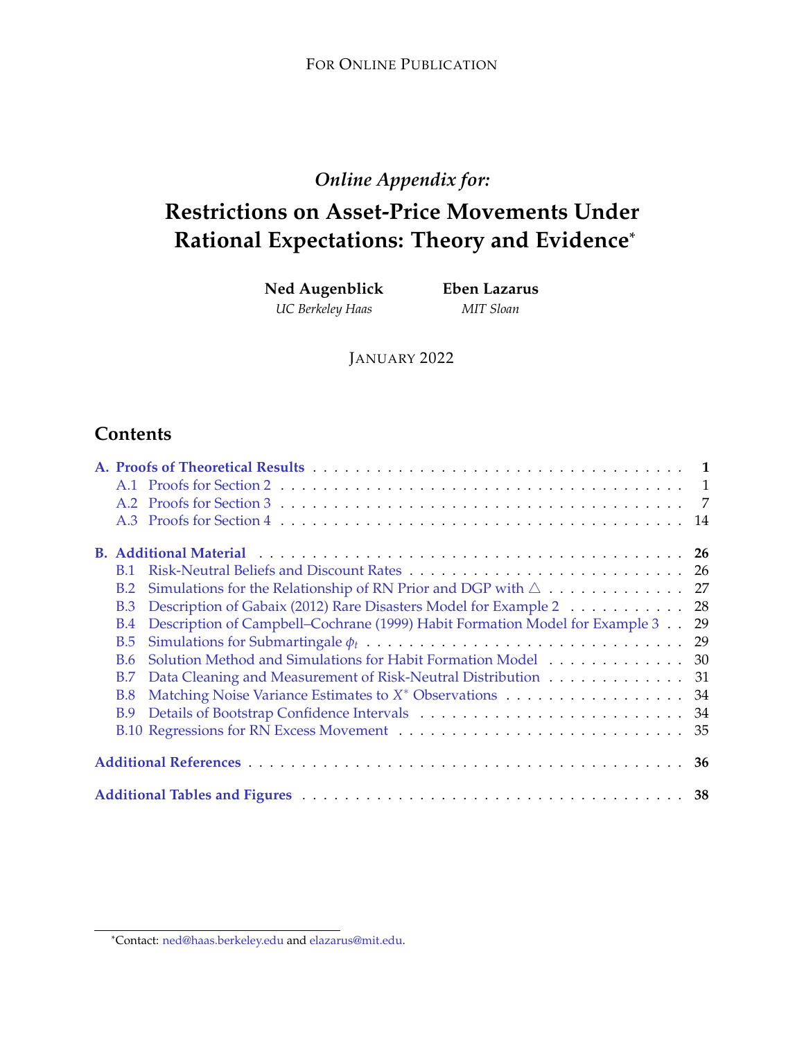For Online Publication

*Online Appendix for:*

# Restrictions on Asset-Price Movements Under Rational Expectations: Theory and Evidence*

**Ned Augenblick**
*UC Berkeley Haas*

**Eben Lazarus**
*MIT Sloan*

January 2022

## Contents

- **A. Proofs of Theoretical Results** . . . . . **1**
  - A.1 Proofs for Section 2 . . . . . 1
  - A.2 Proofs for Section 3 . . . . . 7
  - A.3 Proofs for Section 4 . . . . . 14
- **B. Additional Material** . . . . . **26**
  - B.1 Risk-Neutral Beliefs and Discount Rates . . . . . 26
  - B.2 Simulations for the Relationship of RN Prior and DGP with $\triangle$ . . . . . 27
  - B.3 Description of Gabaix (2012) Rare Disasters Model for Example 2 . . . . . 28
  - B.4 Description of Campbell–Cochrane (1999) Habit Formation Model for Example 3 . . . . . 29
  - B.5 Simulations for Submartingale $\phi_t$ . . . . . 29
  - B.6 Solution Method and Simulations for Habit Formation Model . . . . . 30
  - B.7 Data Cleaning and Measurement of Risk-Neutral Distribution . . . . . 31
  - B.8 Matching Noise Variance Estimates to $X^*$ Observations . . . . . 34
  - B.9 Details of Bootstrap Confidence Intervals . . . . . 34
  - B.10 Regressions for RN Excess Movement . . . . . 35
- **Additional References** . . . . . **36**
- **Additional Tables and Figures** . . . . . **38**

*Contact: ned@haas.berkeley.edu and elazarus@mit.edu.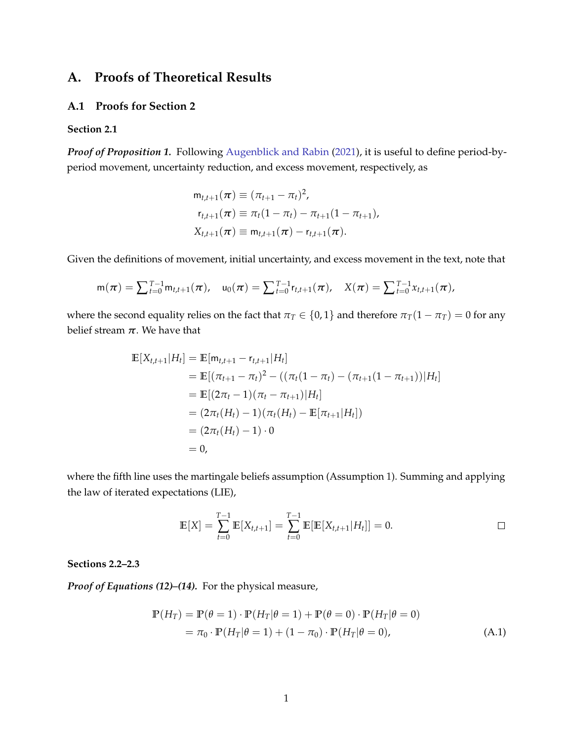# A. Proofs of Theoretical Results

## A.1 Proofs for Section 2

### Section 2.1

***Proof of Proposition 1.*** Following Augenblick and Rabin (2021), it is useful to define period-by-period movement, uncertainty reduction, and excess movement, respectively, as

$$
\begin{aligned}
\mathsf{m}_{t,t+1}(\boldsymbol{\pi}) &\equiv (\pi_{t+1} - \pi_t)^2, \\
\mathsf{r}_{t,t+1}(\boldsymbol{\pi}) &\equiv \pi_t(1-\pi_t) - \pi_{t+1}(1-\pi_{t+1}), \\
X_{t,t+1}(\boldsymbol{\pi}) &\equiv \mathsf{m}_{t,t+1}(\boldsymbol{\pi}) - \mathsf{r}_{t,t+1}(\boldsymbol{\pi}).
\end{aligned}
$$

Given the definitions of movement, initial uncertainty, and excess movement in the text, note that

$$
\mathsf{m}(\boldsymbol{\pi}) = \textstyle\sum_{t=0}^{T-1} \mathsf{m}_{t,t+1}(\boldsymbol{\pi}), \quad \mathsf{u}_0(\boldsymbol{\pi}) = \textstyle\sum_{t=0}^{T-1} \mathsf{r}_{t,t+1}(\boldsymbol{\pi}), \quad X(\boldsymbol{\pi}) = \textstyle\sum_{t=0}^{T-1} x_{t,t+1}(\boldsymbol{\pi}),
$$

where the second equality relies on the fact that $\pi_T \in \{0,1\}$ and therefore $\pi_T(1-\pi_T) = 0$ for any belief stream $\boldsymbol{\pi}$. We have that

$$
\begin{aligned}
\mathbb{E}[X_{t,t+1}|H_t] &= \mathbb{E}[\mathsf{m}_{t,t+1} - \mathsf{r}_{t,t+1}|H_t] \\
&= \mathbb{E}[(\pi_{t+1}-\pi_t)^2 - ((\pi_t(1-\pi_t) - (\pi_{t+1}(1-\pi_{t+1}))|H_t] \\
&= \mathbb{E}[(2\pi_t - 1)(\pi_t - \pi_{t+1})|H_t] \\
&= (2\pi_t(H_t) - 1)(\pi_t(H_t) - \mathbb{E}[\pi_{t+1}|H_t]) \\
&= (2\pi_t(H_t) - 1) \cdot 0 \\
&= 0,
\end{aligned}
$$

where the fifth line uses the martingale beliefs assumption (Assumption 1). Summing and applying the law of iterated expectations (LIE),

$$
\mathbb{E}[X] = \sum_{t=0}^{T-1} \mathbb{E}[X_{t,t+1}] = \sum_{t=0}^{T-1} \mathbb{E}[\mathbb{E}[X_{t,t+1}|H_t]] = 0. \qquad \square
$$

### Sections 2.2–2.3

***Proof of Equations (12)–(14).*** For the physical measure,

$$
\begin{aligned}
\mathbb{P}(H_T) &= \mathbb{P}(\theta = 1) \cdot \mathbb{P}(H_T|\theta = 1) + \mathbb{P}(\theta = 0) \cdot \mathbb{P}(H_T|\theta = 0) \\
&= \pi_0 \cdot \mathbb{P}(H_T|\theta = 1) + (1 - \pi_0) \cdot \mathbb{P}(H_T|\theta = 0),
\end{aligned} \tag{A.1}
$$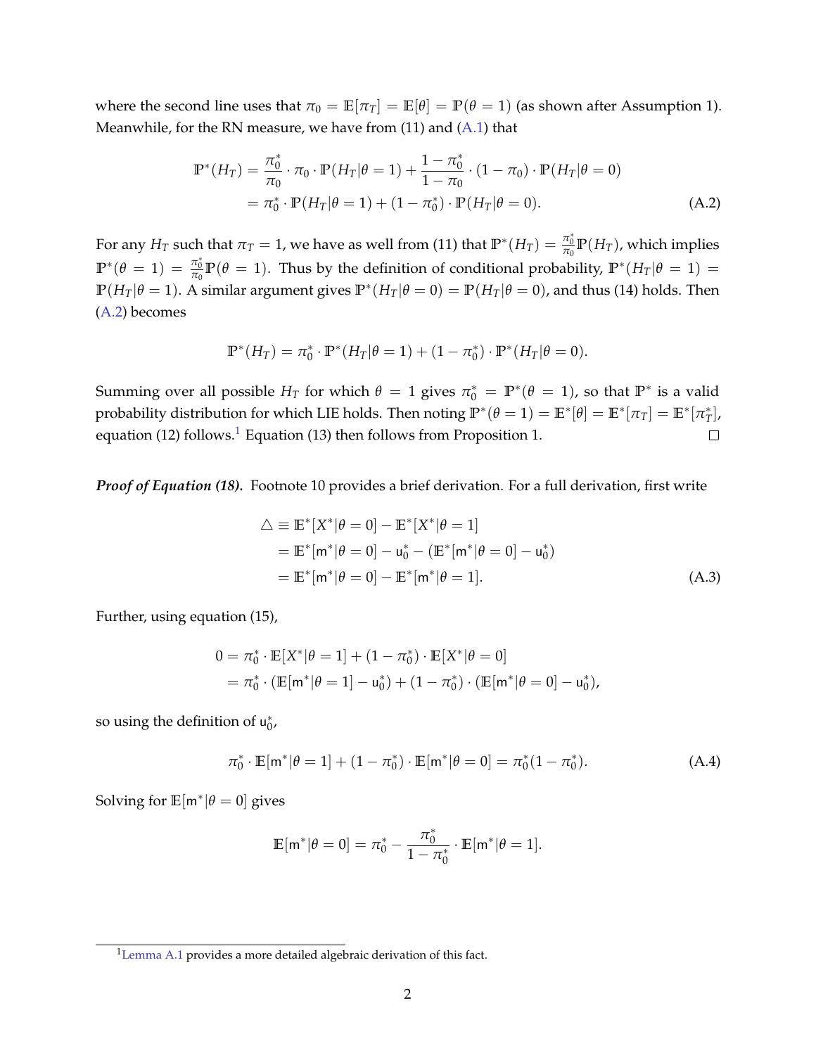where the second line uses that $\pi_0 = \mathbb{E}[\pi_T] = \mathbb{E}[\theta] = \mathbb{P}(\theta = 1)$ (as shown after Assumption 1). Meanwhile, for the RN measure, we have from (11) and (A.1) that

$$
\begin{aligned}
\mathbb{P}^*(H_T) &= \frac{\pi_0^*}{\pi_0} \cdot \pi_0 \cdot \mathbb{P}(H_T|\theta = 1) + \frac{1-\pi_0^*}{1-\pi_0} \cdot (1-\pi_0) \cdot \mathbb{P}(H_T|\theta = 0) \\
&= \pi_0^* \cdot \mathbb{P}(H_T|\theta = 1) + (1-\pi_0^*) \cdot \mathbb{P}(H_T|\theta = 0). \qquad \text{(A.2)}
\end{aligned}
$$

For any $H_T$ such that $\pi_T = 1$, we have as well from (11) that $\mathbb{P}^*(H_T) = \frac{\pi_0^*}{\pi_0}\mathbb{P}(H_T)$, which implies $\mathbb{P}^*(\theta = 1) = \frac{\pi_0^*}{\pi_0}\mathbb{P}(\theta = 1)$. Thus by the definition of conditional probability, $\mathbb{P}^*(H_T|\theta = 1) = \mathbb{P}(H_T|\theta = 1)$. A similar argument gives $\mathbb{P}^*(H_T|\theta = 0) = \mathbb{P}(H_T|\theta = 0)$, and thus (14) holds. Then (A.2) becomes

$$
\mathbb{P}^*(H_T) = \pi_0^* \cdot \mathbb{P}^*(H_T|\theta = 1) + (1-\pi_0^*) \cdot \mathbb{P}^*(H_T|\theta = 0).
$$

Summing over all possible $H_T$ for which $\theta = 1$ gives $\pi_0^* = \mathbb{P}^*(\theta = 1)$, so that $\mathbb{P}^*$ is a valid probability distribution for which LIE holds. Then noting $\mathbb{P}^*(\theta = 1) = \mathbb{E}^*[\theta] = \mathbb{E}^*[\pi_T] = \mathbb{E}^*[\pi_T^*]$, equation (12) follows.[1] Equation (13) then follows from Proposition 1. ☐

***Proof of Equation (18).*** Footnote 10 provides a brief derivation. For a full derivation, first write

$$
\begin{aligned}
\triangle &\equiv \mathbb{E}^*[X^*|\theta = 0] - \mathbb{E}^*[X^*|\theta = 1] \\
&= \mathbb{E}^*[\mathsf{m}^*|\theta = 0] - \mathsf{u}_0^* - (\mathbb{E}^*[\mathsf{m}^*|\theta = 0] - \mathsf{u}_0^*) \\
&= \mathbb{E}^*[\mathsf{m}^*|\theta = 0] - \mathbb{E}^*[\mathsf{m}^*|\theta = 1]. \qquad \text{(A.3)}
\end{aligned}
$$

Further, using equation (15),

$$
\begin{aligned}
0 &= \pi_0^* \cdot \mathbb{E}[X^*|\theta = 1] + (1-\pi_0^*) \cdot \mathbb{E}[X^*|\theta = 0] \\
&= \pi_0^* \cdot (\mathbb{E}[\mathsf{m}^*|\theta = 1] - \mathsf{u}_0^*) + (1-\pi_0^*) \cdot (\mathbb{E}[\mathsf{m}^*|\theta = 0] - \mathsf{u}_0^*),
\end{aligned}
$$

so using the definition of $\mathsf{u}_0^*$,

$$
\pi_0^* \cdot \mathbb{E}[\mathsf{m}^*|\theta = 1] + (1-\pi_0^*) \cdot \mathbb{E}[\mathsf{m}^*|\theta = 0] = \pi_0^*(1-\pi_0^*). \qquad \text{(A.4)}
$$

Solving for $\mathbb{E}[\mathsf{m}^*|\theta = 0]$ gives

$$
\mathbb{E}[\mathsf{m}^*|\theta = 0] = \pi_0^* - \frac{\pi_0^*}{1-\pi_0^*} \cdot \mathbb{E}[\mathsf{m}^*|\theta = 1].
$$

[1] Lemma A.1 provides a more detailed algebraic derivation of this fact.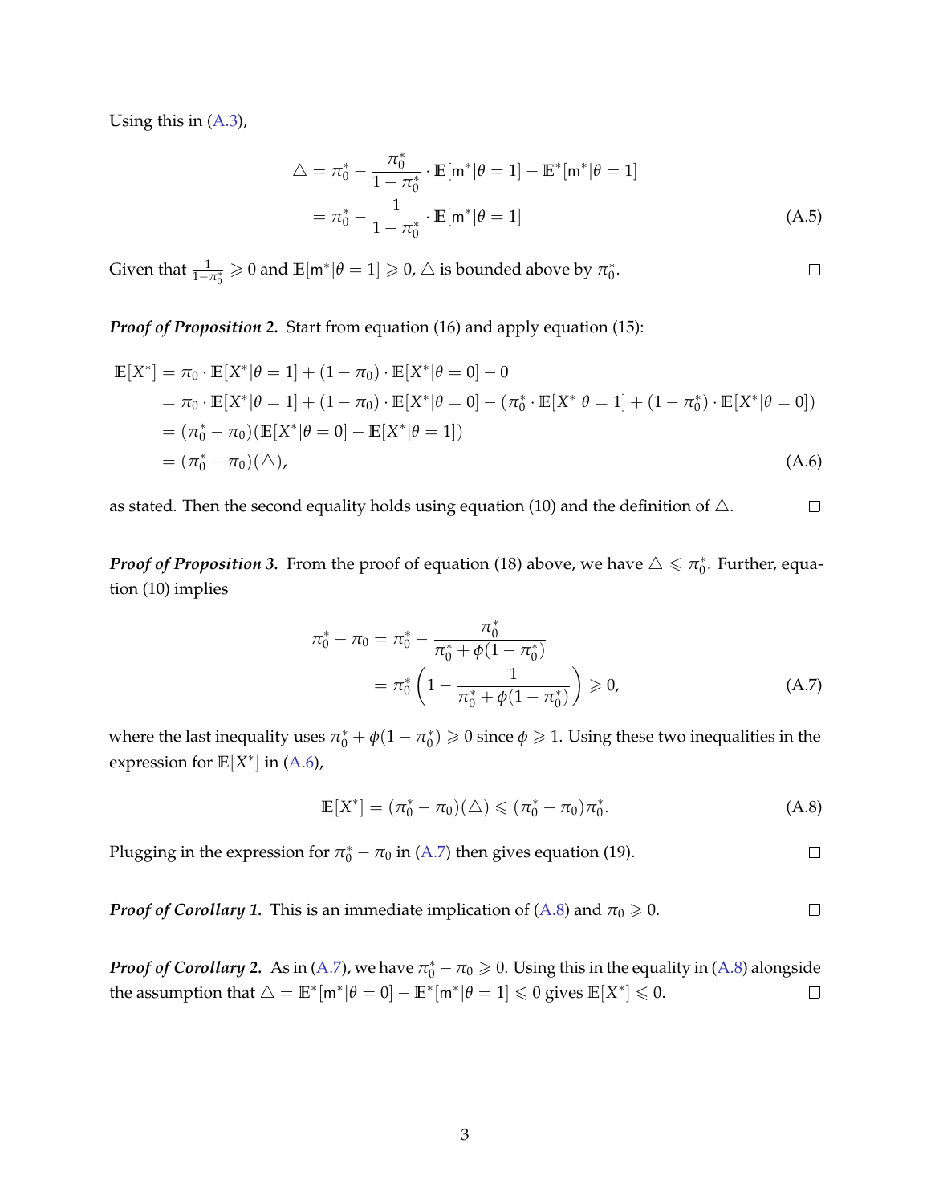Using this in (A.3),

$$
\begin{aligned}
\triangle &= \pi_0^* - \frac{\pi_0^*}{1-\pi_0^*} \cdot \mathbb{E}[\mathsf{m}^*|\theta = 1] - \mathbb{E}^*[\mathsf{m}^*|\theta = 1] \\
&= \pi_0^* - \frac{1}{1-\pi_0^*} \cdot \mathbb{E}[\mathsf{m}^*|\theta = 1] \qquad \text{(A.5)}
\end{aligned}
$$

Given that $\frac{1}{1-\pi_0^*} \geqslant 0$ and $\mathbb{E}[\mathsf{m}^*|\theta = 1] \geqslant 0$, $\triangle$ is bounded above by $\pi_0^*$. □

***Proof of Proposition 2.*** Start from equation (16) and apply equation (15):

$$
\begin{aligned}
\mathbb{E}[X^*] &= \pi_0 \cdot \mathbb{E}[X^*|\theta = 1] + (1-\pi_0) \cdot \mathbb{E}[X^*|\theta = 0] - 0 \\
&= \pi_0 \cdot \mathbb{E}[X^*|\theta = 1] + (1-\pi_0) \cdot \mathbb{E}[X^*|\theta = 0] - (\pi_0^* \cdot \mathbb{E}[X^*|\theta = 1] + (1-\pi_0^*) \cdot \mathbb{E}[X^*|\theta = 0]) \\
&= (\pi_0^* - \pi_0)(\mathbb{E}[X^*|\theta = 0] - \mathbb{E}[X^*|\theta = 1]) \\
&= (\pi_0^* - \pi_0)(\triangle), \qquad \text{(A.6)}
\end{aligned}
$$

as stated. Then the second equality holds using equation (10) and the definition of $\triangle$. □

***Proof of Proposition 3.*** From the proof of equation (18) above, we have $\triangle \leqslant \pi_0^*$. Further, equation (10) implies

$$
\begin{aligned}
\pi_0^* - \pi_0 &= \pi_0^* - \frac{\pi_0^*}{\pi_0^* + \phi(1-\pi_0^*)} \\
&= \pi_0^* \left(1 - \frac{1}{\pi_0^* + \phi(1-\pi_0^*)}\right) \geqslant 0, \qquad \text{(A.7)}
\end{aligned}
$$

where the last inequality uses $\pi_0^* + \phi(1-\pi_0^*) \geqslant 0$ since $\phi \geqslant 1$. Using these two inequalities in the expression for $\mathbb{E}[X^*]$ in (A.6),

$$
\mathbb{E}[X^*] = (\pi_0^* - \pi_0)(\triangle) \leqslant (\pi_0^* - \pi_0)\pi_0^*. \qquad \text{(A.8)}
$$

Plugging in the expression for $\pi_0^* - \pi_0$ in (A.7) then gives equation (19). □

***Proof of Corollary 1.*** This is an immediate implication of (A.8) and $\pi_0 \geqslant 0$. □

***Proof of Corollary 2.*** As in (A.7), we have $\pi_0^* - \pi_0 \geqslant 0$. Using this in the equality in (A.8) alongside the assumption that $\triangle = \mathbb{E}^*[\mathsf{m}^*|\theta = 0] - \mathbb{E}^*[\mathsf{m}^*|\theta = 1] \leqslant 0$ gives $\mathbb{E}[X^*] \leqslant 0$. □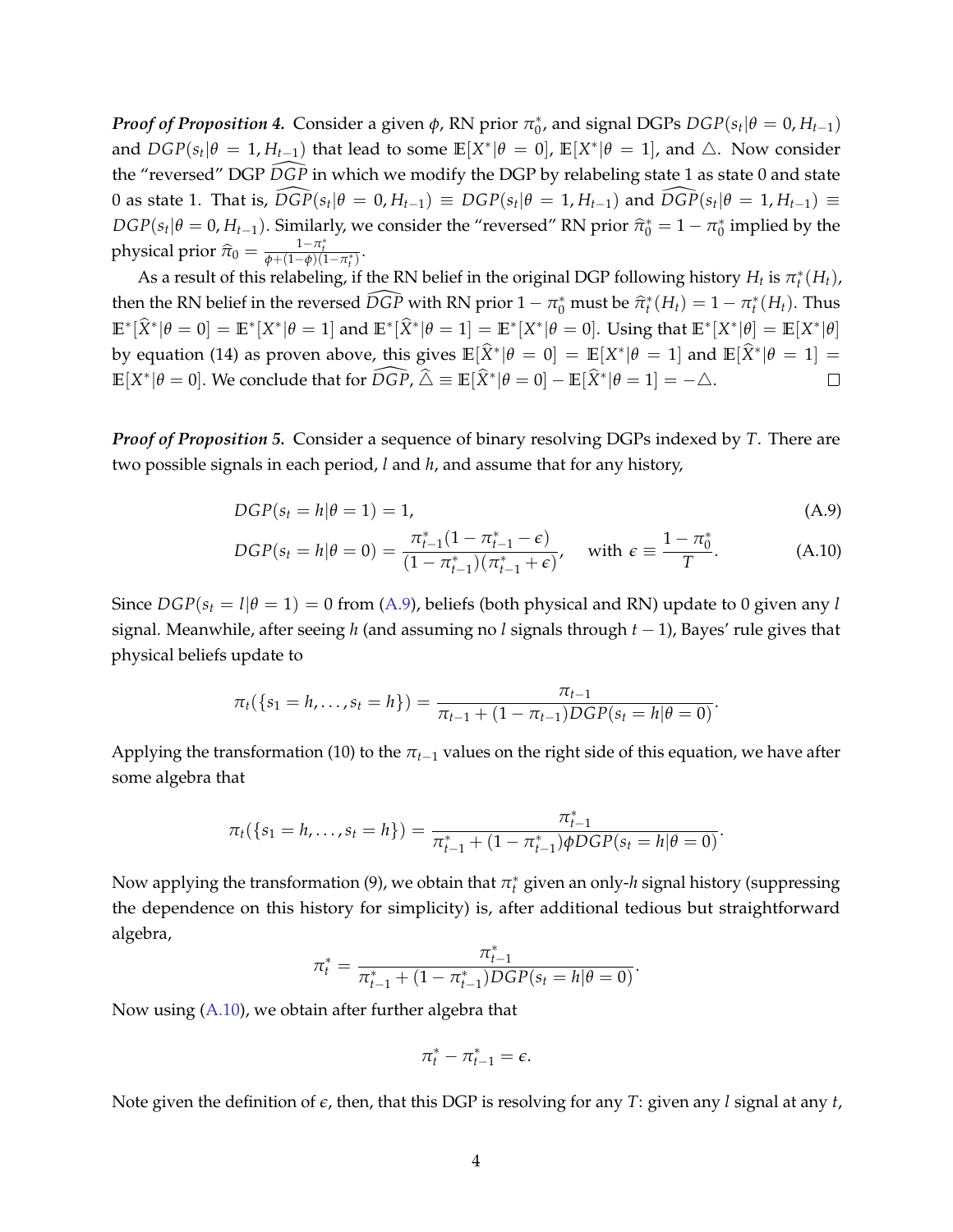***Proof of Proposition 4.*** Consider a given $\phi$, RN prior $\pi_0^*$, and signal DGPs $DGP(s_t|\theta = 0, H_{t-1})$ and $DGP(s_t|\theta = 1, H_{t-1})$ that lead to some $\mathbb{E}[X^*|\theta = 0]$, $\mathbb{E}[X^*|\theta = 1]$, and $\triangle$. Now consider the "reversed" DGP $\widehat{DGP}$ in which we modify the DGP by relabeling state 1 as state 0 and state 0 as state 1. That is, $\widehat{DGP}(s_t|\theta = 0, H_{t-1}) \equiv DGP(s_t|\theta = 1, H_{t-1})$ and $\widehat{DGP}(s_t|\theta = 1, H_{t-1}) \equiv DGP(s_t|\theta = 0, H_{t-1})$. Similarly, we consider the "reversed" RN prior $\widehat{\pi}_0^* = 1 - \pi_0^*$ implied by the physical prior $\widehat{\pi}_0 = \frac{1-\pi_t^*}{\phi + (1-\phi)(1-\pi_t^*)}$.

As a result of this relabeling, if the RN belief in the original DGP following history $H_t$ is $\pi_t^*(H_t)$, then the RN belief in the reversed $\widehat{DGP}$ with RN prior $1 - \pi_0^*$ must be $\widehat{\pi}_t^*(H_t) = 1 - \pi_t^*(H_t)$. Thus $\mathbb{E}^*[\widehat{X}^*|\theta = 0] = \mathbb{E}^*[X^*|\theta = 1]$ and $\mathbb{E}^*[\widehat{X}^*|\theta = 1] = \mathbb{E}^*[X^*|\theta = 0]$. Using that $\mathbb{E}^*[X^*|\theta] = \mathbb{E}[X^*|\theta]$ by equation (14) as proven above, this gives $\mathbb{E}[\widehat{X}^*|\theta = 0] = \mathbb{E}[X^*|\theta = 1]$ and $\mathbb{E}[\widehat{X}^*|\theta = 1] = \mathbb{E}[X^*|\theta = 0]$. We conclude that for $\widehat{DGP}$, $\widehat{\triangle} \equiv \mathbb{E}[\widehat{X}^*|\theta = 0] - \mathbb{E}[\widehat{X}^*|\theta = 1] = -\triangle$. $\square$

***Proof of Proposition 5.*** Consider a sequence of binary resolving DGPs indexed by $T$. There are two possible signals in each period, $l$ and $h$, and assume that for any history,

$$DGP(s_t = h|\theta = 1) = 1, \tag{A.9}$$

$$DGP(s_t = h|\theta = 0) = \frac{\pi_{t-1}^*(1 - \pi_{t-1}^* - \epsilon)}{(1 - \pi_{t-1}^*)(\pi_{t-1}^* + \epsilon)}, \quad \text{with } \epsilon \equiv \frac{1 - \pi_0^*}{T}. \tag{A.10}$$

Since $DGP(s_t = l|\theta = 1) = 0$ from (A.9), beliefs (both physical and RN) update to 0 given any $l$ signal. Meanwhile, after seeing $h$ (and assuming no $l$ signals through $t-1$), Bayes' rule gives that physical beliefs update to

$$\pi_t(\{s_1 = h, \ldots, s_t = h\}) = \frac{\pi_{t-1}}{\pi_{t-1} + (1 - \pi_{t-1})DGP(s_t = h|\theta = 0)}.$$

Applying the transformation (10) to the $\pi_{t-1}$ values on the right side of this equation, we have after some algebra that

$$\pi_t(\{s_1 = h, \ldots, s_t = h\}) = \frac{\pi_{t-1}^*}{\pi_{t-1}^* + (1 - \pi_{t-1}^*)\phi DGP(s_t = h|\theta = 0)}.$$

Now applying the transformation (9), we obtain that $\pi_t^*$ given an only-$h$ signal history (suppressing the dependence on this history for simplicity) is, after additional tedious but straightforward algebra,

$$\pi_t^* = \frac{\pi_{t-1}^*}{\pi_{t-1}^* + (1 - \pi_{t-1}^*)DGP(s_t = h|\theta = 0)}.$$

Now using (A.10), we obtain after further algebra that

$$\pi_t^* - \pi_{t-1}^* = \epsilon.$$

Note given the definition of $\epsilon$, then, that this DGP is resolving for any $T$: given any $l$ signal at any $t$,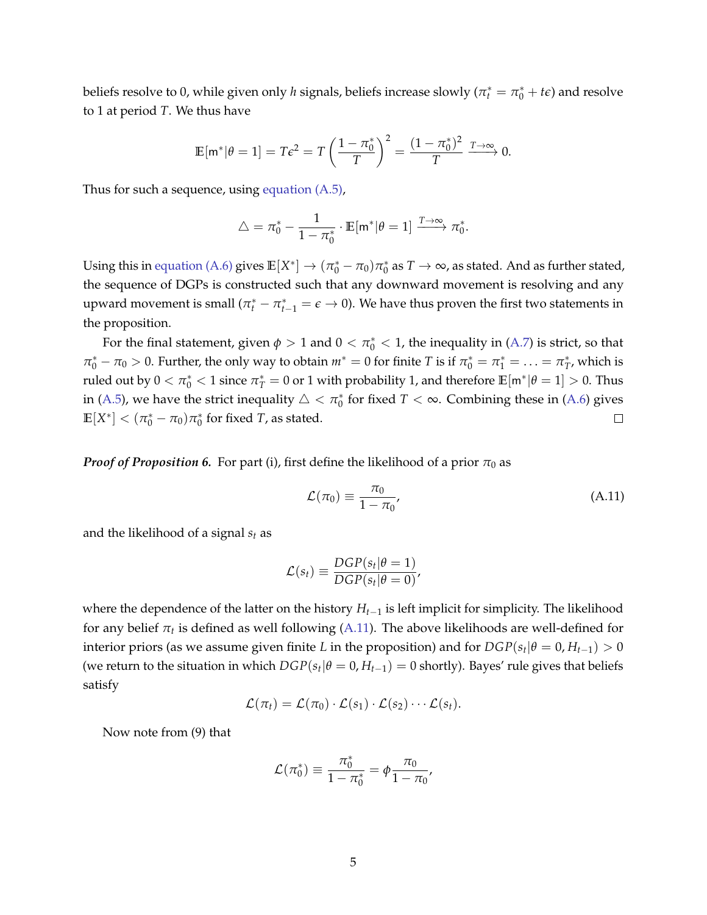beliefs resolve to 0, while given only $h$ signals, beliefs increase slowly ($\pi_t^* = \pi_0^* + t\epsilon$) and resolve to 1 at period $T$. We thus have

$$\mathbb{E}[\mathsf{m}^*|\theta = 1] = T\epsilon^2 = T\left(\frac{1-\pi_0^*}{T}\right)^2 = \frac{(1-\pi_0^*)^2}{T} \xrightarrow{T\to\infty} 0.$$

Thus for such a sequence, using equation (A.5),

$$\triangle = \pi_0^* - \frac{1}{1-\pi_0^*} \cdot \mathbb{E}[\mathsf{m}^*|\theta = 1] \xrightarrow{T\to\infty} \pi_0^*.$$

Using this in equation (A.6) gives $\mathbb{E}[X^*] \to (\pi_0^* - \pi_0)\pi_0^*$ as $T \to \infty$, as stated. And as further stated, the sequence of DGPs is constructed such that any downward movement is resolving and any upward movement is small ($\pi_t^* - \pi_{t-1}^* = \epsilon \to 0$). We have thus proven the first two statements in the proposition.

For the final statement, given $\phi > 1$ and $0 < \pi_0^* < 1$, the inequality in (A.7) is strict, so that $\pi_0^* - \pi_0 > 0$. Further, the only way to obtain $m^* = 0$ for finite $T$ is if $\pi_0^* = \pi_1^* = \ldots = \pi_T^*$, which is ruled out by $0 < \pi_0^* < 1$ since $\pi_T^* = 0$ or 1 with probability 1, and therefore $\mathbb{E}[\mathsf{m}^*|\theta = 1] > 0$. Thus in (A.5), we have the strict inequality $\triangle < \pi_0^*$ for fixed $T < \infty$. Combining these in (A.6) gives $\mathbb{E}[X^*] < (\pi_0^* - \pi_0)\pi_0^*$ for fixed $T$, as stated. $\square$

***Proof of Proposition 6.*** For part (i), first define the likelihood of a prior $\pi_0$ as

$$\mathcal{L}(\pi_0) \equiv \frac{\pi_0}{1-\pi_0}, \tag{A.11}$$

and the likelihood of a signal $s_t$ as

$$\mathcal{L}(s_t) \equiv \frac{DGP(s_t|\theta = 1)}{DGP(s_t|\theta = 0)},$$

where the dependence of the latter on the history $H_{t-1}$ is left implicit for simplicity. The likelihood for any belief $\pi_t$ is defined as well following (A.11). The above likelihoods are well-defined for interior priors (as we assume given finite $L$ in the proposition) and for $DGP(s_t|\theta = 0, H_{t-1}) > 0$ (we return to the situation in which $DGP(s_t|\theta = 0, H_{t-1}) = 0$ shortly). Bayes' rule gives that beliefs satisfy

$$\mathcal{L}(\pi_t) = \mathcal{L}(\pi_0) \cdot \mathcal{L}(s_1) \cdot \mathcal{L}(s_2) \cdots \mathcal{L}(s_t).$$

Now note from (9) that

$$\mathcal{L}(\pi_0^*) \equiv \frac{\pi_0^*}{1-\pi_0^*} = \phi\frac{\pi_0}{1-\pi_0},$$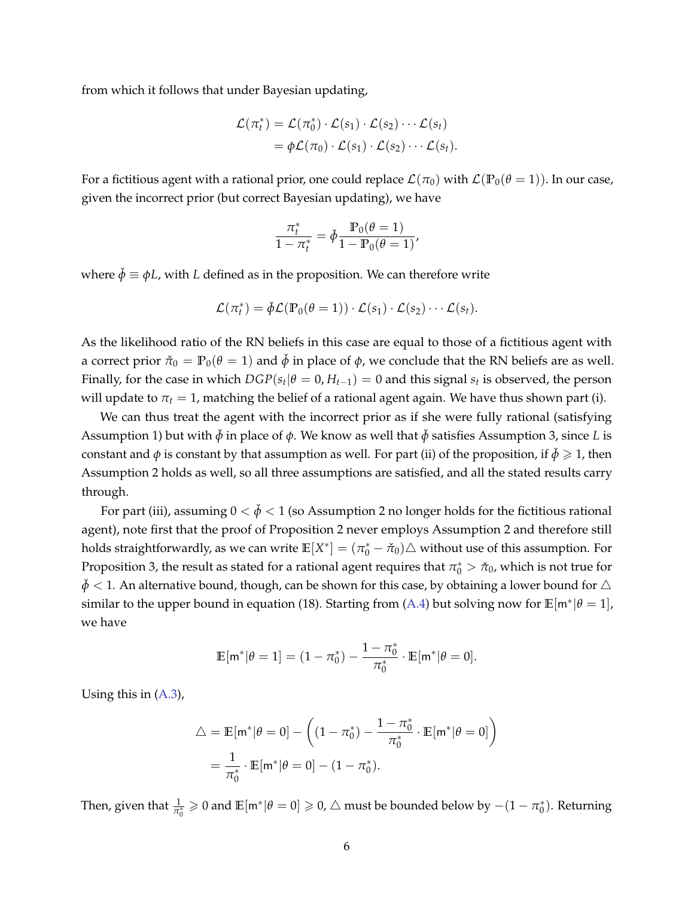from which it follows that under Bayesian updating,

$$\mathcal{L}(\pi_t^*) = \mathcal{L}(\pi_0^*) \cdot \mathcal{L}(s_1) \cdot \mathcal{L}(s_2) \cdots \mathcal{L}(s_t)$$
$$= \phi\mathcal{L}(\pi_0) \cdot \mathcal{L}(s_1) \cdot \mathcal{L}(s_2) \cdots \mathcal{L}(s_t).$$

For a fictitious agent with a rational prior, one could replace $\mathcal{L}(\pi_0)$ with $\mathcal{L}(\mathbb{P}_0(\theta = 1))$. In our case, given the incorrect prior (but correct Bayesian updating), we have

$$\frac{\pi_t^*}{1 - \pi_t^*} = \check{\phi}\frac{\mathbb{P}_0(\theta = 1)}{1 - \mathbb{P}_0(\theta = 1)},$$

where $\check{\phi} \equiv \phi L$, with $L$ defined as in the proposition. We can therefore write

$$\mathcal{L}(\pi_t^*) = \check{\phi}\mathcal{L}(\mathbb{P}_0(\theta = 1)) \cdot \mathcal{L}(s_1) \cdot \mathcal{L}(s_2) \cdots \mathcal{L}(s_t).$$

As the likelihood ratio of the RN beliefs in this case are equal to those of a fictitious agent with a correct prior $\check{\pi}_0 = \mathbb{P}_0(\theta = 1)$ and $\check{\phi}$ in place of $\phi$, we conclude that the RN beliefs are as well. Finally, for the case in which $DGP(s_t|\theta = 0, H_{t-1}) = 0$ and this signal $s_t$ is observed, the person will update to $\pi_t = 1$, matching the belief of a rational agent again. We have thus shown part (i).

We can thus treat the agent with the incorrect prior as if she were fully rational (satisfying Assumption 1) but with $\check{\phi}$ in place of $\phi$. We know as well that $\check{\phi}$ satisfies Assumption 3, since $L$ is constant and $\phi$ is constant by that assumption as well. For part (ii) of the proposition, if $\check{\phi} \geqslant 1$, then Assumption 2 holds as well, so all three assumptions are satisfied, and all the stated results carry through.

For part (iii), assuming $0 < \check{\phi} < 1$ (so Assumption 2 no longer holds for the fictitious rational agent), note first that the proof of Proposition 2 never employs Assumption 2 and therefore still holds straightforwardly, as we can write $\mathbb{E}[X^*] = (\pi_0^* - \check{\pi}_0)\triangle$ without use of this assumption. For Proposition 3, the result as stated for a rational agent requires that $\pi_0^* > \check{\pi}_0$, which is not true for $\check{\phi} < 1$. An alternative bound, though, can be shown for this case, by obtaining a lower bound for $\triangle$ similar to the upper bound in equation (18). Starting from (A.4) but solving now for $\mathbb{E}[\mathsf{m}^*|\theta = 1]$, we have

$$\mathbb{E}[\mathsf{m}^*|\theta = 1] = (1 - \pi_0^*) - \frac{1 - \pi_0^*}{\pi_0^*} \cdot \mathbb{E}[\mathsf{m}^*|\theta = 0].$$

Using this in (A.3),

$$\triangle = \mathbb{E}[\mathsf{m}^*|\theta = 0] - \left((1 - \pi_0^*) - \frac{1 - \pi_0^*}{\pi_0^*} \cdot \mathbb{E}[\mathsf{m}^*|\theta = 0]\right)$$
$$= \frac{1}{\pi_0^*} \cdot \mathbb{E}[\mathsf{m}^*|\theta = 0] - (1 - \pi_0^*).$$

Then, given that $\frac{1}{\pi_0^*} \geqslant 0$ and $\mathbb{E}[\mathsf{m}^*|\theta = 0] \geqslant 0$, $\triangle$ must be bounded below by $-(1 - \pi_0^*)$. Returning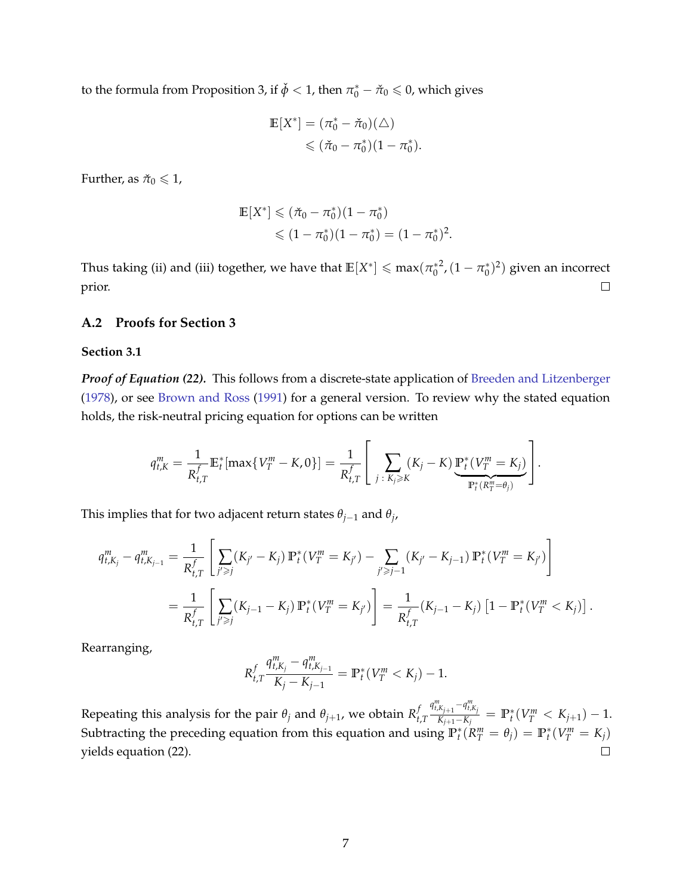to the formula from Proposition 3, if $\check{\phi} < 1$, then $\pi_0^* - \check{\pi}_0 \leqslant 0$, which gives

$$
\begin{aligned}
\mathbb{E}[X^*] &= (\pi_0^* - \check{\pi}_0)(\triangle) \\
&\leqslant (\check{\pi}_0 - \pi_0^*)(1 - \pi_0^*).
\end{aligned}
$$

Further, as $\check{\pi}_0 \leqslant 1$,

$$
\begin{aligned}
\mathbb{E}[X^*] &\leqslant (\check{\pi}_0 - \pi_0^*)(1 - \pi_0^*) \\
&\leqslant (1 - \pi_0^*)(1 - \pi_0^*) = (1 - \pi_0^*)^2.
\end{aligned}
$$

Thus taking (ii) and (iii) together, we have that $\mathbb{E}[X^*] \leqslant \max(\pi_0^{*2}, (1 - \pi_0^*)^2)$ given an incorrect prior. □

## A.2 Proofs for Section 3

### Section 3.1

***Proof of Equation (22).*** This follows from a discrete-state application of Breeden and Litzenberger (1978), or see Brown and Ross (1991) for a general version. To review why the stated equation holds, the risk-neutral pricing equation for options can be written

$$
q_{t,K}^m = \frac{1}{R_{t,T}^f} \mathbb{E}_t^*[\max\{V_T^m - K, 0\}] = \frac{1}{R_{t,T}^f} \left[ \sum_{j \,:\, K_j \geqslant K} (K_j - K) \underbrace{\mathbb{P}_t^*(V_T^m = K_j)}_{\mathbb{P}_t^*(R_T^m = \theta_j)} \right].
$$

This implies that for two adjacent return states $\theta_{j-1}$ and $\theta_j$,

$$
\begin{aligned}
q_{t,K_j}^m - q_{t,K_{j-1}}^m &= \frac{1}{R_{t,T}^f} \left[ \sum_{j' \geqslant j} (K_{j'} - K_j)\, \mathbb{P}_t^*(V_T^m = K_{j'}) - \sum_{j' \geqslant j-1} (K_{j'} - K_{j-1})\, \mathbb{P}_t^*(V_T^m = K_{j'}) \right] \\
&= \frac{1}{R_{t,T}^f} \left[ \sum_{j' \geqslant j} (K_{j-1} - K_j)\, \mathbb{P}_t^*(V_T^m = K_{j'}) \right] = \frac{1}{R_{t,T}^f} (K_{j-1} - K_j) \left[ 1 - \mathbb{P}_t^*(V_T^m < K_j) \right].
\end{aligned}
$$

Rearranging,

$$
R_{t,T}^f \frac{q_{t,K_j}^m - q_{t,K_{j-1}}^m}{K_j - K_{j-1}} = \mathbb{P}_t^*(V_T^m < K_j) - 1.
$$

Repeating this analysis for the pair $\theta_j$ and $\theta_{j+1}$, we obtain $R_{t,T}^f \frac{q_{t,K_{j+1}}^m - q_{t,K_j}^m}{K_{j+1} - K_j} = \mathbb{P}_t^*(V_T^m < K_{j+1}) - 1$. Subtracting the preceding equation from this equation and using $\mathbb{P}_t^*(R_T^m = \theta_j) = \mathbb{P}_t^*(V_T^m = K_j)$ yields equation (22). □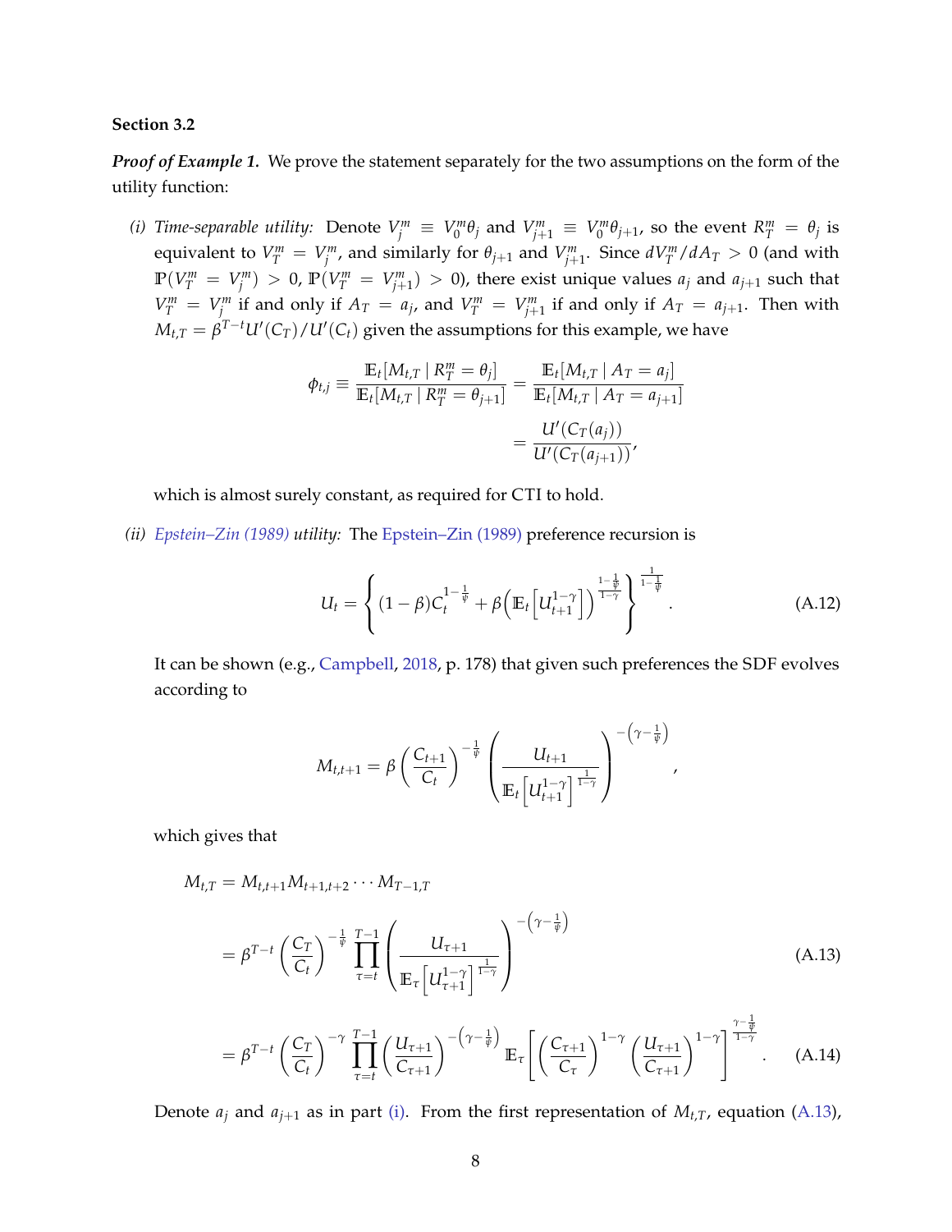**Section 3.2**

***Proof of Example 1.*** We prove the statement separately for the two assumptions on the form of the utility function:

(i) *Time-separable utility:* Denote $V_j^m \equiv V_0^m \theta_j$ and $V_{j+1}^m \equiv V_0^m \theta_{j+1}$, so the event $R_T^m = \theta_j$ is equivalent to $V_T^m = V_j^m$, and similarly for $\theta_{j+1}$ and $V_{j+1}^m$. Since $dV_T^m / dA_T > 0$ (and with $\mathbb{P}(V_T^m = V_j^m) > 0$, $\mathbb{P}(V_T^m = V_{j+1}^m) > 0$), there exist unique values $a_j$ and $a_{j+1}$ such that $V_T^m = V_j^m$ if and only if $A_T = a_j$, and $V_T^m = V_{j+1}^m$ if and only if $A_T = a_{j+1}$. Then with $M_{t,T} = \beta^{T-t} U'(C_T)/U'(C_t)$ given the assumptions for this example, we have

$$
\begin{aligned}
\phi_{t,j} \equiv \frac{\mathbb{E}_t[M_{t,T} \mid R_T^m = \theta_j]}{\mathbb{E}_t[M_{t,T} \mid R_T^m = \theta_{j+1}]} &= \frac{\mathbb{E}_t[M_{t,T} \mid A_T = a_j]}{\mathbb{E}_t[M_{t,T} \mid A_T = a_{j+1}]} \\
&= \frac{U'(C_T(a_j))}{U'(C_T(a_{j+1}))},
\end{aligned}
$$

which is almost surely constant, as required for CTI to hold.

(ii) *Epstein–Zin (1989) utility:* The Epstein–Zin (1989) preference recursion is

$$
U_t = \left\{ (1-\beta) C_t^{1-\frac{1}{\psi}} + \beta \Big( \mathbb{E}_t \Big[ U_{t+1}^{1-\gamma} \Big] \Big)^{\frac{1-\frac{1}{\psi}}{1-\gamma}} \right\}^{\frac{1}{1-\frac{1}{\psi}}}. \tag{A.12}
$$

It can be shown (e.g., Campbell, 2018, p. 178) that given such preferences the SDF evolves according to

$$
M_{t,t+1} = \beta \left( \frac{C_{t+1}}{C_t} \right)^{-\frac{1}{\psi}} \left( \frac{U_{t+1}}{\mathbb{E}_t \Big[ U_{t+1}^{1-\gamma} \Big]^{\frac{1}{1-\gamma}}} \right)^{-\left(\gamma - \frac{1}{\psi}\right)},
$$

which gives that

$$
\begin{aligned}
M_{t,T} &= M_{t,t+1} M_{t+1,t+2} \cdots M_{T-1,T} \\
&= \beta^{T-t} \left( \frac{C_T}{C_t} \right)^{-\frac{1}{\psi}} \prod_{\tau=t}^{T-1} \left( \frac{U_{\tau+1}}{\mathbb{E}_\tau \Big[ U_{\tau+1}^{1-\gamma} \Big]^{\frac{1}{1-\gamma}}} \right)^{-\left(\gamma - \frac{1}{\psi}\right)} && \text{(A.13)} \\
&= \beta^{T-t} \left( \frac{C_T}{C_t} \right)^{-\gamma} \prod_{\tau=t}^{T-1} \left( \frac{U_{\tau+1}}{C_{\tau+1}} \right)^{-\left(\gamma - \frac{1}{\psi}\right)} \mathbb{E}_\tau \left[ \left( \frac{C_{\tau+1}}{C_\tau} \right)^{1-\gamma} \left( \frac{U_{\tau+1}}{C_{\tau+1}} \right)^{1-\gamma} \right]^{\frac{\gamma - \frac{1}{\psi}}{1-\gamma}}. && \text{(A.14)}
\end{aligned}
$$

Denote $a_j$ and $a_{j+1}$ as in part (i). From the first representation of $M_{t,T}$, equation (A.13),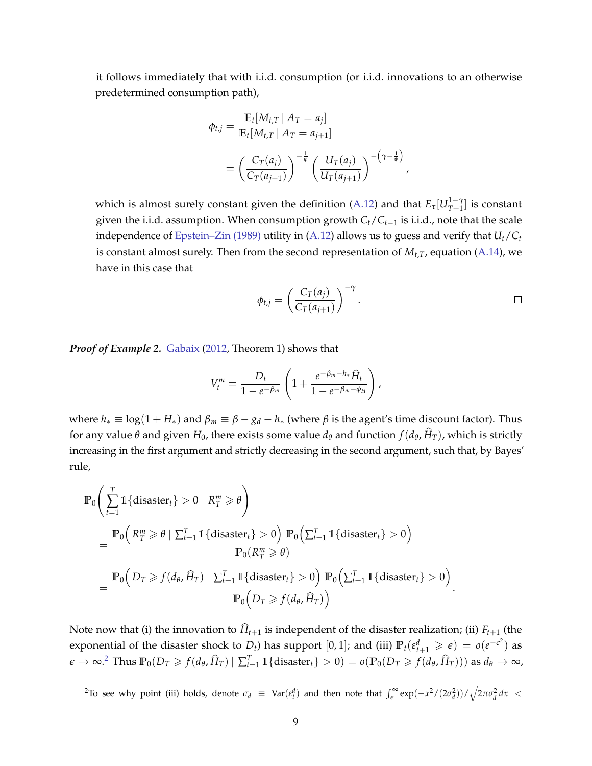it follows immediately that with i.i.d. consumption (or i.i.d. innovations to an otherwise predetermined consumption path),

$$
\begin{aligned}
\phi_{t,j} &= \frac{\mathbb{E}_t[M_{t,T} \mid A_T = a_j]}{\mathbb{E}_t[M_{t,T} \mid A_T = a_{j+1}]} \\
&= \left( \frac{C_T(a_j)}{C_T(a_{j+1})} \right)^{-\frac{1}{\psi}} \left( \frac{U_T(a_j)}{U_T(a_{j+1})} \right)^{-\left(\gamma - \frac{1}{\psi}\right)},
\end{aligned}
$$

which is almost surely constant given the definition (A.12) and that $E_\tau[U_{T+1}^{1-\gamma}]$ is constant given the i.i.d. assumption. When consumption growth $C_t/C_{t-1}$ is i.i.d., note that the scale independence of Epstein–Zin (1989) utility in (A.12) allows us to guess and verify that $U_t/C_t$ is constant almost surely. Then from the second representation of $M_{t,T}$, equation (A.14), we have in this case that

$$
\phi_{t,j} = \left( \frac{C_T(a_j)}{C_T(a_{j+1})} \right)^{-\gamma}. \qquad \square
$$

***Proof of Example 2.*** Gabaix (2012, Theorem 1) shows that

$$
V_t^m = \frac{D_t}{1 - e^{-\beta_m}} \left( 1 + \frac{e^{-\beta_m - h_*} \widehat{H}_t}{1 - e^{-\beta_m - \phi_H}} \right),
$$

where $h_* \equiv \log(1 + H_*)$ and $\beta_m \equiv \beta - g_d - h_*$ (where $\beta$ is the agent's time discount factor). Thus for any value $\theta$ and given $H_0$, there exists some value $d_\theta$ and function $f(d_\theta, \widehat{H}_T)$, which is strictly increasing in the first argument and strictly decreasing in the second argument, such that, by Bayes' rule,

$$
\begin{aligned}
&\mathbb{P}_0\left( \sum_{t=1}^{T} \mathbb{1}\{\text{disaster}_t\} > 0 \,\middle|\, R_T^m \geqslant \theta \right) \\
&\quad = \frac{\mathbb{P}_0\Big( R_T^m \geqslant \theta \mid \sum_{t=1}^{T} \mathbb{1}\{\text{disaster}_t\} > 0 \Big)\, \mathbb{P}_0\Big( \sum_{t=1}^{T} \mathbb{1}\{\text{disaster}_t\} > 0 \Big)}{\mathbb{P}_0(R_T^m \geqslant \theta)} \\
&\quad = \frac{\mathbb{P}_0\Big( D_T \geqslant f(d_\theta, \widehat{H}_T) \,\Big|\, \sum_{t=1}^{T} \mathbb{1}\{\text{disaster}_t\} > 0 \Big)\, \mathbb{P}_0\Big( \sum_{t=1}^{T} \mathbb{1}\{\text{disaster}_t\} > 0 \Big)}{\mathbb{P}_0\Big( D_T \geqslant f(d_\theta, \widehat{H}_T) \Big)}.
\end{aligned}
$$

Note now that (i) the innovation to $\widehat{H}_{t+1}$ is independent of the disaster realization; (ii) $F_{t+1}$ (the exponential of the disaster shock to $D_t$) has support $[0, 1]$; and (iii) $\mathbb{P}_t(\varepsilon_{t+1}^d \geqslant \epsilon) = o(e^{-\epsilon^2})$ as $\epsilon \to \infty$.[2] Thus $\mathbb{P}_0(D_T \geqslant f(d_\theta, \widehat{H}_T) \mid \sum_{t=1}^{T} \mathbb{1}\{\text{disaster}_t\} > 0) = o(\mathbb{P}_0(D_T \geqslant f(d_\theta, \widehat{H}_T)))$ as $d_\theta \to \infty$,

[2] To see why point (iii) holds, denote $\sigma_d \equiv \mathrm{Var}(\varepsilon_t^d)$ and then note that $\int_\epsilon^\infty \exp(-x^2/(2\sigma_d^2))/\sqrt{2\pi\sigma_d^2}\, dx <$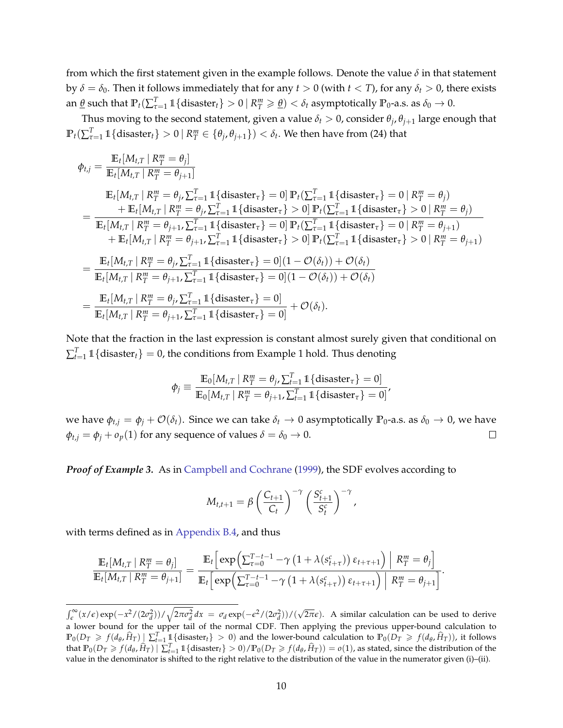from which the first statement given in the example follows. Denote the value $\delta$ in that statement by $\delta = \delta_0$. Then it follows immediately that for any $t > 0$ (with $t < T$), for any $\delta_t > 0$, there exists an $\underline{\theta}$ such that $\mathbb{P}_t(\sum_{\tau=1}^{T} \mathbb{1}\{\text{disaster}_t\} > 0 \mid R_T^m \geqslant \underline{\theta}) < \delta_t$ asymptotically $\mathbb{P}_0$-a.s. as $\delta_0 \to 0$.

Thus moving to the second statement, given a value $\delta_t > 0$, consider $\theta_j, \theta_{j+1}$ large enough that $\mathbb{P}_t(\sum_{\tau=1}^{T} \mathbb{1}\{\text{disaster}_t\} > 0 \mid R_T^m \in \{\theta_j, \theta_{j+1}\}) < \delta_t$. We then have from (24) that

$$
\begin{aligned}
\phi_{t,j} &= \frac{\mathbb{E}_t[M_{t,T} \mid R_T^m = \theta_j]}{\mathbb{E}_t[M_{t,T} \mid R_T^m = \theta_{j+1}]} \\
&= \frac{\begin{array}{c}\mathbb{E}_t[M_{t,T} \mid R_T^m = \theta_j, \sum_{\tau=1}^{T} \mathbb{1}\{\text{disaster}_\tau\} = 0]\, \mathbb{P}_t(\sum_{\tau=1}^{T} \mathbb{1}\{\text{disaster}_\tau\} = 0 \mid R_T^m = \theta_j) \\ + \mathbb{E}_t[M_{t,T} \mid R_T^m = \theta_j, \sum_{\tau=1}^{T} \mathbb{1}\{\text{disaster}_\tau\} > 0]\, \mathbb{P}_t(\sum_{\tau=1}^{T} \mathbb{1}\{\text{disaster}_\tau\} > 0 \mid R_T^m = \theta_j)\end{array}}{\begin{array}{c}\mathbb{E}_t[M_{t,T} \mid R_T^m = \theta_{j+1}, \sum_{\tau=1}^{T} \mathbb{1}\{\text{disaster}_\tau\} = 0]\, \mathbb{P}_t(\sum_{\tau=1}^{T} \mathbb{1}\{\text{disaster}_\tau\} = 0 \mid R_T^m = \theta_{j+1}) \\ + \mathbb{E}_t[M_{t,T} \mid R_T^m = \theta_{j+1}, \sum_{\tau=1}^{T} \mathbb{1}\{\text{disaster}_\tau\} > 0]\, \mathbb{P}_t(\sum_{\tau=1}^{T} \mathbb{1}\{\text{disaster}_\tau\} > 0 \mid R_T^m = \theta_{j+1})\end{array}} \\
&= \frac{\mathbb{E}_t[M_{t,T} \mid R_T^m = \theta_j, \sum_{\tau=1}^{T} \mathbb{1}\{\text{disaster}_\tau\} = 0](1 - \mathcal{O}(\delta_t)) + \mathcal{O}(\delta_t)}{\mathbb{E}_t[M_{t,T} \mid R_T^m = \theta_{j+1}, \sum_{\tau=1}^{T} \mathbb{1}\{\text{disaster}_\tau\} = 0](1 - \mathcal{O}(\delta_t)) + \mathcal{O}(\delta_t)} \\
&= \frac{\mathbb{E}_t[M_{t,T} \mid R_T^m = \theta_j, \sum_{\tau=1}^{T} \mathbb{1}\{\text{disaster}_\tau\} = 0]}{\mathbb{E}_t[M_{t,T} \mid R_T^m = \theta_{j+1}, \sum_{\tau=1}^{T} \mathbb{1}\{\text{disaster}_\tau\} = 0]} + \mathcal{O}(\delta_t).
\end{aligned}
$$

Note that the fraction in the last expression is constant almost surely given that conditional on $\sum_{t=1}^{T} \mathbb{1}\{\text{disaster}_t\} = 0$, the conditions from Example 1 hold. Thus denoting

$$
\phi_j \equiv \frac{\mathbb{E}_0[M_{t,T} \mid R_T^m = \theta_j, \sum_{t=1}^{T} \mathbb{1}\{\text{disaster}_\tau\} = 0]}{\mathbb{E}_0[M_{t,T} \mid R_T^m = \theta_{j+1}, \sum_{t=1}^{T} \mathbb{1}\{\text{disaster}_\tau\} = 0]},
$$

we have $\phi_{t,j} = \phi_j + \mathcal{O}(\delta_t)$. Since we can take $\delta_t \to 0$ asymptotically $\mathbb{P}_0$-a.s. as $\delta_0 \to 0$, we have $\phi_{t,j} = \phi_j + o_p(1)$ for any sequence of values $\delta = \delta_0 \to 0$. □

***Proof of Example 3.*** As in Campbell and Cochrane (1999), the SDF evolves according to

$$
M_{t,t+1} = \beta \left( \frac{C_{t+1}}{C_t} \right)^{-\gamma} \left( \frac{S_{t+1}^c}{S_t^c} \right)^{-\gamma},
$$

with terms defined as in Appendix B.4, and thus

$$
\frac{\mathbb{E}_t[M_{t,T} \mid R_T^m = \theta_j]}{\mathbb{E}_t[M_{t,T} \mid R_T^m = \theta_{j+1}]} = \frac{\mathbb{E}_t\left[ \exp\left( \sum_{\tau=0}^{T-t-1} -\gamma \left(1 + \lambda(s_{t+\tau}^c)\right) \varepsilon_{t+\tau+1} \right) \,\middle|\, R_T^m = \theta_j \right]}{\mathbb{E}_t\left[ \exp\left( \sum_{\tau=0}^{T-t-1} -\gamma \left(1 + \lambda(s_{t+\tau}^c)\right) \varepsilon_{t+\tau+1} \right) \,\middle|\, R_T^m = \theta_{j+1} \right]}.
$$

---

$\int_\epsilon^\infty (x/\epsilon) \exp(-x^2/(2\sigma_d^2))/\sqrt{2\pi\sigma_d^2}\, dx = \sigma_d \exp(-\epsilon^2/(2\sigma_d^2))/(\sqrt{2\pi}\epsilon)$. A similar calculation can be used to derive a lower bound for the upper tail of the normal CDF. Then applying the previous upper-bound calculation to $\mathbb{P}_0(D_T \geqslant f(d_\theta, \widehat{H}_T) \mid \sum_{t=1}^{T} \mathbb{1}\{\text{disaster}_t\} > 0)$ and the lower-bound calculation to $\mathbb{P}_0(D_T \geqslant f(d_\theta, \widehat{H}_T))$, it follows that $\mathbb{P}_0(D_T \geqslant f(d_\theta, \widehat{H}_T) \mid \sum_{t=1}^{T} \mathbb{1}\{\text{disaster}_t\} > 0)/\mathbb{P}_0(D_T \geqslant f(d_\theta, \widehat{H}_T)) = o(1)$, as stated, since the distribution of the value in the denominator is shifted to the right relative to the distribution of the value in the numerator given (i)–(ii).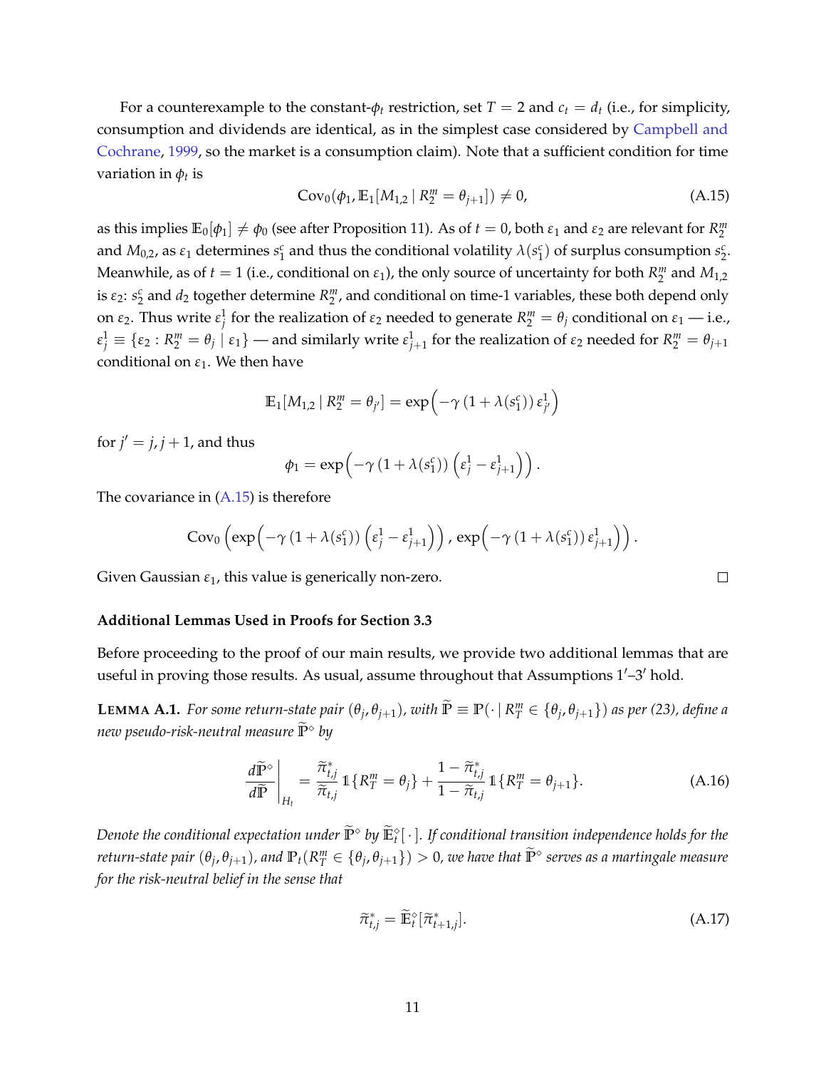For a counterexample to the constant-$\phi_t$ restriction, set $T = 2$ and $c_t = d_t$ (i.e., for simplicity, consumption and dividends are identical, as in the simplest case considered by Campbell and Cochrane, 1999, so the market is a consumption claim). Note that a sufficient condition for time variation in $\phi_t$ is

$$\mathrm{Cov}_0(\phi_1, \mathbb{E}_1[M_{1,2} \mid R_2^m = \theta_{j+1}]) \neq 0, \tag{A.15}$$

as this implies $\mathbb{E}_0[\phi_1] \neq \phi_0$ (see after Proposition 11). As of $t = 0$, both $\varepsilon_1$ and $\varepsilon_2$ are relevant for $R_2^m$ and $M_{0,2}$, as $\varepsilon_1$ determines $s_1^c$ and thus the conditional volatility $\lambda(s_1^c)$ of surplus consumption $s_2^c$. Meanwhile, as of $t = 1$ (i.e., conditional on $\varepsilon_1$), the only source of uncertainty for both $R_2^m$ and $M_{1,2}$ is $\varepsilon_2$: $s_2^c$ and $d_2$ together determine $R_2^m$, and conditional on time-1 variables, these both depend only on $\varepsilon_2$. Thus write $\varepsilon_j^1$ for the realization of $\varepsilon_2$ needed to generate $R_2^m = \theta_j$ conditional on $\varepsilon_1$ — i.e., $\varepsilon_j^1 \equiv \{\varepsilon_2 : R_2^m = \theta_j \mid \varepsilon_1\}$ — and similarly write $\varepsilon_{j+1}^1$ for the realization of $\varepsilon_2$ needed for $R_2^m = \theta_{j+1}$ conditional on $\varepsilon_1$. We then have

$$\mathbb{E}_1[M_{1,2} \mid R_2^m = \theta_{j'}] = \exp\Big(-\gamma\,(1 + \lambda(s_1^c))\,\varepsilon_{j'}^1\Big)$$

for $j' = j, j+1$, and thus

$$\phi_1 = \exp\Big(-\gamma\,(1 + \lambda(s_1^c))\,\Big(\varepsilon_j^1 - \varepsilon_{j+1}^1\Big)\Big).$$

The covariance in (A.15) is therefore

$$\mathrm{Cov}_0\,\Big(\exp\Big(-\gamma\,(1 + \lambda(s_1^c))\,\Big(\varepsilon_j^1 - \varepsilon_{j+1}^1\Big)\Big)\,,\, \exp\Big(-\gamma\,(1 + \lambda(s_1^c))\,\varepsilon_{j+1}^1\Big)\Big).$$

Given Gaussian $\varepsilon_1$, this value is generically non-zero. $\square$

#### Additional Lemmas Used in Proofs for Section 3.3

Before proceeding to the proof of our main results, we provide two additional lemmas that are useful in proving those results. As usual, assume throughout that Assumptions 1′–3′ hold.

**Lemma A.1.** *For some return-state pair $(\theta_j, \theta_{j+1})$, with $\widetilde{\mathbb{P}} \equiv \mathbb{P}(\cdot \mid R_T^m \in \{\theta_j, \theta_{j+1}\})$ as per (23), define a new pseudo-risk-neutral measure $\widetilde{\mathbb{P}}^\diamond$ by*

$$\left.\frac{d\widetilde{\mathbb{P}}^\diamond}{d\widetilde{\mathbb{P}}}\right|_{H_t} = \frac{\widetilde{\pi}_{t,j}^*}{\widetilde{\pi}_{t,j}}\,\mathbb{1}\{R_T^m = \theta_j\} + \frac{1 - \widetilde{\pi}_{t,j}^*}{1 - \widetilde{\pi}_{t,j}}\,\mathbb{1}\{R_T^m = \theta_{j+1}\}. \tag{A.16}$$

*Denote the conditional expectation under $\widetilde{\mathbb{P}}^\diamond$ by $\widetilde{\mathbb{E}}_t^\diamond[\,\cdot\,]$. If conditional transition independence holds for the return-state pair $(\theta_j, \theta_{j+1})$, and $\mathbb{P}_t(R_T^m \in \{\theta_j, \theta_{j+1}\}) > 0$, we have that $\widetilde{\mathbb{P}}^\diamond$ serves as a martingale measure for the risk-neutral belief in the sense that*

$$\widetilde{\pi}_{t,j}^* = \widetilde{\mathbb{E}}_t^\diamond[\widetilde{\pi}_{t+1,j}^*]. \tag{A.17}$$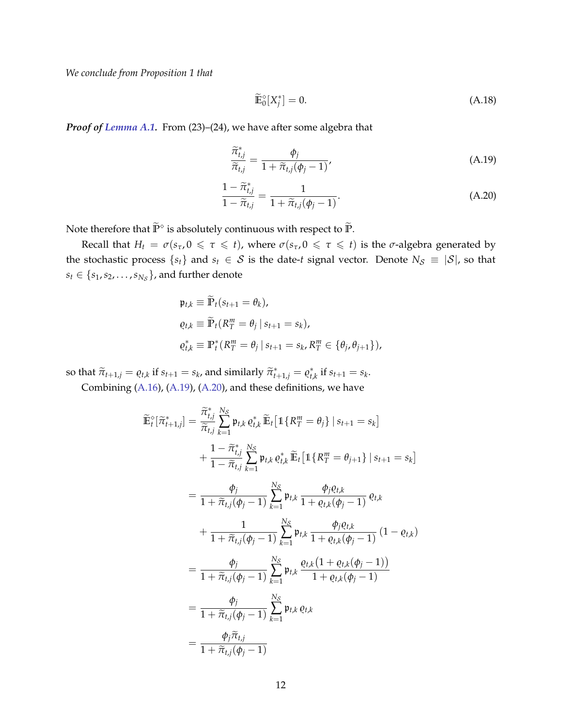*We conclude from Proposition 1 that*

$$\widetilde{\mathbb{E}}_0^{\diamond}[X_j^*] = 0. \tag{A.18}$$

***Proof of Lemma A.1.*** From (23)–(24), we have after some algebra that

$$\frac{\widetilde{\pi}_{t,j}^*}{\widetilde{\pi}_{t,j}} = \frac{\phi_j}{1 + \widetilde{\pi}_{t,j}(\phi_j - 1)}, \tag{A.19}$$

$$\frac{1 - \widetilde{\pi}_{t,j}^*}{1 - \widetilde{\pi}_{t,j}} = \frac{1}{1 + \widetilde{\pi}_{t,j}(\phi_j - 1)}. \tag{A.20}$$

Note therefore that $\widetilde{\mathbb{P}}^{\diamond}$ is absolutely continuous with respect to $\widetilde{\mathbb{P}}$.

Recall that $H_t = \sigma(s_\tau, 0 \leqslant \tau \leqslant t)$, where $\sigma(s_\tau, 0 \leqslant \tau \leqslant t)$ is the $\sigma$-algebra generated by the stochastic process $\{s_t\}$ and $s_t \in \mathcal{S}$ is the date-$t$ signal vector. Denote $N_{\mathcal{S}} \equiv |\mathcal{S}|$, so that $s_t \in \{s_1, s_2, \ldots, s_{N_{\mathcal{S}}}\}$, and further denote

$$\mathfrak{p}_{t,k} \equiv \widetilde{\mathbb{P}}_t(s_{t+1} = \theta_k),$$

$$\varrho_{t,k} \equiv \widetilde{\mathbb{P}}_t(R_T^m = \theta_j \mid s_{t+1} = s_k),$$

$$\varrho_{t,k}^* \equiv \mathbb{P}_t^*(R_T^m = \theta_j \mid s_{t+1} = s_k, R_T^m \in \{\theta_j, \theta_{j+1}\}),$$

so that $\widetilde{\pi}_{t+1,j} = \varrho_{t,k}$ if $s_{t+1} = s_k$, and similarly $\widetilde{\pi}_{t+1,j}^* = \varrho_{t,k}^*$ if $s_{t+1} = s_k$.

Combining (A.16), (A.19), (A.20), and these definitions, we have

$$\begin{aligned}
\widetilde{\mathbb{E}}_t^{\diamond}[\widetilde{\pi}_{t+1,j}^*] &= \frac{\widetilde{\pi}_{t,j}^*}{\widetilde{\pi}_{t,j}} \sum_{k=1}^{N_{\mathcal{S}}} \mathfrak{p}_{t,k}\, \varrho_{t,k}^*\, \widetilde{\mathbb{E}}_t\big[\mathbb{1}\{R_T^m = \theta_j\} \mid s_{t+1} = s_k\big] \\
&\quad + \frac{1 - \widetilde{\pi}_{t,j}^*}{1 - \widetilde{\pi}_{t,j}} \sum_{k=1}^{N_{\mathcal{S}}} \mathfrak{p}_{t,k}\, \varrho_{t,k}^*\, \widetilde{\mathbb{E}}_t\big[\mathbb{1}\{R_T^m = \theta_{j+1}\} \mid s_{t+1} = s_k\big] \\
&= \frac{\phi_j}{1 + \widetilde{\pi}_{t,j}(\phi_j - 1)} \sum_{k=1}^{N_{\mathcal{S}}} \mathfrak{p}_{t,k} \frac{\phi_j \varrho_{t,k}}{1 + \varrho_{t,k}(\phi_j - 1)}\, \varrho_{t,k} \\
&\quad + \frac{1}{1 + \widetilde{\pi}_{t,j}(\phi_j - 1)} \sum_{k=1}^{N_{\mathcal{S}}} \mathfrak{p}_{t,k} \frac{\phi_j \varrho_{t,k}}{1 + \varrho_{t,k}(\phi_j - 1)} (1 - \varrho_{t,k}) \\
&= \frac{\phi_j}{1 + \widetilde{\pi}_{t,j}(\phi_j - 1)} \sum_{k=1}^{N_{\mathcal{S}}} \mathfrak{p}_{t,k} \frac{\varrho_{t,k}\big(1 + \varrho_{t,k}(\phi_j - 1)\big)}{1 + \varrho_{t,k}(\phi_j - 1)} \\
&= \frac{\phi_j}{1 + \widetilde{\pi}_{t,j}(\phi_j - 1)} \sum_{k=1}^{N_{\mathcal{S}}} \mathfrak{p}_{t,k}\, \varrho_{t,k} \\
&= \frac{\phi_j \widetilde{\pi}_{t,j}}{1 + \widetilde{\pi}_{t,j}(\phi_j - 1)}
\end{aligned}$$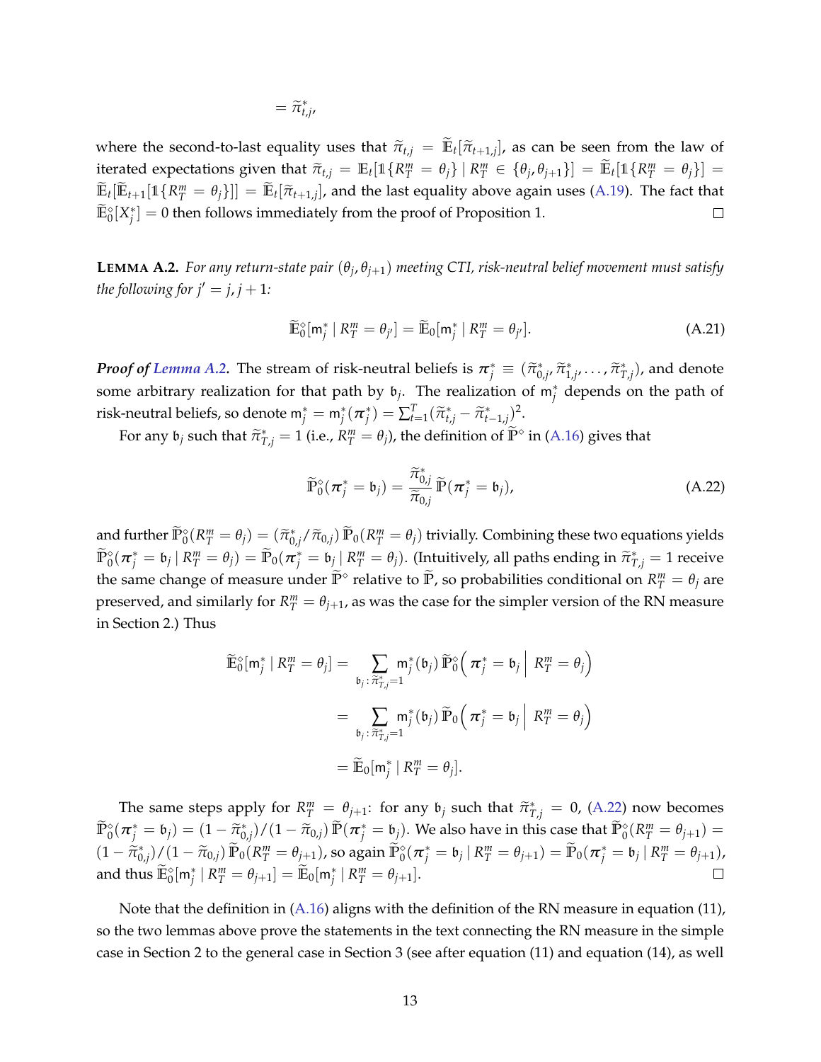$$= \widetilde{\pi}^*_{t,j},$$

where the second-to-last equality uses that $\widetilde{\pi}_{t,j} = \widetilde{\mathbb{E}}_t[\widetilde{\pi}_{t+1,j}]$, as can be seen from the law of iterated expectations given that $\widetilde{\pi}_{t,j} = \mathbb{E}_t[\mathbb{1}\{R^m_T = \theta_j\} \mid R^m_T \in \{\theta_j, \theta_{j+1}\}] = \widetilde{\mathbb{E}}_t[\mathbb{1}\{R^m_T = \theta_j\}] = \widetilde{\mathbb{E}}_t[\widetilde{\mathbb{E}}_{t+1}[\mathbb{1}\{R^m_T = \theta_j\}]] = \widetilde{\mathbb{E}}_t[\widetilde{\pi}_{t+1,j}]$, and the last equality above again uses (A.19). The fact that $\widetilde{\mathbb{E}}^\diamond_0[X^*_j] = 0$ then follows immediately from the proof of Proposition 1. $\square$

**LEMMA A.2.** *For any return-state pair $(\theta_j, \theta_{j+1})$ meeting CTI, risk-neutral belief movement must satisfy the following for $j' = j, j+1$:*

$$\widetilde{\mathbb{E}}^\diamond_0[\mathsf{m}^*_j \mid R^m_T = \theta_{j'}] = \widetilde{\mathbb{E}}_0[\mathsf{m}^*_j \mid R^m_T = \theta_{j'}]. \tag{A.21}$$

***Proof of Lemma A.2.*** The stream of risk-neutral beliefs is $\boldsymbol{\pi}^*_j \equiv (\widetilde{\pi}^*_{0,j}, \widetilde{\pi}^*_{1,j}, \ldots, \widetilde{\pi}^*_{T,j})$, and denote some arbitrary realization for that path by $\mathfrak{b}_j$. The realization of $\mathsf{m}^*_j$ depends on the path of risk-neutral beliefs, so denote $\mathsf{m}^*_j = \mathsf{m}^*_j(\boldsymbol{\pi}^*_j) = \sum_{t=1}^T (\widetilde{\pi}^*_{t,j} - \widetilde{\pi}^*_{t-1,j})^2$.

For any $\mathfrak{b}_j$ such that $\widetilde{\pi}^*_{T,j} = 1$ (i.e., $R^m_T = \theta_j$), the definition of $\widetilde{\mathbb{P}}^\diamond$ in (A.16) gives that

$$\widetilde{\mathbb{P}}^\diamond_0(\boldsymbol{\pi}^*_j = \mathfrak{b}_j) = \frac{\widetilde{\pi}^*_{0,j}}{\widetilde{\pi}_{0,j}} \widetilde{\mathbb{P}}(\boldsymbol{\pi}^*_j = \mathfrak{b}_j), \tag{A.22}$$

and further $\widetilde{\mathbb{P}}^\diamond_0(R^m_T = \theta_j) = (\widetilde{\pi}^*_{0,j}/\widetilde{\pi}_{0,j})\, \widetilde{\mathbb{P}}_0(R^m_T = \theta_j)$ trivially. Combining these two equations yields $\widetilde{\mathbb{P}}^\diamond_0(\boldsymbol{\pi}^*_j = \mathfrak{b}_j \mid R^m_T = \theta_j) = \widetilde{\mathbb{P}}_0(\boldsymbol{\pi}^*_j = \mathfrak{b}_j \mid R^m_T = \theta_j)$. (Intuitively, all paths ending in $\widetilde{\pi}^*_{T,j} = 1$ receive the same change of measure under $\widetilde{\mathbb{P}}^\diamond$ relative to $\widetilde{\mathbb{P}}$, so probabilities conditional on $R^m_T = \theta_j$ are preserved, and similarly for $R^m_T = \theta_{j+1}$, as was the case for the simpler version of the RN measure in Section 2.) Thus

$$\begin{aligned}
\widetilde{\mathbb{E}}^\diamond_0[\mathsf{m}^*_j \mid R^m_T = \theta_j] &= \sum_{\mathfrak{b}_j : \widetilde{\pi}^*_{T,j}=1} \mathsf{m}^*_j(\mathfrak{b}_j)\, \widetilde{\mathbb{P}}^\diamond_0\Big(\boldsymbol{\pi}^*_j = \mathfrak{b}_j \,\Big|\, R^m_T = \theta_j\Big) \\
&= \sum_{\mathfrak{b}_j : \widetilde{\pi}^*_{T,j}=1} \mathsf{m}^*_j(\mathfrak{b}_j)\, \widetilde{\mathbb{P}}_0\Big(\boldsymbol{\pi}^*_j = \mathfrak{b}_j \,\Big|\, R^m_T = \theta_j\Big) \\
&= \widetilde{\mathbb{E}}_0[\mathsf{m}^*_j \mid R^m_T = \theta_j].
\end{aligned}$$

The same steps apply for $R^m_T = \theta_{j+1}$: for any $\mathfrak{b}_j$ such that $\widetilde{\pi}^*_{T,j} = 0$, (A.22) now becomes $\widetilde{\mathbb{P}}^\diamond_0(\boldsymbol{\pi}^*_j = \mathfrak{b}_j) = (1 - \widetilde{\pi}^*_{0,j})/(1 - \widetilde{\pi}_{0,j})\, \widetilde{\mathbb{P}}(\boldsymbol{\pi}^*_j = \mathfrak{b}_j)$. We also have in this case that $\widetilde{\mathbb{P}}^\diamond_0(R^m_T = \theta_{j+1}) = (1 - \widetilde{\pi}^*_{0,j})/(1 - \widetilde{\pi}_{0,j})\, \widetilde{\mathbb{P}}_0(R^m_T = \theta_{j+1})$, so again $\widetilde{\mathbb{P}}^\diamond_0(\boldsymbol{\pi}^*_j = \mathfrak{b}_j \mid R^m_T = \theta_{j+1}) = \widetilde{\mathbb{P}}_0(\boldsymbol{\pi}^*_j = \mathfrak{b}_j \mid R^m_T = \theta_{j+1})$, and thus $\widetilde{\mathbb{E}}^\diamond_0[\mathsf{m}^*_j \mid R^m_T = \theta_{j+1}] = \widetilde{\mathbb{E}}_0[\mathsf{m}^*_j \mid R^m_T = \theta_{j+1}]$. $\square$

Note that the definition in (A.16) aligns with the definition of the RN measure in equation (11), so the two lemmas above prove the statements in the text connecting the RN measure in the simple case in Section 2 to the general case in Section 3 (see after equation (11) and equation (14), as well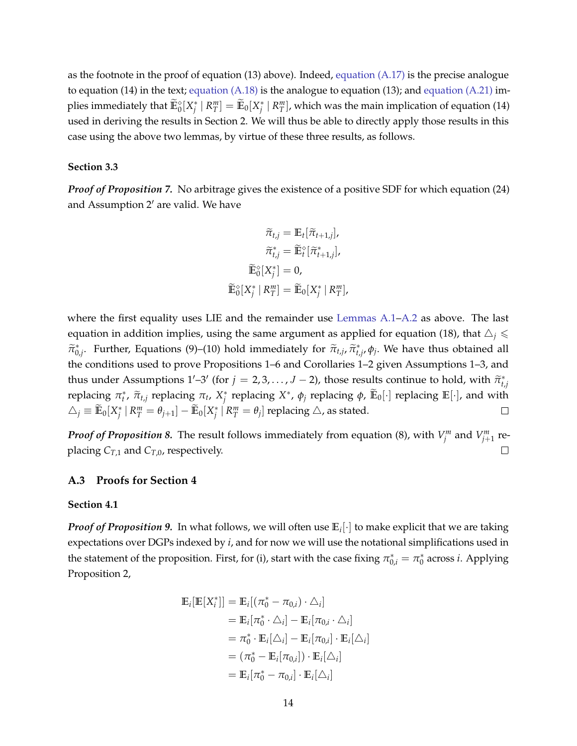as the footnote in the proof of equation (13) above). Indeed, equation (A.17) is the precise analogue to equation (14) in the text; equation (A.18) is the analogue to equation (13); and equation (A.21) implies immediately that $\widetilde{\mathbb{E}}_0^{\diamond}[X_j^* \mid R_T^m] = \widetilde{\mathbb{E}}_0[X_j^* \mid R_T^m]$, which was the main implication of equation (14) used in deriving the results in Section 2. We will thus be able to directly apply those results in this case using the above two lemmas, by virtue of these three results, as follows.

**Section 3.3**

***Proof of Proposition 7.*** No arbitrage gives the existence of a positive SDF for which equation (24) and Assumption 2′ are valid. We have

$$
\begin{aligned}
\widetilde{\pi}_{t,j} &= \mathbb{E}_t[\widetilde{\pi}_{t+1,j}], \\
\widetilde{\pi}_{t,j}^* &= \widetilde{\mathbb{E}}_t^{\diamond}[\widetilde{\pi}_{t+1,j}^*], \\
\widetilde{\mathbb{E}}_0^{\diamond}[X_j^*] &= 0, \\
\widetilde{\mathbb{E}}_0^{\diamond}[X_j^* \mid R_T^m] &= \widetilde{\mathbb{E}}_0[X_j^* \mid R_T^m],
\end{aligned}
$$

where the first equality uses LIE and the remainder use Lemmas A.1–A.2 as above. The last equation in addition implies, using the same argument as applied for equation (18), that $\triangle_j \leqslant \widetilde{\pi}_{0,j}^*$. Further, Equations (9)–(10) hold immediately for $\widetilde{\pi}_{t,j}, \widetilde{\pi}_{t,j}^*, \phi_j$. We have thus obtained all the conditions used to prove Propositions 1–6 and Corollaries 1–2 given Assumptions 1–3, and thus under Assumptions 1′–3′ (for $j = 2, 3, \ldots, J-2$), those results continue to hold, with $\widetilde{\pi}_{t,j}^*$ replacing $\pi_t^*$, $\widetilde{\pi}_{t,j}$ replacing $\pi_t$, $X_j^*$ replacing $X^*$, $\phi_j$ replacing $\phi$, $\widetilde{\mathbb{E}}_0[\cdot]$ replacing $\mathbb{E}[\cdot]$, and with $\triangle_j \equiv \widetilde{\mathbb{E}}_0[X_j^* \mid R_T^m = \theta_{j+1}] - \widetilde{\mathbb{E}}_0[X_j^* \mid R_T^m = \theta_j]$ replacing $\triangle$, as stated. □

***Proof of Proposition 8.*** The result follows immediately from equation (8), with $V_j^m$ and $V_{j+1}^m$ replacing $C_{T,1}$ and $C_{T,0}$, respectively. □

### A.3 Proofs for Section 4

**Section 4.1**

***Proof of Proposition 9.*** In what follows, we will often use $\mathbb{E}_i[\cdot]$ to make explicit that we are taking expectations over DGPs indexed by $i$, and for now we will use the notational simplifications used in the statement of the proposition. First, for (i), start with the case fixing $\pi_{0,i}^* = \pi_0^*$ across $i$. Applying Proposition 2,

$$
\begin{aligned}
\mathbb{E}_i[\mathbb{E}[X_i^*]] &= \mathbb{E}_i[(\pi_0^* - \pi_{0,i}) \cdot \triangle_i] \\
&= \mathbb{E}_i[\pi_0^* \cdot \triangle_i] - \mathbb{E}_i[\pi_{0,i} \cdot \triangle_i] \\
&= \pi_0^* \cdot \mathbb{E}_i[\triangle_i] - \mathbb{E}_i[\pi_{0,i}] \cdot \mathbb{E}_i[\triangle_i] \\
&= (\pi_0^* - \mathbb{E}_i[\pi_{0,i}]) \cdot \mathbb{E}_i[\triangle_i] \\
&= \mathbb{E}_i[\pi_0^* - \pi_{0,i}] \cdot \mathbb{E}_i[\triangle_i]
\end{aligned}
$$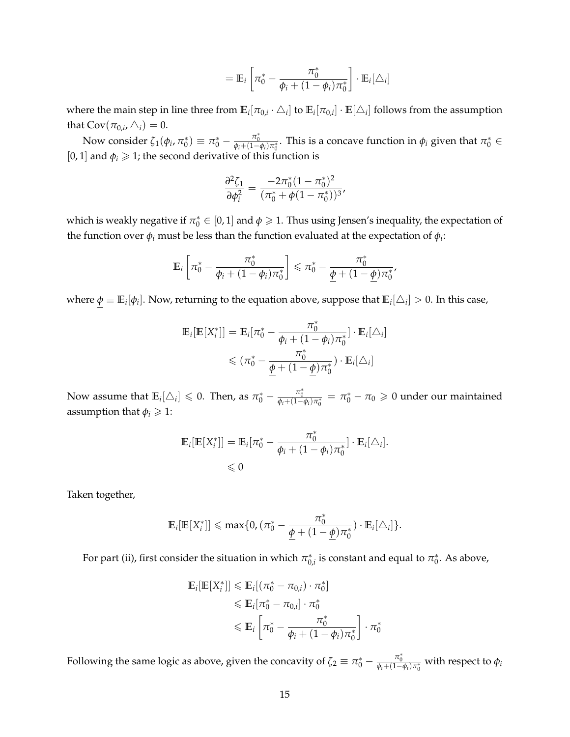$$= \mathbb{E}_i \left[ \pi_0^* - \frac{\pi_0^*}{\phi_i + (1-\phi_i)\pi_0^*} \right] \cdot \mathbb{E}_i[\triangle_i]$$

where the main step in line three from $\mathbb{E}_i[\pi_{0,i} \cdot \triangle_i]$ to $\mathbb{E}_i[\pi_{0,i}] \cdot \mathbb{E}[\triangle_i]$ follows from the assumption that $\text{Cov}(\pi_{0,i}, \triangle_i) = 0$.

Now consider $\zeta_1(\phi_i, \pi_0^*) \equiv \pi_0^* - \frac{\pi_0^*}{\phi_i + (1-\phi_i)\pi_0^*}$. This is a concave function in $\phi_i$ given that $\pi_0^* \in [0,1]$ and $\phi_i \geqslant 1$; the second derivative of this function is

$$\frac{\partial^2 \zeta_1}{\partial \phi_i^2} = \frac{-2\pi_0^*(1-\pi_0^*)^2}{(\pi_0^* + \phi(1-\pi_0^*))^3},$$

which is weakly negative if $\pi_0^* \in [0,1]$ and $\phi \geqslant 1$. Thus using Jensen's inequality, the expectation of the function over $\phi_i$ must be less than the function evaluated at the expectation of $\phi_i$:

$$\mathbb{E}_i \left[ \pi_0^* - \frac{\pi_0^*}{\phi_i + (1-\phi_i)\pi_0^*} \right] \leqslant \pi_0^* - \frac{\pi_0^*}{\underline{\phi} + (1-\underline{\phi})\pi_0^*},$$

where $\underline{\phi} \equiv \mathbb{E}_i[\phi_i]$. Now, returning to the equation above, suppose that $\mathbb{E}_i[\triangle_i] > 0$. In this case,

$$\begin{aligned}
\mathbb{E}_i[\mathbb{E}[X_i^*]] &= \mathbb{E}_i[\pi_0^* - \frac{\pi_0^*}{\phi_i + (1-\phi_i)\pi_0^*}] \cdot \mathbb{E}_i[\triangle_i] \\
&\leqslant (\pi_0^* - \frac{\pi_0^*}{\underline{\phi} + (1-\underline{\phi})\pi_0^*}) \cdot \mathbb{E}_i[\triangle_i]
\end{aligned}$$

Now assume that $\mathbb{E}_i[\triangle_i] \leqslant 0$. Then, as $\pi_0^* - \frac{\pi_0^*}{\phi_i + (1-\phi_i)\pi_0^*} = \pi_0^* - \pi_0 \geqslant 0$ under our maintained assumption that $\phi_i \geqslant 1$:

$$\begin{aligned}
\mathbb{E}_i[\mathbb{E}[X_i^*]] &= \mathbb{E}_i[\pi_0^* - \frac{\pi_0^*}{\phi_i + (1-\phi_i)\pi_0^*}] \cdot \mathbb{E}_i[\triangle_i]. \\
&\leqslant 0
\end{aligned}$$

Taken together,

$$\mathbb{E}_i[\mathbb{E}[X_i^*]] \leqslant \max\{0, (\pi_0^* - \frac{\pi_0^*}{\underline{\phi} + (1-\underline{\phi})\pi_0^*}) \cdot \mathbb{E}_i[\triangle_i]\}.$$

For part (ii), first consider the situation in which $\pi_{0,i}^*$ is constant and equal to $\pi_0^*$. As above,

$$\begin{aligned}
\mathbb{E}_i[\mathbb{E}[X_i^*]] &\leqslant \mathbb{E}_i[(\pi_0^* - \pi_{0,i}) \cdot \pi_0^*] \\
&\leqslant \mathbb{E}_i[\pi_0^* - \pi_{0,i}] \cdot \pi_0^* \\
&\leqslant \mathbb{E}_i \left[ \pi_0^* - \frac{\pi_0^*}{\phi_i + (1-\phi_i)\pi_0^*} \right] \cdot \pi_0^*
\end{aligned}$$

Following the same logic as above, given the concavity of $\zeta_2 \equiv \pi_0^* - \frac{\pi_0^*}{\phi_i + (1-\phi_i)\pi_0^*}$ with respect to $\phi_i$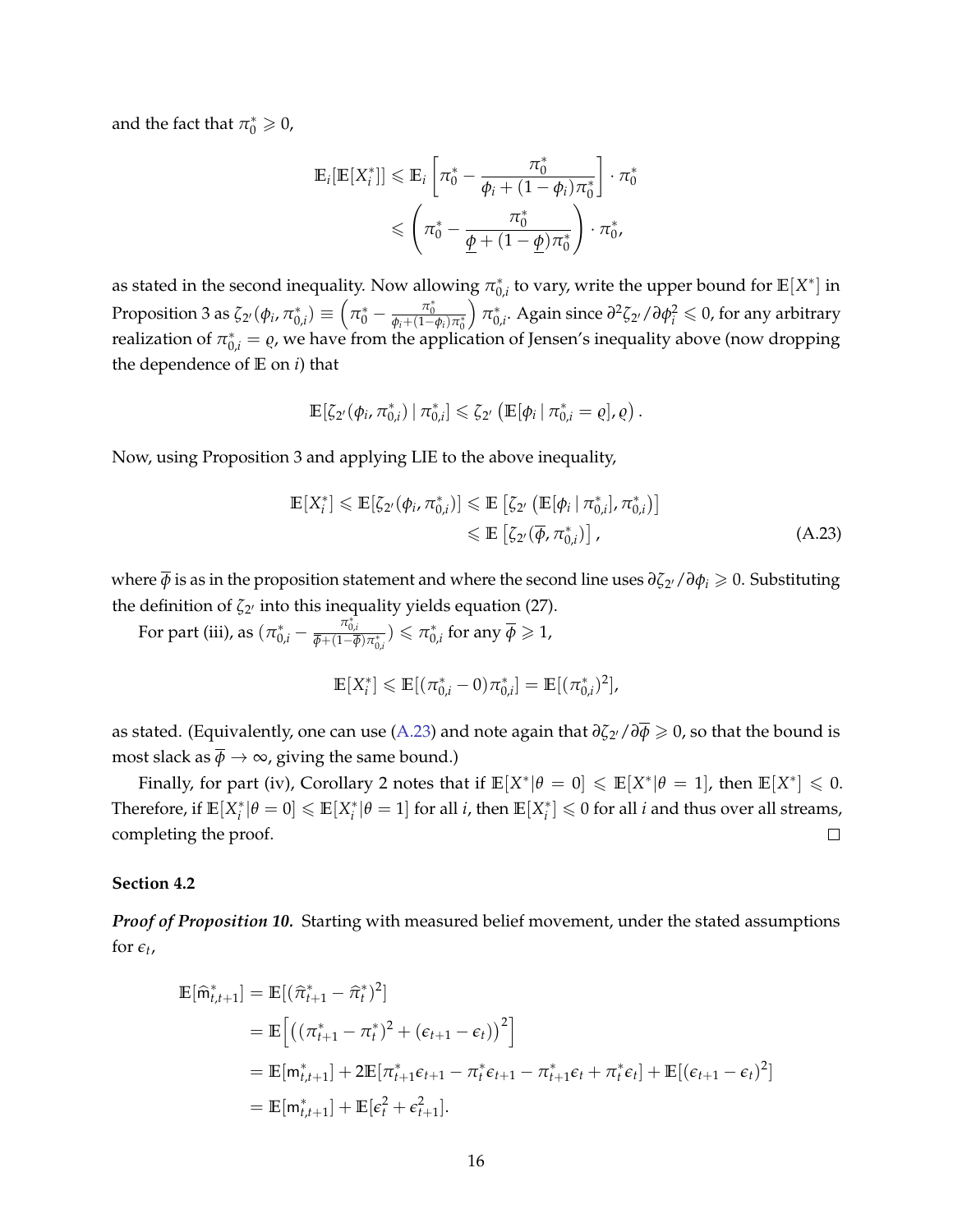and the fact that $\pi_0^* \geqslant 0$,

$$
\begin{aligned}
\mathbb{E}_i[\mathbb{E}[X_i^*]] &\leqslant \mathbb{E}_i\left[\pi_0^* - \frac{\pi_0^*}{\phi_i + (1-\phi_i)\pi_0^*}\right] \cdot \pi_0^* \\
&\leqslant \left(\pi_0^* - \frac{\pi_0^*}{\underline{\phi} + (1-\underline{\phi})\pi_0^*}\right) \cdot \pi_0^*,
\end{aligned}
$$

as stated in the second inequality. Now allowing $\pi_{0,i}^*$ to vary, write the upper bound for $\mathbb{E}[X^*]$ in Proposition 3 as $\zeta_{2'}(\phi_i, \pi_{0,i}^*) \equiv \left(\pi_0^* - \frac{\pi_0^*}{\phi_i + (1-\phi_i)\pi_0^*}\right)\pi_{0,i}^*$. Again since $\partial^2 \zeta_{2'}/\partial \phi_i^2 \leqslant 0$, for any arbitrary realization of $\pi_{0,i}^* = \varrho$, we have from the application of Jensen's inequality above (now dropping the dependence of $\mathbb{E}$ on $i$) that

$$
\mathbb{E}[\zeta_{2'}(\phi_i, \pi_{0,i}^*) \mid \pi_{0,i}^*] \leqslant \zeta_{2'}\left(\mathbb{E}[\phi_i \mid \pi_{0,i}^* = \varrho], \varrho\right).
$$

Now, using Proposition 3 and applying LIE to the above inequality,

$$
\begin{aligned}
\mathbb{E}[X_i^*] \leqslant \mathbb{E}[\zeta_{2'}(\phi_i, \pi_{0,i}^*)] &\leqslant \mathbb{E}\left[\zeta_{2'}\left(\mathbb{E}[\phi_i \mid \pi_{0,i}^*], \pi_{0,i}^*\right)\right] \\
&\leqslant \mathbb{E}\left[\zeta_{2'}(\overline{\phi}, \pi_{0,i}^*)\right], \qquad \text{(A.23)}
\end{aligned}
$$

where $\overline{\phi}$ is as in the proposition statement and where the second line uses $\partial \zeta_{2'}/\partial \phi_i \geqslant 0$. Substituting the definition of $\zeta_{2'}$ into this inequality yields equation (27).

For part (iii), as $(\pi_{0,i}^* - \frac{\pi_{0,i}^*}{\overline{\phi} + (1-\overline{\phi})\pi_{0,i}^*}) \leqslant \pi_{0,i}^*$ for any $\overline{\phi} \geqslant 1$,

$$
\mathbb{E}[X_i^*] \leqslant \mathbb{E}[(\pi_{0,i}^* - 0)\pi_{0,i}^*] = \mathbb{E}[(\pi_{0,i}^*)^2],
$$

as stated. (Equivalently, one can use (A.23) and note again that $\partial \zeta_{2'}/\partial \overline{\phi} \geqslant 0$, so that the bound is most slack as $\overline{\phi} \to \infty$, giving the same bound.)

Finally, for part (iv), Corollary 2 notes that if $\mathbb{E}[X^* | \theta = 0] \leqslant \mathbb{E}[X^* | \theta = 1]$, then $\mathbb{E}[X^*] \leqslant 0$. Therefore, if $\mathbb{E}[X_i^* | \theta = 0] \leqslant \mathbb{E}[X_i^* | \theta = 1]$ for all $i$, then $\mathbb{E}[X_i^*] \leqslant 0$ for all $i$ and thus over all streams, completing the proof. □

**Section 4.2**

***Proof of Proposition 10.*** Starting with measured belief movement, under the stated assumptions for $\epsilon_t$,

$$
\begin{aligned}
\mathbb{E}[\widehat{\mathsf{m}}_{t,t+1}^*] &= \mathbb{E}[(\widehat{\pi}_{t+1}^* - \widehat{\pi}_t^*)^2] \\
&= \mathbb{E}\left[\left((\pi_{t+1}^* - \pi_t^*)^2 + (\epsilon_{t+1} - \epsilon_t)\right)^2\right] \\
&= \mathbb{E}[\mathsf{m}_{t,t+1}^*] + 2\mathbb{E}[\pi_{t+1}^* \epsilon_{t+1} - \pi_t^* \epsilon_{t+1} - \pi_{t+1}^* \epsilon_t + \pi_t^* \epsilon_t] + \mathbb{E}[(\epsilon_{t+1} - \epsilon_t)^2] \\
&= \mathbb{E}[\mathsf{m}_{t,t+1}^*] + \mathbb{E}[\epsilon_t^2 + \epsilon_{t+1}^2].
\end{aligned}
$$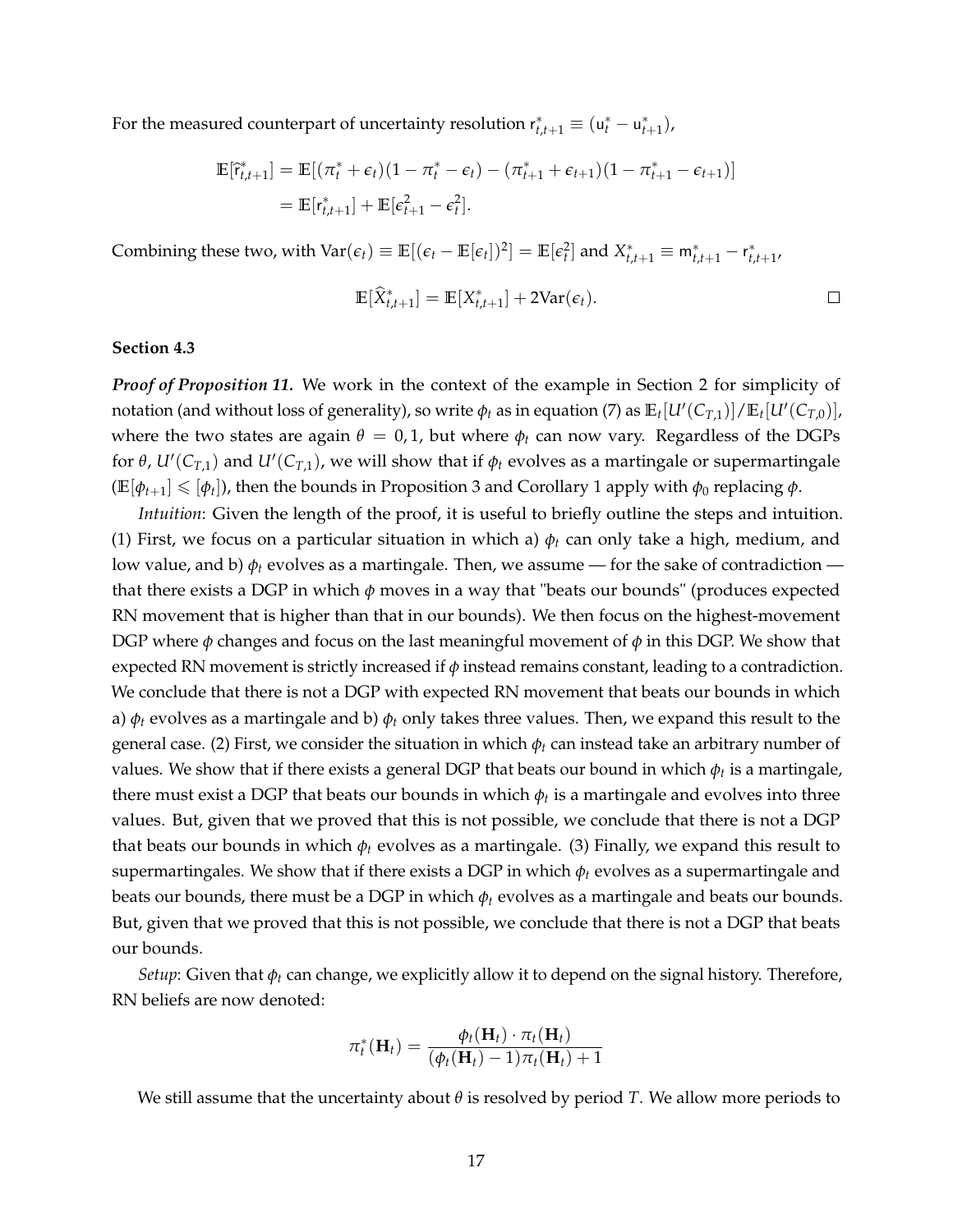For the measured counterpart of uncertainty resolution $\mathsf{r}^*_{t,t+1} \equiv (\mathsf{u}^*_t - \mathsf{u}^*_{t+1})$,

$$\begin{aligned}
\mathbb{E}[\widehat{\mathsf{r}}^*_{t,t+1}] &= \mathbb{E}[(\pi^*_t + \epsilon_t)(1 - \pi^*_t - \epsilon_t) - (\pi^*_{t+1} + \epsilon_{t+1})(1 - \pi^*_{t+1} - \epsilon_{t+1})] \\
&= \mathbb{E}[\mathsf{r}^*_{t,t+1}] + \mathbb{E}[\epsilon^2_{t+1} - \epsilon^2_t].
\end{aligned}$$

Combining these two, with $\text{Var}(\epsilon_t) \equiv \mathbb{E}[(\epsilon_t - \mathbb{E}[\epsilon_t])^2] = \mathbb{E}[\epsilon^2_t]$ and $X^*_{t,t+1} \equiv \mathsf{m}^*_{t,t+1} - \mathsf{r}^*_{t,t+1}$,

$$\mathbb{E}[\widehat{X}^*_{t,t+1}] = \mathbb{E}[X^*_{t,t+1}] + 2\text{Var}(\epsilon_t).$$

□

**Section 4.3**

***Proof of Proposition 11.*** We work in the context of the example in Section 2 for simplicity of notation (and without loss of generality), so write $\phi_t$ as in equation (7) as $\mathbb{E}_t[U'(C_{T,1})]/\mathbb{E}_t[U'(C_{T,0})]$, where the two states are again $\theta = 0, 1$, but where $\phi_t$ can now vary. Regardless of the DGPs for $\theta$, $U'(C_{T,1})$ and $U'(C_{T,1})$, we will show that if $\phi_t$ evolves as a martingale or supermartingale ($\mathbb{E}[\phi_{t+1}] \leqslant [\phi_t]$), then the bounds in Proposition 3 and Corollary 1 apply with $\phi_0$ replacing $\phi$.

*Intuition*: Given the length of the proof, it is useful to briefly outline the steps and intuition. (1) First, we focus on a particular situation in which a) $\phi_t$ can only take a high, medium, and low value, and b) $\phi_t$ evolves as a martingale. Then, we assume — for the sake of contradiction — that there exists a DGP in which $\phi$ moves in a way that "beats our bounds" (produces expected RN movement that is higher than that in our bounds). We then focus on the highest-movement DGP where $\phi$ changes and focus on the last meaningful movement of $\phi$ in this DGP. We show that expected RN movement is strictly increased if $\phi$ instead remains constant, leading to a contradiction. We conclude that there is not a DGP with expected RN movement that beats our bounds in which a) $\phi_t$ evolves as a martingale and b) $\phi_t$ only takes three values. Then, we expand this result to the general case. (2) First, we consider the situation in which $\phi_t$ can instead take an arbitrary number of values. We show that if there exists a general DGP that beats our bound in which $\phi_t$ is a martingale, there must exist a DGP that beats our bounds in which $\phi_t$ is a martingale and evolves into three values. But, given that we proved that this is not possible, we conclude that there is not a DGP that beats our bounds in which $\phi_t$ evolves as a martingale. (3) Finally, we expand this result to supermartingales. We show that if there exists a DGP in which $\phi_t$ evolves as a supermartingale and beats our bounds, there must be a DGP in which $\phi_t$ evolves as a martingale and beats our bounds. But, given that we proved that this is not possible, we conclude that there is not a DGP that beats our bounds.

*Setup*: Given that $\phi_t$ can change, we explicitly allow it to depend on the signal history. Therefore, RN beliefs are now denoted:

$$\pi^*_t(\mathbf{H}_t) = \frac{\phi_t(\mathbf{H}_t) \cdot \pi_t(\mathbf{H}_t)}{(\phi_t(\mathbf{H}_t) - 1)\pi_t(\mathbf{H}_t) + 1}$$

We still assume that the uncertainty about $\theta$ is resolved by period $T$. We allow more periods to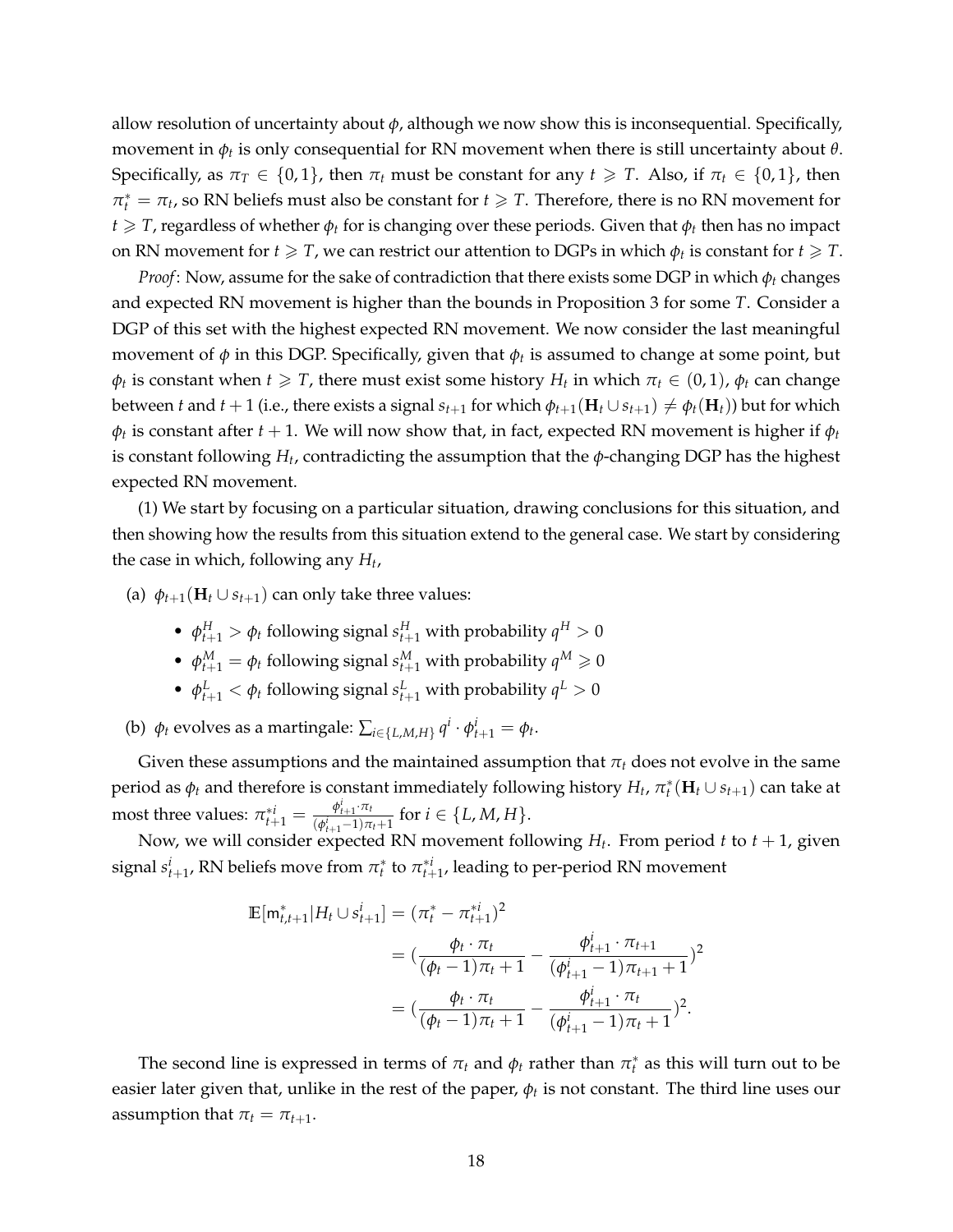allow resolution of uncertainty about $\phi$, although we now show this is inconsequential. Specifically, movement in $\phi_t$ is only consequential for RN movement when there is still uncertainty about $\theta$. Specifically, as $\pi_T \in \{0, 1\}$, then $\pi_t$ must be constant for any $t \geqslant T$. Also, if $\pi_t \in \{0, 1\}$, then $\pi_t^* = \pi_t$, so RN beliefs must also be constant for $t \geqslant T$. Therefore, there is no RN movement for $t \geqslant T$, regardless of whether $\phi_t$ for is changing over these periods. Given that $\phi_t$ then has no impact on RN movement for $t \geqslant T$, we can restrict our attention to DGPs in which $\phi_t$ is constant for $t \geqslant T$.

*Proof*: Now, assume for the sake of contradiction that there exists some DGP in which $\phi_t$ changes and expected RN movement is higher than the bounds in Proposition 3 for some $T$. Consider a DGP of this set with the highest expected RN movement. We now consider the last meaningful movement of $\phi$ in this DGP. Specifically, given that $\phi_t$ is assumed to change at some point, but $\phi_t$ is constant when $t \geqslant T$, there must exist some history $H_t$ in which $\pi_t \in (0, 1)$, $\phi_t$ can change between $t$ and $t+1$ (i.e., there exists a signal $s_{t+1}$ for which $\phi_{t+1}(\mathbf{H}_t \cup s_{t+1}) \neq \phi_t(\mathbf{H}_t)$) but for which $\phi_t$ is constant after $t+1$. We will now show that, in fact, expected RN movement is higher if $\phi_t$ is constant following $H_t$, contradicting the assumption that the $\phi$-changing DGP has the highest expected RN movement.

(1) We start by focusing on a particular situation, drawing conclusions for this situation, and then showing how the results from this situation extend to the general case. We start by considering the case in which, following any $H_t$,

(a) $\phi_{t+1}(\mathbf{H}_t \cup s_{t+1})$ can only take three values:

- $\phi_{t+1}^H > \phi_t$ following signal $s_{t+1}^H$ with probability $q^H > 0$
- $\phi_{t+1}^M = \phi_t$ following signal $s_{t+1}^M$ with probability $q^M \geqslant 0$
- $\phi_{t+1}^L < \phi_t$ following signal $s_{t+1}^L$ with probability $q^L > 0$

(b) $\phi_t$ evolves as a martingale: $\sum_{i \in \{L,M,H\}} q^i \cdot \phi_{t+1}^i = \phi_t$.

Given these assumptions and the maintained assumption that $\pi_t$ does not evolve in the same period as $\phi_t$ and therefore is constant immediately following history $H_t$, $\pi_t^*(\mathbf{H}_t \cup s_{t+1})$ can take at most three values: $\pi_{t+1}^{*i} = \frac{\phi_{t+1}^i \cdot \pi_t}{(\phi_{t+1}^i - 1)\pi_t + 1}$ for $i \in \{L, M, H\}$.

Now, we will consider expected RN movement following $H_t$. From period $t$ to $t+1$, given signal $s_{t+1}^i$, RN beliefs move from $\pi_t^*$ to $\pi_{t+1}^{*i}$, leading to per-period RN movement

$$
\begin{aligned}
\mathbb{E}[\mathsf{m}_{t,t+1}^* | H_t \cup s_{t+1}^i] &= (\pi_t^* - \pi_{t+1}^{*i})^2 \\
&= \left(\frac{\phi_t \cdot \pi_t}{(\phi_t - 1)\pi_t + 1} - \frac{\phi_{t+1}^i \cdot \pi_{t+1}}{(\phi_{t+1}^i - 1)\pi_{t+1} + 1}\right)^2 \\
&= \left(\frac{\phi_t \cdot \pi_t}{(\phi_t - 1)\pi_t + 1} - \frac{\phi_{t+1}^i \cdot \pi_t}{(\phi_{t+1}^i - 1)\pi_t + 1}\right)^2.
\end{aligned}
$$

The second line is expressed in terms of $\pi_t$ and $\phi_t$ rather than $\pi_t^*$ as this will turn out to be easier later given that, unlike in the rest of the paper, $\phi_t$ is not constant. The third line uses our assumption that $\pi_t = \pi_{t+1}$.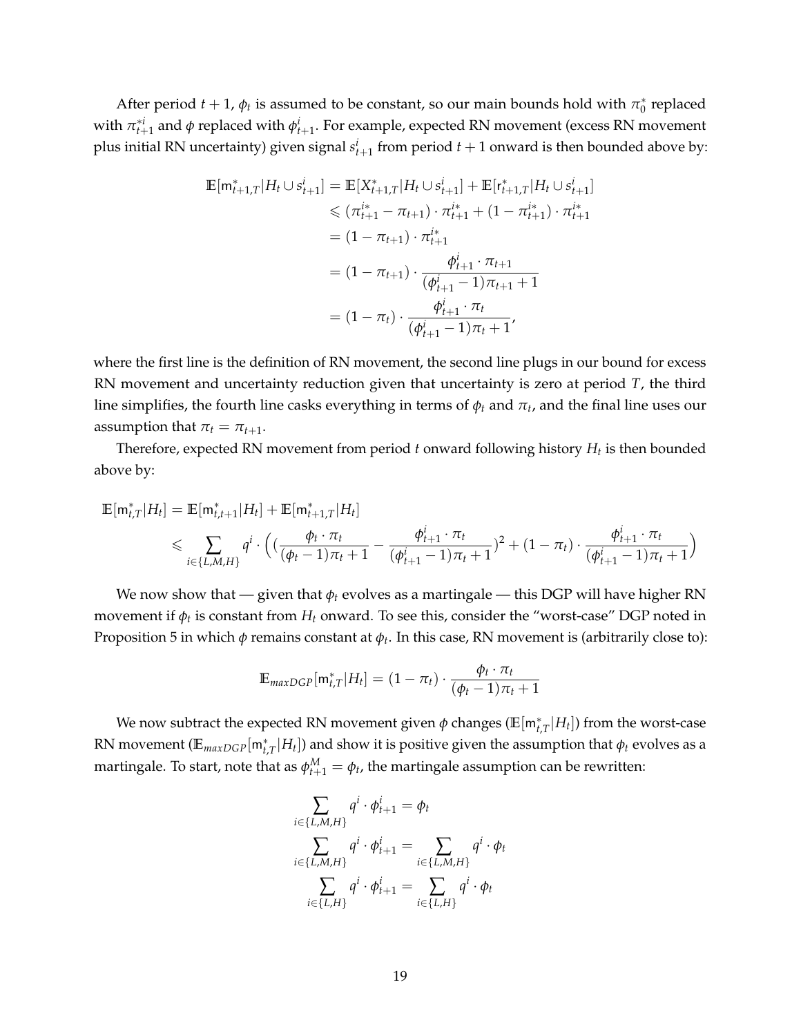After period $t+1$, $\phi_t$ is assumed to be constant, so our main bounds hold with $\pi_0^*$ replaced with $\pi_{t+1}^{*i}$ and $\phi$ replaced with $\phi_{t+1}^i$. For example, expected RN movement (excess RN movement plus initial RN uncertainty) given signal $s_{t+1}^i$ from period $t+1$ onward is then bounded above by:

$$
\begin{aligned}
\mathbb{E}[\mathsf{m}_{t+1,T}^*|H_t \cup s_{t+1}^i] &= \mathbb{E}[X_{t+1,T}^*|H_t \cup s_{t+1}^i] + \mathbb{E}[\mathsf{r}_{t+1,T}^*|H_t \cup s_{t+1}^i] \\
&\leqslant (\pi_{t+1}^{i*} - \pi_{t+1}) \cdot \pi_{t+1}^{i*} + (1 - \pi_{t+1}^{i*}) \cdot \pi_{t+1}^{i*} \\
&= (1 - \pi_{t+1}) \cdot \pi_{t+1}^{i*} \\
&= (1 - \pi_{t+1}) \cdot \frac{\phi_{t+1}^i \cdot \pi_{t+1}}{(\phi_{t+1}^i - 1)\pi_{t+1} + 1} \\
&= (1 - \pi_t) \cdot \frac{\phi_{t+1}^i \cdot \pi_t}{(\phi_{t+1}^i - 1)\pi_t + 1},
\end{aligned}
$$

where the first line is the definition of RN movement, the second line plugs in our bound for excess RN movement and uncertainty reduction given that uncertainty is zero at period $T$, the third line simplifies, the fourth line casks everything in terms of $\phi_t$ and $\pi_t$, and the final line uses our assumption that $\pi_t = \pi_{t+1}$.

Therefore, expected RN movement from period $t$ onward following history $H_t$ is then bounded above by:

$$
\begin{aligned}
\mathbb{E}[\mathsf{m}_{t,T}^*|H_t] &= \mathbb{E}[\mathsf{m}_{t,t+1}^*|H_t] + \mathbb{E}[\mathsf{m}_{t+1,T}^*|H_t] \\
&\leqslant \sum_{i \in \{L,M,H\}} q^i \cdot \Big( (\frac{\phi_t \cdot \pi_t}{(\phi_t - 1)\pi_t + 1} - \frac{\phi_{t+1}^i \cdot \pi_t}{(\phi_{t+1}^i - 1)\pi_t + 1})^2 + (1 - \pi_t) \cdot \frac{\phi_{t+1}^i \cdot \pi_t}{(\phi_{t+1}^i - 1)\pi_t + 1} \Big)
\end{aligned}
$$

We now show that — given that $\phi_t$ evolves as a martingale — this DGP will have higher RN movement if $\phi_t$ is constant from $H_t$ onward. To see this, consider the "worst-case" DGP noted in Proposition 5 in which $\phi$ remains constant at $\phi_t$. In this case, RN movement is (arbitrarily close to):

$$
\mathbb{E}_{maxDGP}[\mathsf{m}_{t,T}^*|H_t] = (1 - \pi_t) \cdot \frac{\phi_t \cdot \pi_t}{(\phi_t - 1)\pi_t + 1}
$$

We now subtract the expected RN movement given $\phi$ changes ($\mathbb{E}[\mathsf{m}_{t,T}^*|H_t]$) from the worst-case RN movement ($\mathbb{E}_{maxDGP}[\mathsf{m}_{t,T}^*|H_t]$) and show it is positive given the assumption that $\phi_t$ evolves as a martingale. To start, note that as $\phi_{t+1}^M = \phi_t$, the martingale assumption can be rewritten:

$$
\begin{aligned}
\sum_{i \in \{L,M,H\}} q^i \cdot \phi_{t+1}^i &= \phi_t \\
\sum_{i \in \{L,M,H\}} q^i \cdot \phi_{t+1}^i &= \sum_{i \in \{L,M,H\}} q^i \cdot \phi_t \\
\sum_{i \in \{L,H\}} q^i \cdot \phi_{t+1}^i &= \sum_{i \in \{L,H\}} q^i \cdot \phi_t
\end{aligned}
$$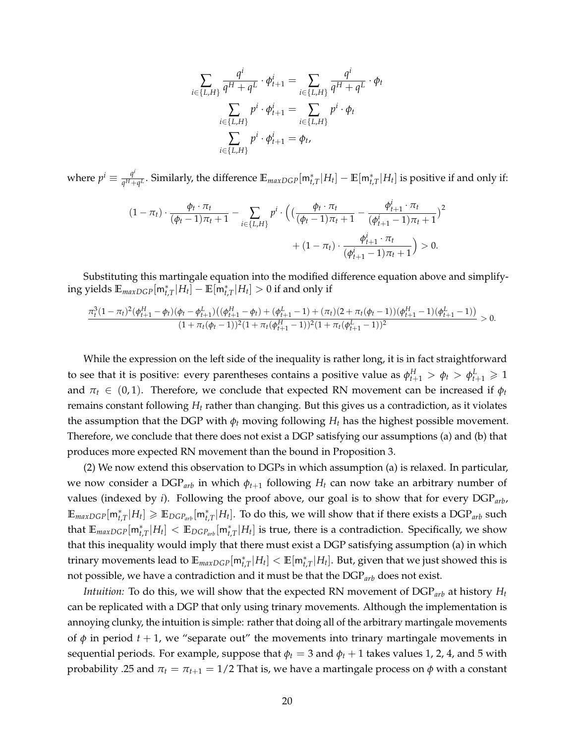$$\sum_{i\in\{L,H\}} \frac{q^i}{q^H+q^L}\cdot \phi^i_{t+1} = \sum_{i\in\{L,H\}} \frac{q^i}{q^H+q^L}\cdot \phi_t$$

$$\sum_{i\in\{L,H\}} p^i \cdot \phi^i_{t+1} = \sum_{i\in\{L,H\}} p^i\cdot \phi_t$$

$$\sum_{i\in\{L,H\}} p^i \cdot \phi^i_{t+1} = \phi_t,$$

where $p^i \equiv \frac{q^i}{q^H+q^L}$. Similarly, the difference $\mathbb{E}_{maxDGP}[\mathsf{m}^*_{t,T}|H_t] - \mathbb{E}[\mathsf{m}^*_{t,T}|H_t]$ is positive if and only if:

$$(1-\pi_t)\cdot\frac{\phi_t\cdot\pi_t}{(\phi_t-1)\pi_t+1} - \sum_{i\in\{L,H\}} p^i\cdot\Big(\big(\frac{\phi_t\cdot\pi_t}{(\phi_t-1)\pi_t+1} - \frac{\phi^i_{t+1}\cdot\pi_t}{(\phi^i_{t+1}-1)\pi_t+1}\big)^2 + (1-\pi_t)\cdot\frac{\phi^i_{t+1}\cdot\pi_t}{(\phi^i_{t+1}-1)\pi_t+1}\Big) > 0.$$

Substituting this martingale equation into the modified difference equation above and simplifying yields $\mathbb{E}_{maxDGP}[\mathsf{m}^*_{t,T}|H_t] - \mathbb{E}[\mathsf{m}^*_{t,T}|H_t] > 0$ if and only if

$$\frac{\pi_t^3(1-\pi_t)^2(\phi^H_{t+1}-\phi_t)(\phi_t-\phi^L_{t+1})\big((\phi^H_{t+1}-\phi_t)+(\phi^L_{t+1}-1)+(\pi_t)(2+\pi_t(\phi_t-1))(\phi^H_{t+1}-1)(\phi^L_{t+1}-1)\big)}{(1+\pi_t(\phi_t-1))^2(1+\pi_t(\phi^H_{t+1}-1))^2(1+\pi_t(\phi^L_{t+1}-1))^2} > 0.$$

While the expression on the left side of the inequality is rather long, it is in fact straightforward to see that it is positive: every parentheses contains a positive value as $\phi^H_{t+1} > \phi_t > \phi^L_{t+1} \geqslant 1$ and $\pi_t \in (0,1)$. Therefore, we conclude that expected RN movement can be increased if $\phi_t$ remains constant following $H_t$ rather than changing. But this gives us a contradiction, as it violates the assumption that the DGP with $\phi_t$ moving following $H_t$ has the highest possible movement. Therefore, we conclude that there does not exist a DGP satisfying our assumptions (a) and (b) that produces more expected RN movement than the bound in Proposition 3.

(2) We now extend this observation to DGPs in which assumption (a) is relaxed. In particular, we now consider a DGP$_{arb}$ in which $\phi_{t+1}$ following $H_t$ can now take an arbitrary number of values (indexed by $i$). Following the proof above, our goal is to show that for every DGP$_{arb}$, $\mathbb{E}_{maxDGP}[\mathsf{m}^*_{t,T}|H_t] \geqslant \mathbb{E}_{DGP_{arb}}[\mathsf{m}^*_{t,T}|H_t]$. To do this, we will show that if there exists a DGP$_{arb}$ such that $\mathbb{E}_{maxDGP}[\mathsf{m}^*_{t,T}|H_t] < \mathbb{E}_{DGP_{arb}}[\mathsf{m}^*_{t,T}|H_t]$ is true, there is a contradiction. Specifically, we show that this inequality would imply that there must exist a DGP satisfying assumption (a) in which trinary movements lead to $\mathbb{E}_{maxDGP}[\mathsf{m}^*_{t,T}|H_t] < \mathbb{E}[\mathsf{m}^*_{t,T}|H_t]$. But, given that we just showed this is not possible, we have a contradiction and it must be that the DGP$_{arb}$ does not exist.

*Intuition:* To do this, we will show that the expected RN movement of DGP$_{arb}$ at history $H_t$ can be replicated with a DGP that only using trinary movements. Although the implementation is annoying clunky, the intuition is simple: rather that doing all of the arbitrary martingale movements of $\phi$ in period $t+1$, we "separate out" the movements into trinary martingale movements in sequential periods. For example, suppose that $\phi_t = 3$ and $\phi_t + 1$ takes values 1, 2, 4, and 5 with probability .25 and $\pi_t = \pi_{t+1} = 1/2$ That is, we have a martingale process on $\phi$ with a constant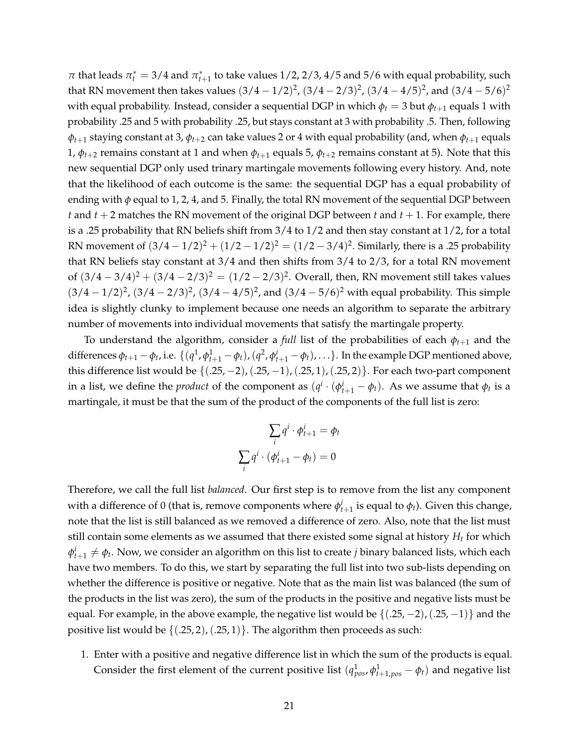$\pi$ that leads $\pi_t^* = 3/4$ and $\pi_{t+1}^*$ to take values $1/2$, $2/3$, $4/5$ and $5/6$ with equal probability, such that RN movement then takes values $(3/4 - 1/2)^2$, $(3/4 - 2/3)^2$, $(3/4 - 4/5)^2$, and $(3/4 - 5/6)^2$ with equal probability. Instead, consider a sequential DGP in which $\phi_t = 3$ but $\phi_{t+1}$ equals 1 with probability .25 and 5 with probability .25, but stays constant at 3 with probability .5. Then, following $\phi_{t+1}$ staying constant at 3, $\phi_{t+2}$ can take values 2 or 4 with equal probability (and, when $\phi_{t+1}$ equals 1, $\phi_{t+2}$ remains constant at 1 and when $\phi_{t+1}$ equals 5, $\phi_{t+2}$ remains constant at 5). Note that this new sequential DGP only used trinary martingale movements following every history. And, note that the likelihood of each outcome is the same: the sequential DGP has a equal probability of ending with $\phi$ equal to 1, 2, 4, and 5. Finally, the total RN movement of the sequential DGP between $t$ and $t+2$ matches the RN movement of the original DGP between $t$ and $t+1$. For example, there is a .25 probability that RN beliefs shift from $3/4$ to $1/2$ and then stay constant at $1/2$, for a total RN movement of $(3/4 - 1/2)^2 + (1/2 - 1/2)^2 = (1/2 - 3/4)^2$. Similarly, there is a .25 probability that RN beliefs stay constant at $3/4$ and then shifts from $3/4$ to $2/3$, for a total RN movement of $(3/4 - 3/4)^2 + (3/4 - 2/3)^2 = (1/2 - 2/3)^2$. Overall, then, RN movement still takes values $(3/4 - 1/2)^2$, $(3/4 - 2/3)^2$, $(3/4 - 4/5)^2$, and $(3/4 - 5/6)^2$ with equal probability. This simple idea is slightly clunky to implement because one needs an algorithm to separate the arbitrary number of movements into individual movements that satisfy the martingale property.

To understand the algorithm, consider a *full* list of the probabilities of each $\phi_{t+1}$ and the differences $\phi_{t+1} - \phi_t$, i.e. $\{(q^1, \phi_{t+1}^1 - \phi_t), (q^2, \phi_{t+1}^i - \phi_t), \ldots\}$. In the example DGP mentioned above, this difference list would be $\{(.25, -2), (.25, -1), (.25, 1), (.25, 2)\}$. For each two-part component in a list, we define the *product* of the component as $(q^i \cdot (\phi_{t+1}^i - \phi_t))$. As we assume that $\phi_t$ is a martingale, it must be that the sum of the product of the components of the full list is zero:

$$\sum_i q^i \cdot \phi_{t+1}^i = \phi_t$$

$$\sum_i q^i \cdot (\phi_{t+1}^i - \phi_t) = 0$$

Therefore, we call the full list *balanced*. Our first step is to remove from the list any component with a difference of 0 (that is, remove components where $\phi_{t+1}^i$ is equal to $\phi_t$). Given this change, note that the list is still balanced as we removed a difference of zero. Also, note that the list must still contain some elements as we assumed that there existed some signal at history $H_t$ for which $\phi_{t+1}^i \neq \phi_t$. Now, we consider an algorithm on this list to create $j$ binary balanced lists, which each have two members. To do this, we start by separating the full list into two sub-lists depending on whether the difference is positive or negative. Note that as the main list was balanced (the sum of the products in the list was zero), the sum of the products in the positive and negative lists must be equal. For example, in the above example, the negative list would be $\{(.25, -2), (.25, -1)\}$ and the positive list would be $\{(.25, 2), (.25, 1)\}$. The algorithm then proceeds as such:

1. Enter with a positive and negative difference list in which the sum of the products is equal. Consider the first element of the current positive list $(q_{pos}^1, \phi_{t+1,pos}^1 - \phi_t)$ and negative list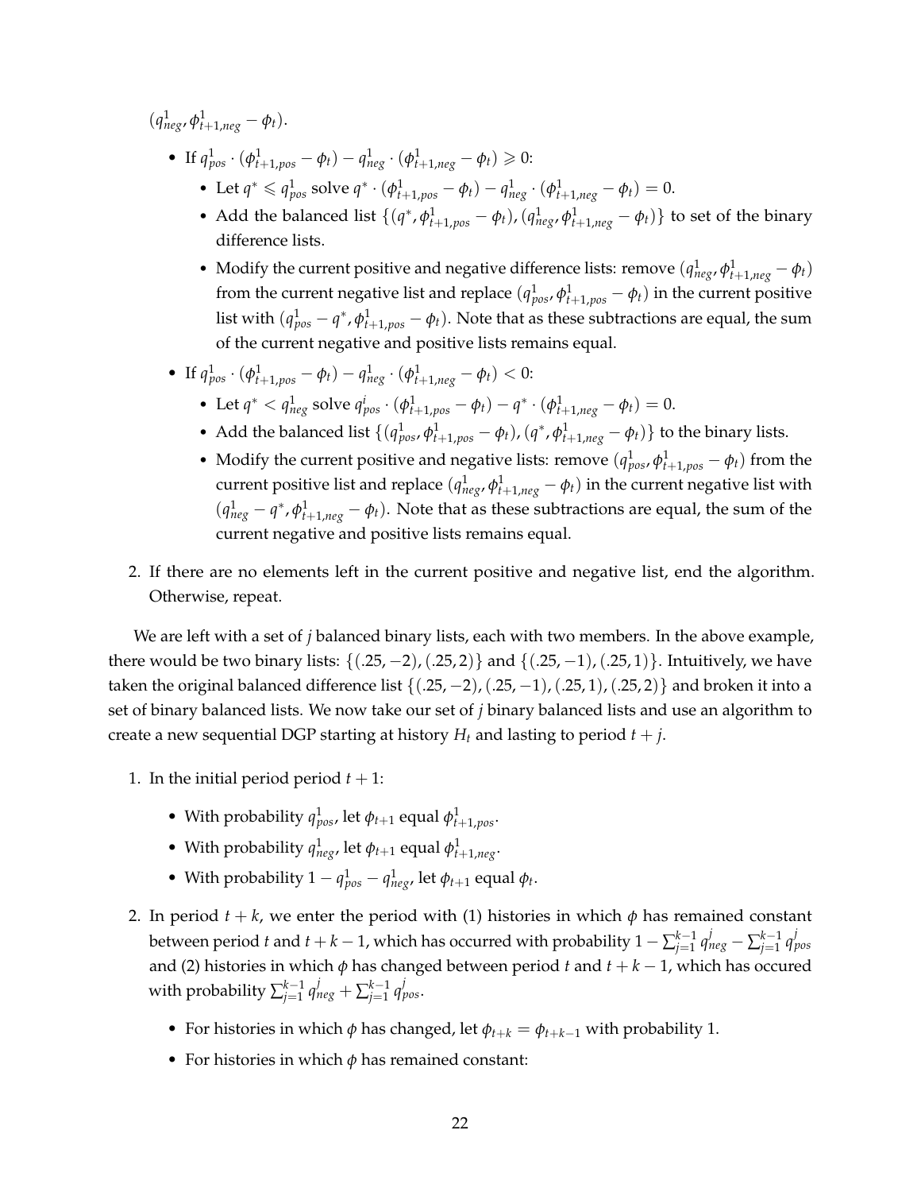$(q^1_{neg}, \phi^1_{t+1,neg} - \phi_t)$.

- If $q^1_{pos} \cdot (\phi^1_{t+1,pos} - \phi_t) - q^1_{neg} \cdot (\phi^1_{t+1,neg} - \phi_t) \geqslant 0$:
  - Let $q^* \leqslant q^1_{pos}$ solve $q^* \cdot (\phi^1_{t+1,pos} - \phi_t) - q^1_{neg} \cdot (\phi^1_{t+1,neg} - \phi_t) = 0$.
  - Add the balanced list $\{(q^*, \phi^1_{t+1,pos} - \phi_t), (q^1_{neg}, \phi^1_{t+1,neg} - \phi_t)\}$ to set of the binary difference lists.
  - Modify the current positive and negative difference lists: remove $(q^1_{neg}, \phi^1_{t+1,neg} - \phi_t)$ from the current negative list and replace $(q^1_{pos}, \phi^1_{t+1,pos} - \phi_t)$ in the current positive list with $(q^1_{pos} - q^*, \phi^1_{t+1,pos} - \phi_t)$. Note that as these subtractions are equal, the sum of the current negative and positive lists remains equal.
- If $q^1_{pos} \cdot (\phi^1_{t+1,pos} - \phi_t) - q^1_{neg} \cdot (\phi^1_{t+1,neg} - \phi_t) < 0$:
  - Let $q^* < q^1_{neg}$ solve $q^i_{pos} \cdot (\phi^1_{t+1,pos} - \phi_t) - q^* \cdot (\phi^1_{t+1,neg} - \phi_t) = 0$.
  - Add the balanced list $\{(q^1_{pos}, \phi^1_{t+1,pos} - \phi_t), (q^*, \phi^1_{t+1,neg} - \phi_t)\}$ to the binary lists.
  - Modify the current positive and negative lists: remove $(q^1_{pos}, \phi^1_{t+1,pos} - \phi_t)$ from the current positive list and replace $(q^1_{neg}, \phi^1_{t+1,neg} - \phi_t)$ in the current negative list with $(q^1_{neg} - q^*, \phi^1_{t+1,neg} - \phi_t)$. Note that as these subtractions are equal, the sum of the current negative and positive lists remains equal.

2. If there are no elements left in the current positive and negative list, end the algorithm. Otherwise, repeat.

We are left with a set of $j$ balanced binary lists, each with two members. In the above example, there would be two binary lists: $\{(.25, -2), (.25, 2)\}$ and $\{(.25, -1), (.25, 1)\}$. Intuitively, we have taken the original balanced difference list $\{(.25, -2), (.25, -1), (.25, 1), (.25, 2)\}$ and broken it into a set of binary balanced lists. We now take our set of $j$ binary balanced lists and use an algorithm to create a new sequential DGP starting at history $H_t$ and lasting to period $t + j$.

1. In the initial period period $t + 1$:
   - With probability $q^1_{pos}$, let $\phi_{t+1}$ equal $\phi^1_{t+1,pos}$.
   - With probability $q^1_{neg}$, let $\phi_{t+1}$ equal $\phi^1_{t+1,neg}$.
   - With probability $1 - q^1_{pos} - q^1_{neg}$, let $\phi_{t+1}$ equal $\phi_t$.
2. In period $t + k$, we enter the period with (1) histories in which $\phi$ has remained constant between period $t$ and $t + k - 1$, which has occurred with probability $1 - \sum_{j=1}^{k-1} q^j_{neg} - \sum_{j=1}^{k-1} q^j_{pos}$ and (2) histories in which $\phi$ has changed between period $t$ and $t + k - 1$, which has occured with probability $\sum_{j=1}^{k-1} q^j_{neg} + \sum_{j=1}^{k-1} q^j_{pos}$.
   - For histories in which $\phi$ has changed, let $\phi_{t+k} = \phi_{t+k-1}$ with probability 1.
   - For histories in which $\phi$ has remained constant: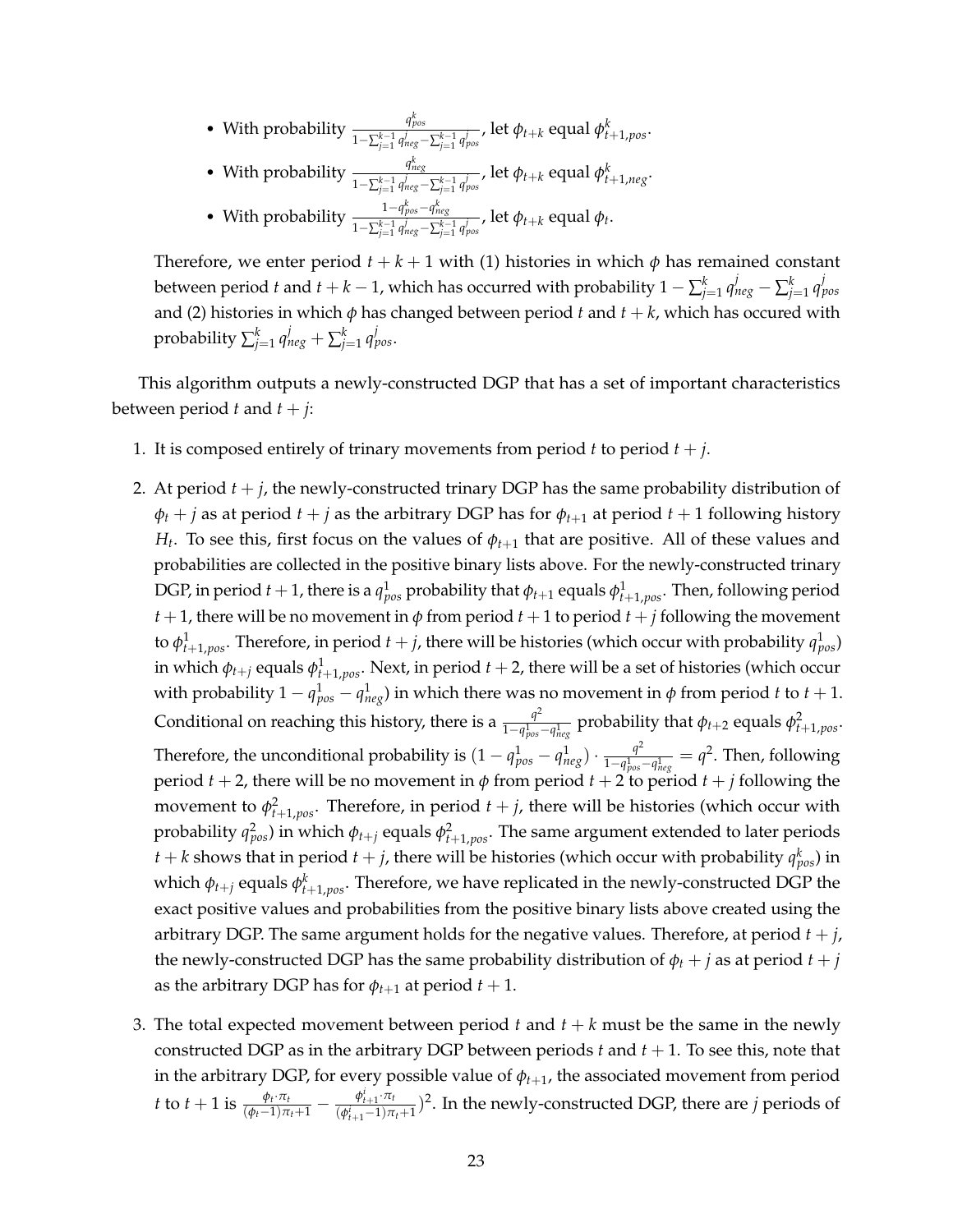- With probability $\frac{q^k_{pos}}{1-\sum_{j=1}^{k-1} q^j_{neg} - \sum_{j=1}^{k-1} q^j_{pos}}$, let $\phi_{t+k}$ equal $\phi^k_{t+1,pos}$.
- With probability $\frac{q^k_{neg}}{1-\sum_{j=1}^{k-1} q^j_{neg} - \sum_{j=1}^{k-1} q^j_{pos}}$, let $\phi_{t+k}$ equal $\phi^k_{t+1,neg}$.
- With probability $\frac{1-q^k_{pos}-q^k_{neg}}{1-\sum_{j=1}^{k-1} q^j_{neg} - \sum_{j=1}^{k-1} q^j_{pos}}$, let $\phi_{t+k}$ equal $\phi_t$.

Therefore, we enter period $t+k+1$ with (1) histories in which $\phi$ has remained constant between period $t$ and $t+k-1$, which has occurred with probability $1-\sum_{j=1}^{k} q^j_{neg} - \sum_{j=1}^{k} q^j_{pos}$ and (2) histories in which $\phi$ has changed between period $t$ and $t+k$, which has occured with probability $\sum_{j=1}^{k} q^j_{neg} + \sum_{j=1}^{k} q^j_{pos}$.

This algorithm outputs a newly-constructed DGP that has a set of important characteristics between period $t$ and $t+j$:

1. It is composed entirely of trinary movements from period $t$ to period $t+j$.
2. At period $t+j$, the newly-constructed trinary DGP has the same probability distribution of $\phi_t + j$ as at period $t+j$ as the arbitrary DGP has for $\phi_{t+1}$ at period $t+1$ following history $H_t$. To see this, first focus on the values of $\phi_{t+1}$ that are positive. All of these values and probabilities are collected in the positive binary lists above. For the newly-constructed trinary DGP, in period $t+1$, there is a $q^1_{pos}$ probability that $\phi_{t+1}$ equals $\phi^1_{t+1,pos}$. Then, following period $t+1$, there will be no movement in $\phi$ from period $t+1$ to period $t+j$ following the movement to $\phi^1_{t+1,pos}$. Therefore, in period $t+j$, there will be histories (which occur with probability $q^1_{pos}$) in which $\phi_{t+j}$ equals $\phi^1_{t+1,pos}$. Next, in period $t+2$, there will be a set of histories (which occur with probability $1-q^1_{pos}-q^1_{neg}$) in which there was no movement in $\phi$ from period $t$ to $t+1$. Conditional on reaching this history, there is a $\frac{q^2}{1-q^1_{pos}-q^1_{neg}}$ probability that $\phi_{t+2}$ equals $\phi^2_{t+1,pos}$. Therefore, the unconditional probability is $(1-q^1_{pos}-q^1_{neg}) \cdot \frac{q^2}{1-q^1_{pos}-q^1_{neg}} = q^2$. Then, following period $t+2$, there will be no movement in $\phi$ from period $t+2$ to period $t+j$ following the movement to $\phi^2_{t+1,pos}$. Therefore, in period $t+j$, there will be histories (which occur with probability $q^2_{pos}$) in which $\phi_{t+j}$ equals $\phi^2_{t+1,pos}$. The same argument extended to later periods $t+k$ shows that in period $t+j$, there will be histories (which occur with probability $q^k_{pos}$) in which $\phi_{t+j}$ equals $\phi^k_{t+1,pos}$. Therefore, we have replicated in the newly-constructed DGP the exact positive values and probabilities from the positive binary lists above created using the arbitrary DGP. The same argument holds for the negative values. Therefore, at period $t+j$, the newly-constructed DGP has the same probability distribution of $\phi_t + j$ as at period $t+j$ as the arbitrary DGP has for $\phi_{t+1}$ at period $t+1$.
3. The total expected movement between period $t$ and $t+k$ must be the same in the newly constructed DGP as in the arbitrary DGP between periods $t$ and $t+1$. To see this, note that in the arbitrary DGP, for every possible value of $\phi_{t+1}$, the associated movement from period $t$ to $t+1$ is $\frac{\phi_t \cdot \pi_t}{(\phi_t - 1)\pi_t + 1} - \frac{\phi^i_{t+1} \cdot \pi_t}{(\phi^i_{t+1} - 1)\pi_t + 1})^2$. In the newly-constructed DGP, there are $j$ periods of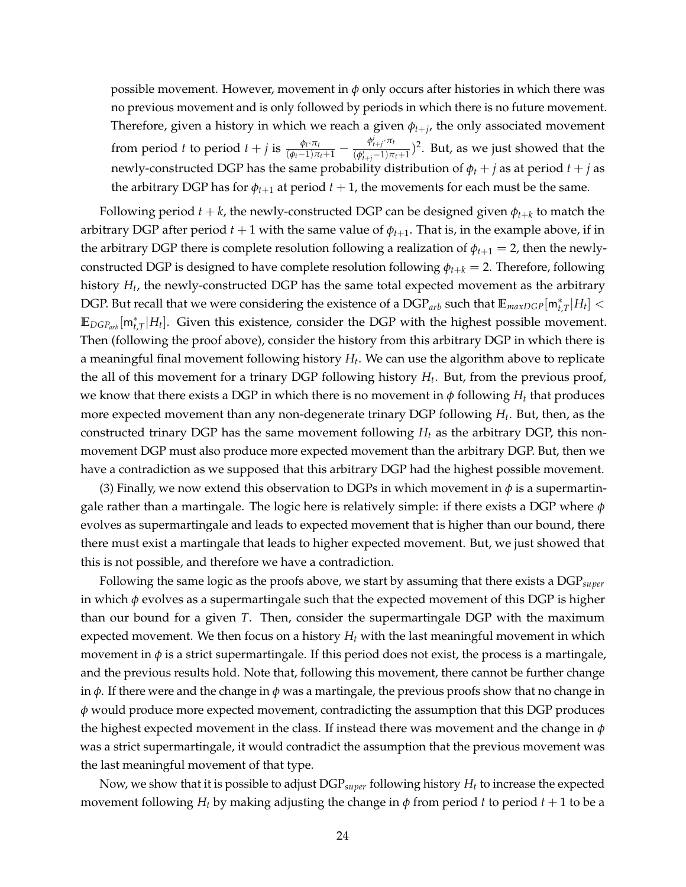possible movement. However, movement in $\phi$ only occurs after histories in which there was no previous movement and is only followed by periods in which there is no future movement. Therefore, given a history in which we reach a given $\phi_{t+j}$, the only associated movement from period $t$ to period $t+j$ is $\frac{\phi_t \cdot \pi_t}{(\phi_t - 1)\pi_t + 1} - \frac{\phi^i_{t+j} \cdot \pi_t}{(\phi^i_{t+j} - 1)\pi_t + 1})^2$. But, as we just showed that the newly-constructed DGP has the same probability distribution of $\phi_t + j$ as at period $t+j$ as the arbitrary DGP has for $\phi_{t+1}$ at period $t+1$, the movements for each must be the same.

Following period $t+k$, the newly-constructed DGP can be designed given $\phi_{t+k}$ to match the arbitrary DGP after period $t+1$ with the same value of $\phi_{t+1}$. That is, in the example above, if in the arbitrary DGP there is complete resolution following a realization of $\phi_{t+1} = 2$, then the newly-constructed DGP is designed to have complete resolution following $\phi_{t+k} = 2$. Therefore, following history $H_t$, the newly-constructed DGP has the same total expected movement as the arbitrary DGP. But recall that we were considering the existence of a $\text{DGP}_{arb}$ such that $\mathbb{E}_{maxDGP}[\mathsf{m}^*_{t,T}|H_t] < \mathbb{E}_{DGP_{arb}}[\mathsf{m}^*_{t,T}|H_t]$. Given this existence, consider the DGP with the highest possible movement. Then (following the proof above), consider the history from this arbitrary DGP in which there is a meaningful final movement following history $H_t$. We can use the algorithm above to replicate the all of this movement for a trinary DGP following history $H_t$. But, from the previous proof, we know that there exists a DGP in which there is no movement in $\phi$ following $H_t$ that produces more expected movement than any non-degenerate trinary DGP following $H_t$. But, then, as the constructed trinary DGP has the same movement following $H_t$ as the arbitrary DGP, this non-movement DGP must also produce more expected movement than the arbitrary DGP. But, then we have a contradiction as we supposed that this arbitrary DGP had the highest possible movement.

(3) Finally, we now extend this observation to DGPs in which movement in $\phi$ is a supermartingale rather than a martingale. The logic here is relatively simple: if there exists a DGP where $\phi$ evolves as supermartingale and leads to expected movement that is higher than our bound, there there must exist a martingale that leads to higher expected movement. But, we just showed that this is not possible, and therefore we have a contradiction.

Following the same logic as the proofs above, we start by assuming that there exists a $\text{DGP}_{super}$ in which $\phi$ evolves as a supermartingale such that the expected movement of this DGP is higher than our bound for a given $T$. Then, consider the supermartingale DGP with the maximum expected movement. We then focus on a history $H_t$ with the last meaningful movement in which movement in $\phi$ is a strict supermartingale. If this period does not exist, the process is a martingale, and the previous results hold. Note that, following this movement, there cannot be further change in $\phi$. If there were and the change in $\phi$ was a martingale, the previous proofs show that no change in $\phi$ would produce more expected movement, contradicting the assumption that this DGP produces the highest expected movement in the class. If instead there was movement and the change in $\phi$ was a strict supermartingale, it would contradict the assumption that the previous movement was the last meaningful movement of that type.

Now, we show that it is possible to adjust $\text{DGP}_{super}$ following history $H_t$ to increase the expected movement following $H_t$ by making adjusting the change in $\phi$ from period $t$ to period $t+1$ to be a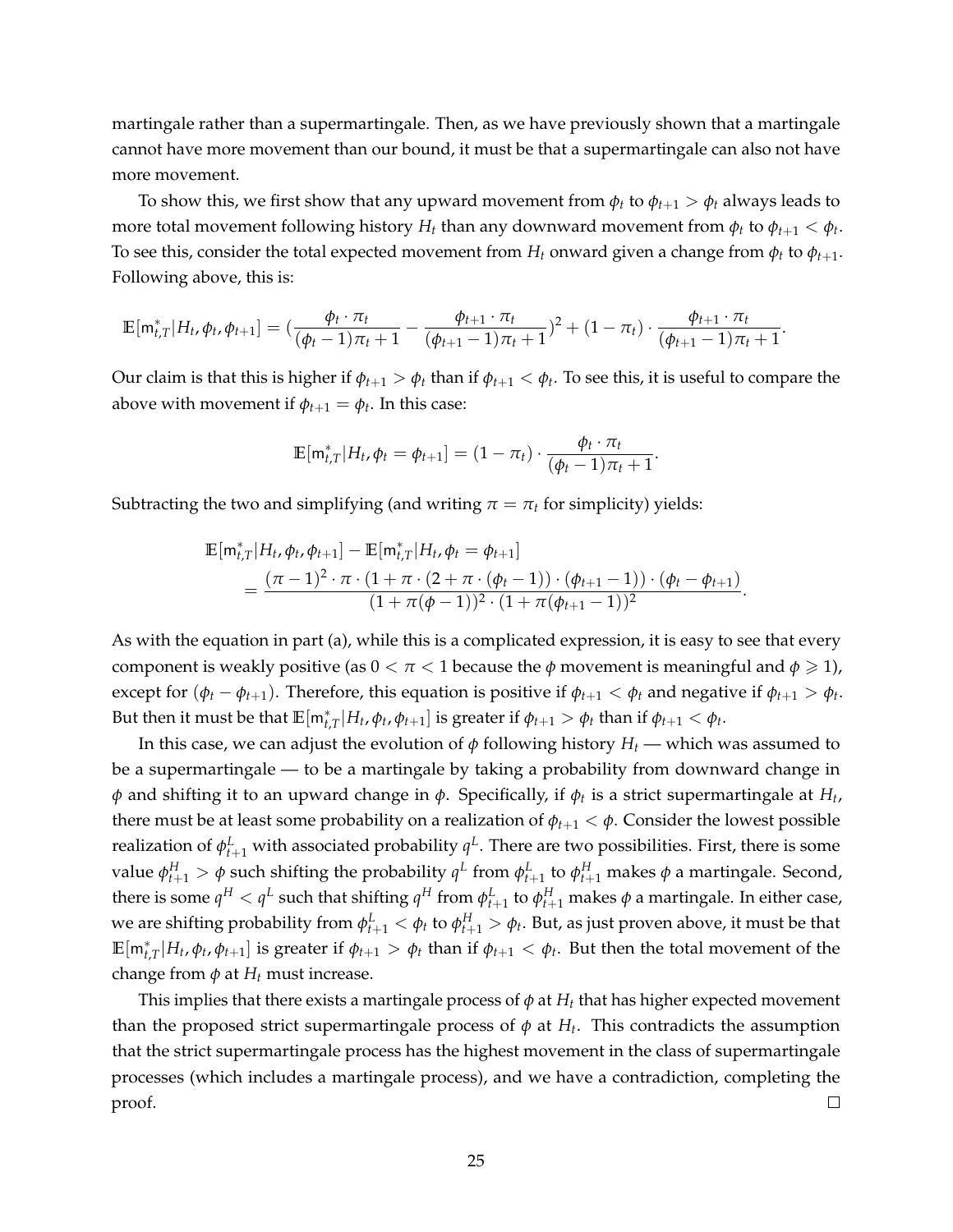martingale rather than a supermartingale. Then, as we have previously shown that a martingale cannot have more movement than our bound, it must be that a supermartingale can also not have more movement.

To show this, we first show that any upward movement from $\phi_t$ to $\phi_{t+1} > \phi_t$ always leads to more total movement following history $H_t$ than any downward movement from $\phi_t$ to $\phi_{t+1} < \phi_t$. To see this, consider the total expected movement from $H_t$ onward given a change from $\phi_t$ to $\phi_{t+1}$. Following above, this is:

$$\mathbb{E}[\mathsf{m}^*_{t,T}|H_t, \phi_t, \phi_{t+1}] = (\frac{\phi_t \cdot \pi_t}{(\phi_t - 1)\pi_t + 1} - \frac{\phi_{t+1} \cdot \pi_t}{(\phi_{t+1} - 1)\pi_t + 1})^2 + (1 - \pi_t) \cdot \frac{\phi_{t+1} \cdot \pi_t}{(\phi_{t+1} - 1)\pi_t + 1}.$$

Our claim is that this is higher if $\phi_{t+1} > \phi_t$ than if $\phi_{t+1} < \phi_t$. To see this, it is useful to compare the above with movement if $\phi_{t+1} = \phi_t$. In this case:

$$\mathbb{E}[\mathsf{m}^*_{t,T}|H_t, \phi_t = \phi_{t+1}] = (1 - \pi_t) \cdot \frac{\phi_t \cdot \pi_t}{(\phi_t - 1)\pi_t + 1}.$$

Subtracting the two and simplifying (and writing $\pi = \pi_t$ for simplicity) yields:

$$\begin{aligned}
&\mathbb{E}[\mathsf{m}^*_{t,T}|H_t, \phi_t, \phi_{t+1}] - \mathbb{E}[\mathsf{m}^*_{t,T}|H_t, \phi_t = \phi_{t+1}] \\
&\quad = \frac{(\pi - 1)^2 \cdot \pi \cdot (1 + \pi \cdot (2 + \pi \cdot (\phi_t - 1)) \cdot (\phi_{t+1} - 1)) \cdot (\phi_t - \phi_{t+1})}{(1 + \pi(\phi - 1))^2 \cdot (1 + \pi(\phi_{t+1} - 1))^2}.
\end{aligned}$$

As with the equation in part (a), while this is a complicated expression, it is easy to see that every component is weakly positive (as $0 < \pi < 1$ because the $\phi$ movement is meaningful and $\phi \geqslant 1$), except for $(\phi_t - \phi_{t+1})$. Therefore, this equation is positive if $\phi_{t+1} < \phi_t$ and negative if $\phi_{t+1} > \phi_t$. But then it must be that $\mathbb{E}[\mathsf{m}^*_{t,T}|H_t, \phi_t, \phi_{t+1}]$ is greater if $\phi_{t+1} > \phi_t$ than if $\phi_{t+1} < \phi_t$.

In this case, we can adjust the evolution of $\phi$ following history $H_t$ — which was assumed to be a supermartingale — to be a martingale by taking a probability from downward change in $\phi$ and shifting it to an upward change in $\phi$. Specifically, if $\phi_t$ is a strict supermartingale at $H_t$, there must be at least some probability on a realization of $\phi_{t+1} < \phi$. Consider the lowest possible realization of $\phi^L_{t+1}$ with associated probability $q^L$. There are two possibilities. First, there is some value $\phi^H_{t+1} > \phi$ such shifting the probability $q^L$ from $\phi^L_{t+1}$ to $\phi^H_{t+1}$ makes $\phi$ a martingale. Second, there is some $q^H < q^L$ such that shifting $q^H$ from $\phi^L_{t+1}$ to $\phi^H_{t+1}$ makes $\phi$ a martingale. In either case, we are shifting probability from $\phi^L_{t+1} < \phi_t$ to $\phi^H_{t+1} > \phi_t$. But, as just proven above, it must be that $\mathbb{E}[\mathsf{m}^*_{t,T}|H_t, \phi_t, \phi_{t+1}]$ is greater if $\phi_{t+1} > \phi_t$ than if $\phi_{t+1} < \phi_t$. But then the total movement of the change from $\phi$ at $H_t$ must increase.

This implies that there exists a martingale process of $\phi$ at $H_t$ that has higher expected movement than the proposed strict supermartingale process of $\phi$ at $H_t$. This contradicts the assumption that the strict supermartingale process has the highest movement in the class of supermartingale processes (which includes a martingale process), and we have a contradiction, completing the proof. □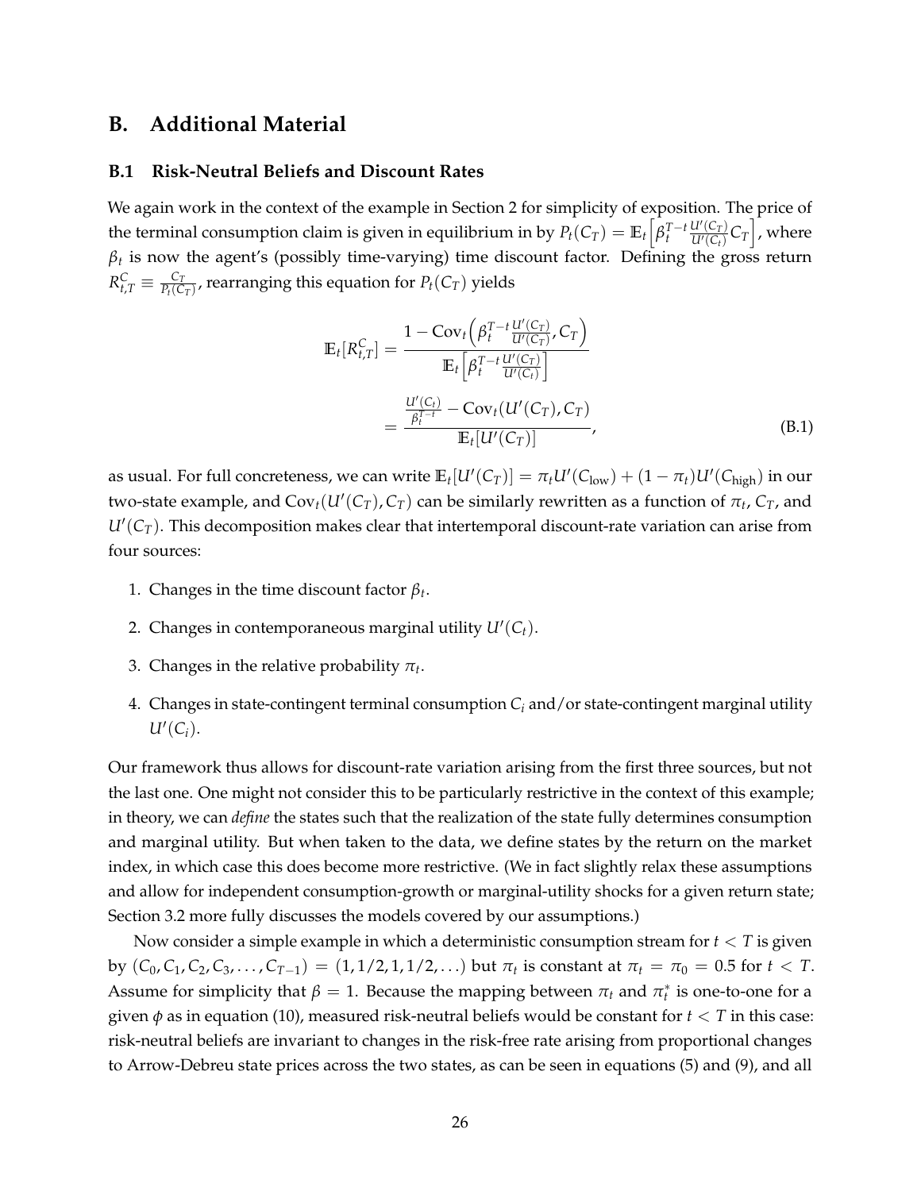## B. Additional Material

### B.1 Risk-Neutral Beliefs and Discount Rates

We again work in the context of the example in Section 2 for simplicity of exposition. The price of the terminal consumption claim is given in equilibrium in by $P_t(C_T) = \mathbb{E}_t\left[\beta_t^{T-t}\frac{U'(C_T)}{U'(C_t)}C_T\right]$, where $\beta_t$ is now the agent's (possibly time-varying) time discount factor. Defining the gross return $R_{t,T}^C \equiv \frac{C_T}{P_t(C_T)}$, rearranging this equation for $P_t(C_T)$ yields

$$
\begin{aligned}
\mathbb{E}_t[R_{t,T}^C] &= \frac{1 - \text{Cov}_t\left(\beta_t^{T-t}\frac{U'(C_T)}{U'(C_T)}, C_T\right)}{\mathbb{E}_t\left[\beta_t^{T-t}\frac{U'(C_T)}{U'(C_t)}\right]} \\
&= \frac{\frac{U'(C_t)}{\beta_t^{T-t}} - \text{Cov}_t(U'(C_T), C_T)}{\mathbb{E}_t[U'(C_T)]},
\end{aligned}
\tag{B.1}
$$

as usual. For full concreteness, we can write $\mathbb{E}_t[U'(C_T)] = \pi_t U'(C_{\text{low}}) + (1-\pi_t)U'(C_{\text{high}})$ in our two-state example, and $\text{Cov}_t(U'(C_T), C_T)$ can be similarly rewritten as a function of $\pi_t$, $C_T$, and $U'(C_T)$. This decomposition makes clear that intertemporal discount-rate variation can arise from four sources:

1. Changes in the time discount factor $\beta_t$.
2. Changes in contemporaneous marginal utility $U'(C_t)$.
3. Changes in the relative probability $\pi_t$.
4. Changes in state-contingent terminal consumption $C_i$ and/or state-contingent marginal utility $U'(C_i)$.

Our framework thus allows for discount-rate variation arising from the first three sources, but not the last one. One might not consider this to be particularly restrictive in the context of this example; in theory, we can *define* the states such that the realization of the state fully determines consumption and marginal utility. But when taken to the data, we define states by the return on the market index, in which case this does become more restrictive. (We in fact slightly relax these assumptions and allow for independent consumption-growth or marginal-utility shocks for a given return state; Section 3.2 more fully discusses the models covered by our assumptions.)

Now consider a simple example in which a deterministic consumption stream for $t < T$ is given by $(C_0, C_1, C_2, C_3, \ldots, C_{T-1}) = (1, 1/2, 1, 1/2, \ldots)$ but $\pi_t$ is constant at $\pi_t = \pi_0 = 0.5$ for $t < T$. Assume for simplicity that $\beta = 1$. Because the mapping between $\pi_t$ and $\pi_t^*$ is one-to-one for a given $\phi$ as in equation (10), measured risk-neutral beliefs would be constant for $t < T$ in this case: risk-neutral beliefs are invariant to changes in the risk-free rate arising from proportional changes to Arrow-Debreu state prices across the two states, as can be seen in equations (5) and (9), and all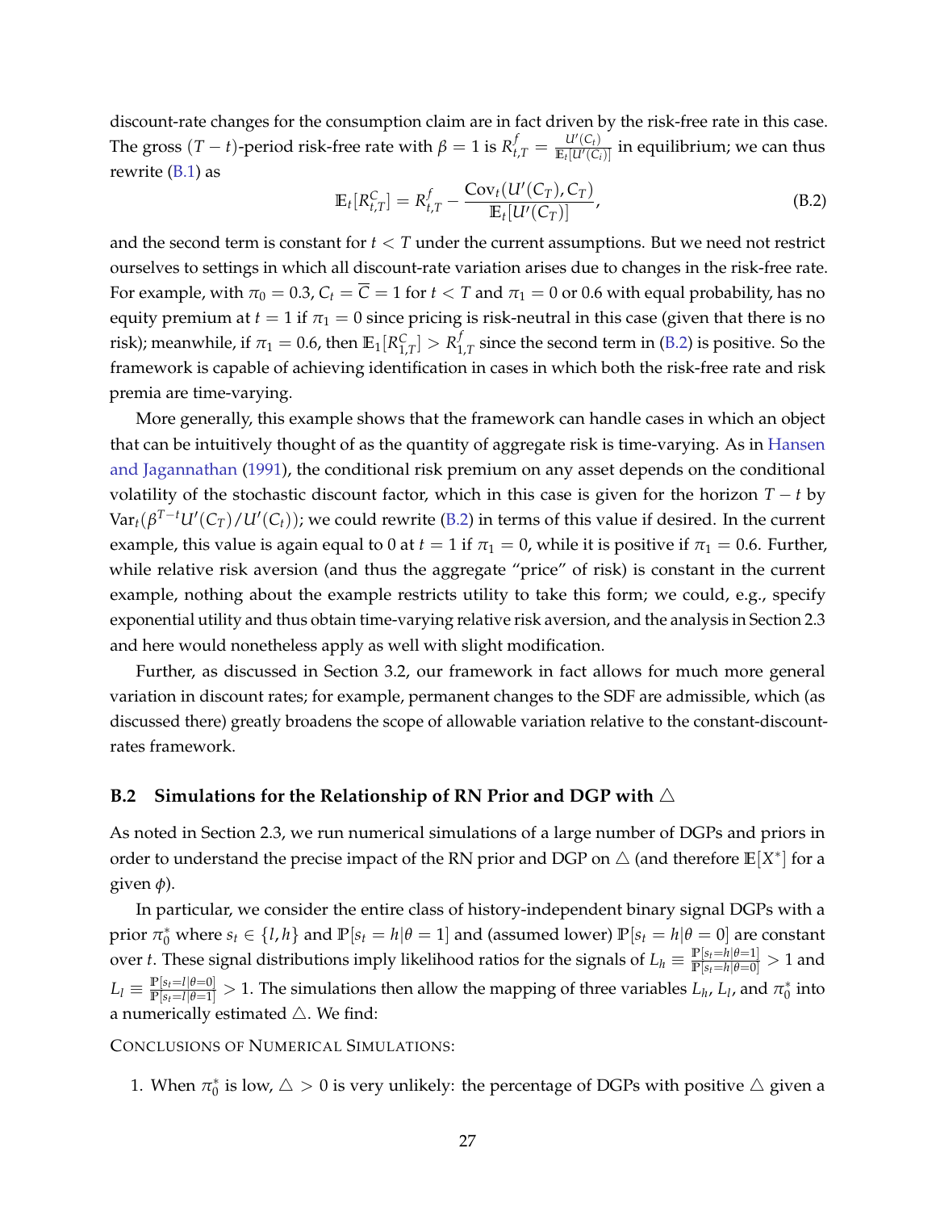discount-rate changes for the consumption claim are in fact driven by the risk-free rate in this case. The gross $(T-t)$-period risk-free rate with $\beta = 1$ is $R^f_{t,T} = \frac{U'(C_t)}{\mathbb{E}_t[U'(C_t)]}$ in equilibrium; we can thus rewrite (B.1) as

$$\mathbb{E}_t[R^C_{t,T}] = R^f_{t,T} - \frac{\text{Cov}_t(U'(C_T), C_T)}{\mathbb{E}_t[U'(C_T)]}, \tag{B.2}$$

and the second term is constant for $t < T$ under the current assumptions. But we need not restrict ourselves to settings in which all discount-rate variation arises due to changes in the risk-free rate. For example, with $\pi_0 = 0.3$, $C_t = \overline{C} = 1$ for $t < T$ and $\pi_1 = 0$ or $0.6$ with equal probability, has no equity premium at $t = 1$ if $\pi_1 = 0$ since pricing is risk-neutral in this case (given that there is no risk); meanwhile, if $\pi_1 = 0.6$, then $\mathbb{E}_1[R^C_{1,T}] > R^f_{1,T}$ since the second term in (B.2) is positive. So the framework is capable of achieving identification in cases in which both the risk-free rate and risk premia are time-varying.

More generally, this example shows that the framework can handle cases in which an object that can be intuitively thought of as the quantity of aggregate risk is time-varying. As in Hansen and Jagannathan (1991), the conditional risk premium on any asset depends on the conditional volatility of the stochastic discount factor, which in this case is given for the horizon $T-t$ by $\text{Var}_t(\beta^{T-t}U'(C_T)/U'(C_t))$; we could rewrite (B.2) in terms of this value if desired. In the current example, this value is again equal to 0 at $t = 1$ if $\pi_1 = 0$, while it is positive if $\pi_1 = 0.6$. Further, while relative risk aversion (and thus the aggregate "price" of risk) is constant in the current example, nothing about the example restricts utility to take this form; we could, e.g., specify exponential utility and thus obtain time-varying relative risk aversion, and the analysis in Section 2.3 and here would nonetheless apply as well with slight modification.

Further, as discussed in Section 3.2, our framework in fact allows for much more general variation in discount rates; for example, permanent changes to the SDF are admissible, which (as discussed there) greatly broadens the scope of allowable variation relative to the constant-discount-rates framework.

### B.2 Simulations for the Relationship of RN Prior and DGP with $\triangle$

As noted in Section 2.3, we run numerical simulations of a large number of DGPs and priors in order to understand the precise impact of the RN prior and DGP on $\triangle$ (and therefore $\mathbb{E}[X^*]$ for a given $\phi$).

In particular, we consider the entire class of history-independent binary signal DGPs with a prior $\pi^*_0$ where $s_t \in \{l, h\}$ and $\mathbb{P}[s_t = h|\theta = 1]$ and (assumed lower) $\mathbb{P}[s_t = h|\theta = 0]$ are constant over $t$. These signal distributions imply likelihood ratios for the signals of $L_h \equiv \frac{\mathbb{P}[s_t=h|\theta=1]}{\mathbb{P}[s_t=h|\theta=0]} > 1$ and $L_l \equiv \frac{\mathbb{P}[s_t=l|\theta=0]}{\mathbb{P}[s_t=l|\theta=1]} > 1$. The simulations then allow the mapping of three variables $L_h$, $L_l$, and $\pi^*_0$ into a numerically estimated $\triangle$. We find:

CONCLUSIONS OF NUMERICAL SIMULATIONS:

1. When $\pi^*_0$ is low, $\triangle > 0$ is very unlikely: the percentage of DGPs with positive $\triangle$ given a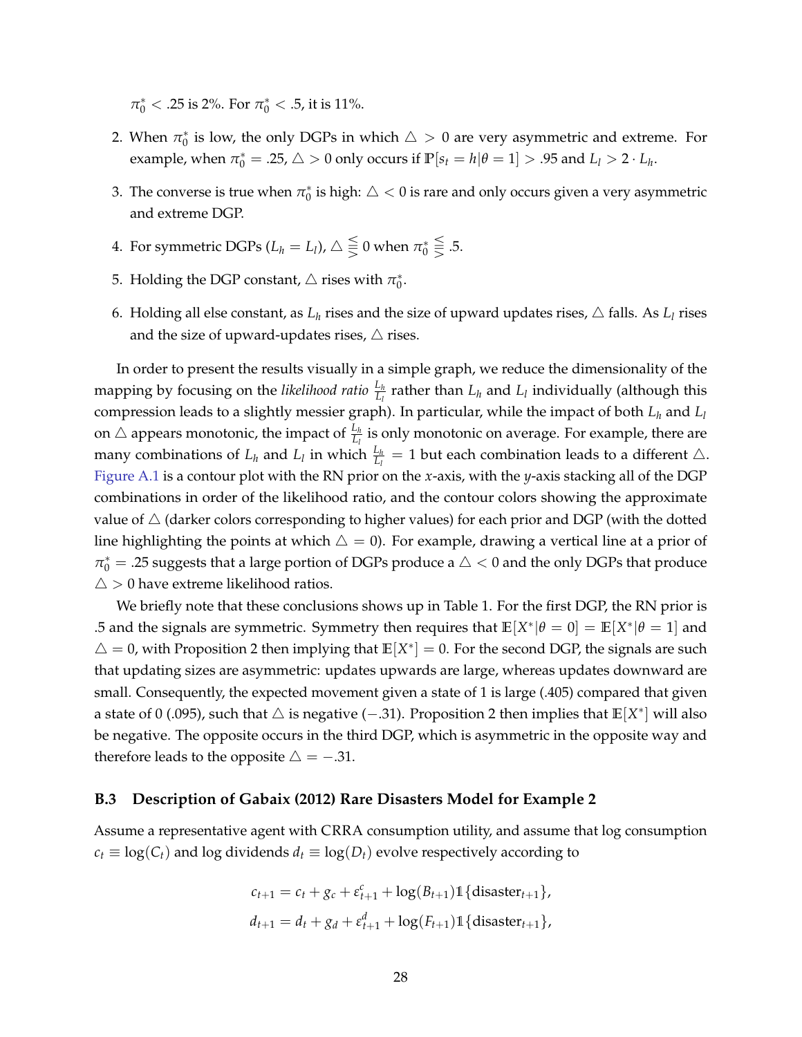$\pi_0^* < .25$ is 2%. For $\pi_0^* < .5$, it is 11%.

2. When $\pi_0^*$ is low, the only DGPs in which $\triangle > 0$ are very asymmetric and extreme. For example, when $\pi_0^* = .25$, $\triangle > 0$ only occurs if $\mathbb{P}[s_t = h|\theta = 1] > .95$ and $L_l > 2 \cdot L_h$.

3. The converse is true when $\pi_0^*$ is high: $\triangle < 0$ is rare and only occurs given a very asymmetric and extreme DGP.

4. For symmetric DGPs ($L_h = L_l$), $\triangle \lesseqgtr 0$ when $\pi_0^* \lesseqgtr .5$.

5. Holding the DGP constant, $\triangle$ rises with $\pi_0^*$.

6. Holding all else constant, as $L_h$ rises and the size of upward updates rises, $\triangle$ falls. As $L_l$ rises and the size of upward-updates rises, $\triangle$ rises.

In order to present the results visually in a simple graph, we reduce the dimensionality of the mapping by focusing on the *likelihood ratio* $\frac{L_h}{L_l}$ rather than $L_h$ and $L_l$ individually (although this compression leads to a slightly messier graph). In particular, while the impact of both $L_h$ and $L_l$ on $\triangle$ appears monotonic, the impact of $\frac{L_h}{L_l}$ is only monotonic on average. For example, there are many combinations of $L_h$ and $L_l$ in which $\frac{L_h}{L_l} = 1$ but each combination leads to a different $\triangle$. Figure A.1 is a contour plot with the RN prior on the *x*-axis, with the *y*-axis stacking all of the DGP combinations in order of the likelihood ratio, and the contour colors showing the approximate value of $\triangle$ (darker colors corresponding to higher values) for each prior and DGP (with the dotted line highlighting the points at which $\triangle = 0$). For example, drawing a vertical line at a prior of $\pi_0^* = .25$ suggests that a large portion of DGPs produce a $\triangle < 0$ and the only DGPs that produce $\triangle > 0$ have extreme likelihood ratios.

We briefly note that these conclusions shows up in Table 1. For the first DGP, the RN prior is .5 and the signals are symmetric. Symmetry then requires that $\mathbb{E}[X^*|\theta = 0] = \mathbb{E}[X^*|\theta = 1]$ and $\triangle = 0$, with Proposition 2 then implying that $\mathbb{E}[X^*] = 0$. For the second DGP, the signals are such that updating sizes are asymmetric: updates upwards are large, whereas updates downward are small. Consequently, the expected movement given a state of 1 is large (.405) compared that given a state of 0 (.095), such that $\triangle$ is negative ($-.31$). Proposition 2 then implies that $\mathbb{E}[X^*]$ will also be negative. The opposite occurs in the third DGP, which is asymmetric in the opposite way and therefore leads to the opposite $\triangle = -.31$.

### B.3 Description of Gabaix (2012) Rare Disasters Model for Example 2

Assume a representative agent with CRRA consumption utility, and assume that log consumption $c_t \equiv \log(C_t)$ and log dividends $d_t \equiv \log(D_t)$ evolve respectively according to

$$c_{t+1} = c_t + g_c + \varepsilon_{t+1}^c + \log(B_{t+1})\mathbb{1}\{\text{disaster}_{t+1}\},$$
$$d_{t+1} = d_t + g_d + \varepsilon_{t+1}^d + \log(F_{t+1})\mathbb{1}\{\text{disaster}_{t+1}\},$$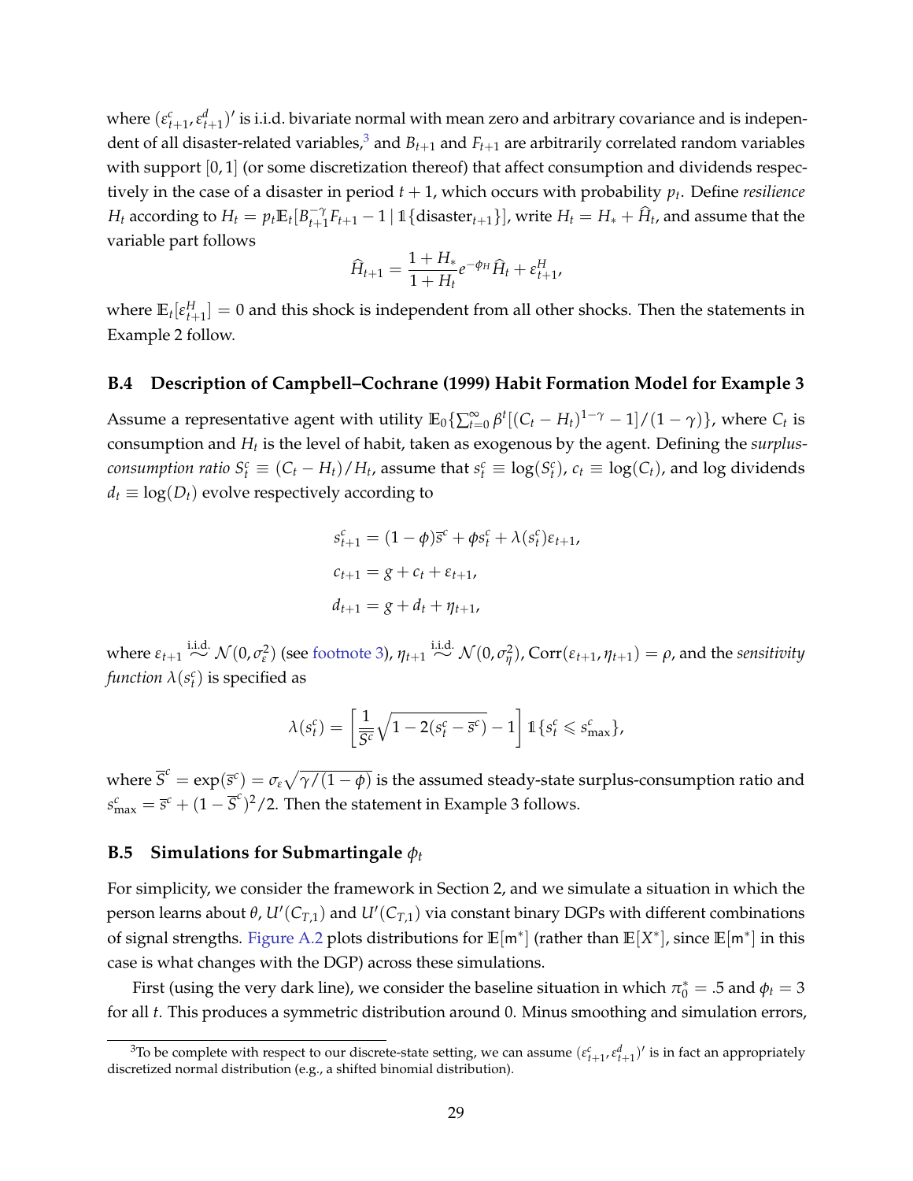where $(\varepsilon^c_{t+1}, \varepsilon^d_{t+1})'$ is i.i.d. bivariate normal with mean zero and arbitrary covariance and is independent of all disaster-related variables,[3] and $B_{t+1}$ and $F_{t+1}$ are arbitrarily correlated random variables with support $[0, 1]$ (or some discretization thereof) that affect consumption and dividends respectively in the case of a disaster in period $t + 1$, which occurs with probability $p_t$. Define *resilience* $H_t$ according to $H_t = p_t \mathbb{E}_t[B^{-\gamma}_{t+1} F_{t+1} - 1 \mid \mathbb{1}\{\text{disaster}_{t+1}\}]$, write $H_t = H_* + \widehat{H}_t$, and assume that the variable part follows

$$\widehat{H}_{t+1} = \frac{1 + H_*}{1 + H_t} e^{-\phi_H} \widehat{H}_t + \varepsilon^H_{t+1},$$

where $\mathbb{E}_t[\varepsilon^H_{t+1}] = 0$ and this shock is independent from all other shocks. Then the statements in Example 2 follow.

### B.4 Description of Campbell–Cochrane (1999) Habit Formation Model for Example 3

Assume a representative agent with utility $\mathbb{E}_0\{\sum_{t=0}^{\infty} \beta^t [(C_t - H_t)^{1-\gamma} - 1]/(1 - \gamma)\}$, where $C_t$ is consumption and $H_t$ is the level of habit, taken as exogenous by the agent. Defining the *surplus-consumption ratio* $S^c_t \equiv (C_t - H_t)/H_t$, assume that $s^c_t \equiv \log(S^c_t)$, $c_t \equiv \log(C_t)$, and log dividends $d_t \equiv \log(D_t)$ evolve respectively according to

$$s^c_{t+1} = (1 - \phi)\bar{s}^c + \phi s^c_t + \lambda(s^c_t)\varepsilon_{t+1},$$

$$c_{t+1} = g + c_t + \varepsilon_{t+1},$$

$$d_{t+1} = g + d_t + \eta_{t+1},$$

where $\varepsilon_{t+1} \overset{\text{i.i.d.}}{\sim} \mathcal{N}(0, \sigma^2_\varepsilon)$ (see footnote 3), $\eta_{t+1} \overset{\text{i.i.d.}}{\sim} \mathcal{N}(0, \sigma^2_\eta)$, $\text{Corr}(\varepsilon_{t+1}, \eta_{t+1}) = \rho$, and the *sensitivity function* $\lambda(s^c_t)$ is specified as

$$\lambda(s^c_t) = \left[\frac{1}{\overline{S}^c}\sqrt{1 - 2(s^c_t - \bar{s}^c)} - 1\right] \mathbb{1}\{s^c_t \leqslant s^c_{\max}\},$$

where $\overline{S}^c = \exp(\bar{s}^c) = \sigma_\varepsilon \sqrt{\gamma/(1 - \phi)}$ is the assumed steady-state surplus-consumption ratio and $s^c_{\max} = \bar{s}^c + (1 - \overline{S}^c)^2/2$. Then the statement in Example 3 follows.

### B.5 Simulations for Submartingale $\phi_t$

For simplicity, we consider the framework in Section 2, and we simulate a situation in which the person learns about $\theta$, $U'(C_{T,1})$ and $U'(C_{T,1})$ via constant binary DGPs with different combinations of signal strengths. Figure A.2 plots distributions for $\mathbb{E}[\mathsf{m}^*]$ (rather than $\mathbb{E}[X^*]$, since $\mathbb{E}[\mathsf{m}^*]$ in this case is what changes with the DGP) across these simulations.

First (using the very dark line), we consider the baseline situation in which $\pi^*_0 = .5$ and $\phi_t = 3$ for all $t$. This produces a symmetric distribution around 0. Minus smoothing and simulation errors,

[3] To be complete with respect to our discrete-state setting, we can assume $(\varepsilon^c_{t+1}, \varepsilon^d_{t+1})'$ is in fact an appropriately discretized normal distribution (e.g., a shifted binomial distribution).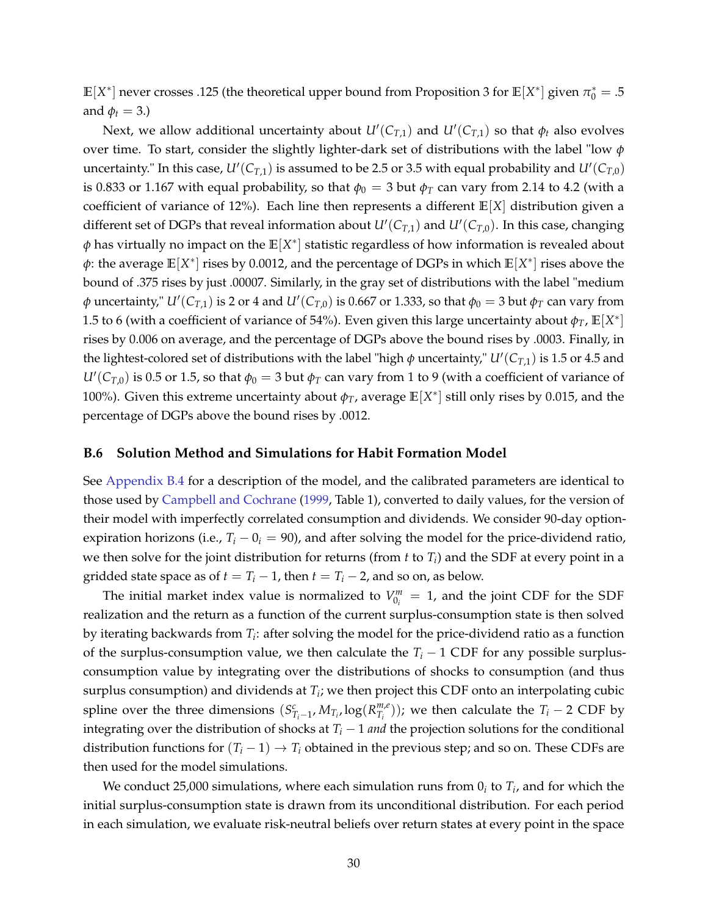$\mathbb{E}[X^*]$ never crosses .125 (the theoretical upper bound from Proposition 3 for $\mathbb{E}[X^*]$ given $\pi_0^* = .5$ and $\phi_t = 3$.)

Next, we allow additional uncertainty about $U'(C_{T,1})$ and $U'(C_{T,1})$ so that $\phi_t$ also evolves over time. To start, consider the slightly lighter-dark set of distributions with the label "low $\phi$ uncertainty." In this case, $U'(C_{T,1})$ is assumed to be 2.5 or 3.5 with equal probability and $U'(C_{T,0})$ is 0.833 or 1.167 with equal probability, so that $\phi_0 = 3$ but $\phi_T$ can vary from 2.14 to 4.2 (with a coefficient of variance of 12%). Each line then represents a different $\mathbb{E}[X]$ distribution given a different set of DGPs that reveal information about $U'(C_{T,1})$ and $U'(C_{T,0})$. In this case, changing $\phi$ has virtually no impact on the $\mathbb{E}[X^*]$ statistic regardless of how information is revealed about $\phi$: the average $\mathbb{E}[X^*]$ rises by 0.0012, and the percentage of DGPs in which $\mathbb{E}[X^*]$ rises above the bound of .375 rises by just .00007. Similarly, in the gray set of distributions with the label "medium $\phi$ uncertainty," $U'(C_{T,1})$ is 2 or 4 and $U'(C_{T,0})$ is 0.667 or 1.333, so that $\phi_0 = 3$ but $\phi_T$ can vary from 1.5 to 6 (with a coefficient of variance of 54%). Even given this large uncertainty about $\phi_T$, $\mathbb{E}[X^*]$ rises by 0.006 on average, and the percentage of DGPs above the bound rises by .0003. Finally, in the lightest-colored set of distributions with the label "high $\phi$ uncertainty," $U'(C_{T,1})$ is 1.5 or 4.5 and $U'(C_{T,0})$ is 0.5 or 1.5, so that $\phi_0 = 3$ but $\phi_T$ can vary from 1 to 9 (with a coefficient of variance of 100%). Given this extreme uncertainty about $\phi_T$, average $\mathbb{E}[X^*]$ still only rises by 0.015, and the percentage of DGPs above the bound rises by .0012.

### B.6 Solution Method and Simulations for Habit Formation Model

See Appendix B.4 for a description of the model, and the calibrated parameters are identical to those used by Campbell and Cochrane (1999, Table 1), converted to daily values, for the version of their model with imperfectly correlated consumption and dividends. We consider 90-day option-expiration horizons (i.e., $T_i - 0_i = 90$), and after solving the model for the price-dividend ratio, we then solve for the joint distribution for returns (from $t$ to $T_i$) and the SDF at every point in a gridded state space as of $t = T_i - 1$, then $t = T_i - 2$, and so on, as below.

The initial market index value is normalized to $V^m_{0_i} = 1$, and the joint CDF for the SDF realization and the return as a function of the current surplus-consumption state is then solved by iterating backwards from $T_i$: after solving the model for the price-dividend ratio as a function of the surplus-consumption value, we then calculate the $T_i - 1$ CDF for any possible surplus-consumption value by integrating over the distributions of shocks to consumption (and thus surplus consumption) and dividends at $T_i$; we then project this CDF onto an interpolating cubic spline over the three dimensions $(S^c_{T_i-1}, M_{T_i}, \log(R^{m,e}_{T_i}))$; we then calculate the $T_i - 2$ CDF by integrating over the distribution of shocks at $T_i - 1$ *and* the projection solutions for the conditional distribution functions for $(T_i - 1) \to T_i$ obtained in the previous step; and so on. These CDFs are then used for the model simulations.

We conduct 25,000 simulations, where each simulation runs from $0_i$ to $T_i$, and for which the initial surplus-consumption state is drawn from its unconditional distribution. For each period in each simulation, we evaluate risk-neutral beliefs over return states at every point in the space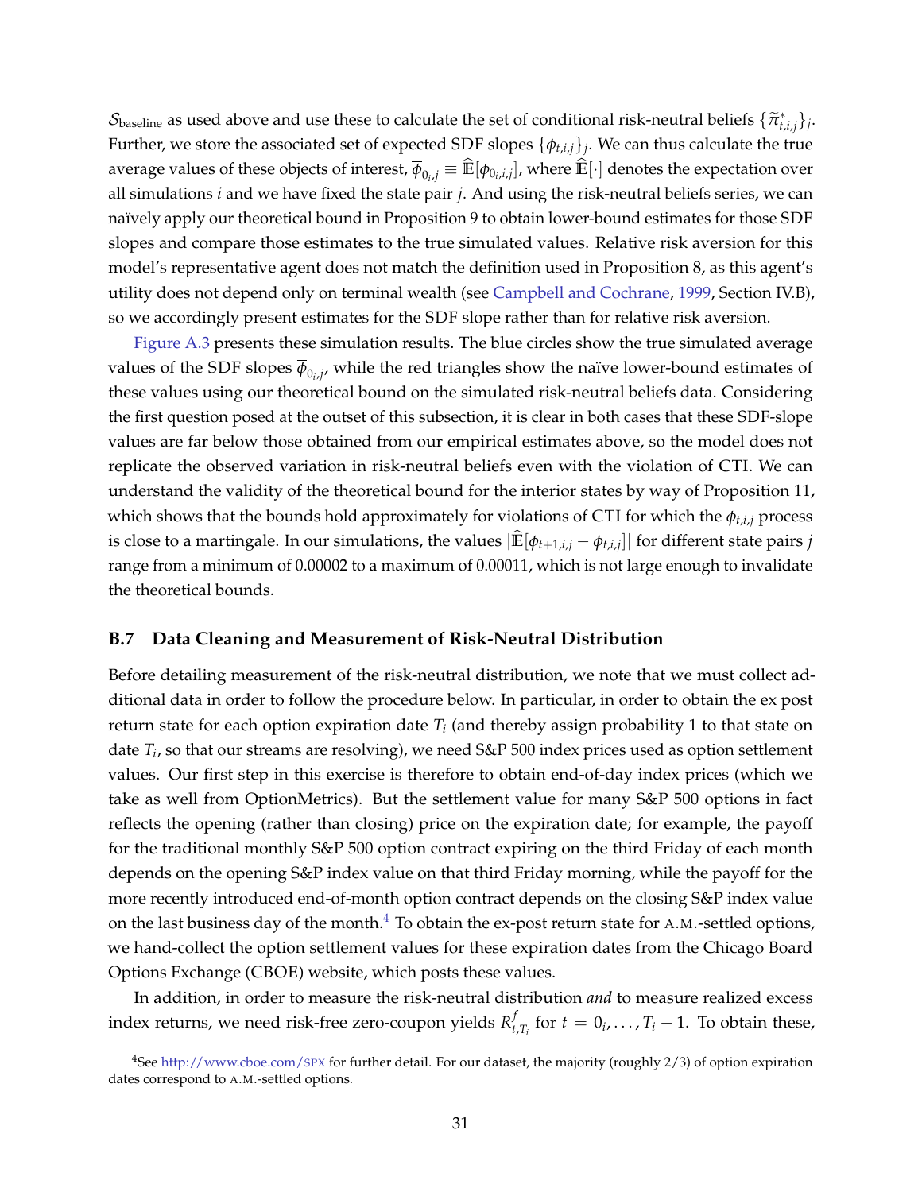$\mathcal{S}_{\text{baseline}}$ as used above and use these to calculate the set of conditional risk-neutral beliefs $\{\widetilde{\pi}^*_{t,i,j}\}_j$. Further, we store the associated set of expected SDF slopes $\{\phi_{t,i,j}\}_j$. We can thus calculate the true average values of these objects of interest, $\overline{\phi}_{0_i,j} \equiv \widehat{\mathbb{E}}[\phi_{0_i,i,j}]$, where $\widehat{\mathbb{E}}[\cdot]$ denotes the expectation over all simulations $i$ and we have fixed the state pair $j$. And using the risk-neutral beliefs series, we can naïvely apply our theoretical bound in Proposition 9 to obtain lower-bound estimates for those SDF slopes and compare those estimates to the true simulated values. Relative risk aversion for this model's representative agent does not match the definition used in Proposition 8, as this agent's utility does not depend only on terminal wealth (see Campbell and Cochrane, 1999, Section IV.B), so we accordingly present estimates for the SDF slope rather than for relative risk aversion.

Figure A.3 presents these simulation results. The blue circles show the true simulated average values of the SDF slopes $\overline{\phi}_{0_i,j}$, while the red triangles show the naïve lower-bound estimates of these values using our theoretical bound on the simulated risk-neutral beliefs data. Considering the first question posed at the outset of this subsection, it is clear in both cases that these SDF-slope values are far below those obtained from our empirical estimates above, so the model does not replicate the observed variation in risk-neutral beliefs even with the violation of CTI. We can understand the validity of the theoretical bound for the interior states by way of Proposition 11, which shows that the bounds hold approximately for violations of CTI for which the $\phi_{t,i,j}$ process is close to a martingale. In our simulations, the values $|\widehat{\mathbb{E}}[\phi_{t+1,i,j} - \phi_{t,i,j}]|$ for different state pairs $j$ range from a minimum of 0.00002 to a maximum of 0.00011, which is not large enough to invalidate the theoretical bounds.

### B.7 Data Cleaning and Measurement of Risk-Neutral Distribution

Before detailing measurement of the risk-neutral distribution, we note that we must collect additional data in order to follow the procedure below. In particular, in order to obtain the ex post return state for each option expiration date $T_i$ (and thereby assign probability 1 to that state on date $T_i$, so that our streams are resolving), we need S&P 500 index prices used as option settlement values. Our first step in this exercise is therefore to obtain end-of-day index prices (which we take as well from OptionMetrics). But the settlement value for many S&P 500 options in fact reflects the opening (rather than closing) price on the expiration date; for example, the payoff for the traditional monthly S&P 500 option contract expiring on the third Friday of each month depends on the opening S&P index value on that third Friday morning, while the payoff for the more recently introduced end-of-month option contract depends on the closing S&P index value on the last business day of the month.[4] To obtain the ex-post return state for A.M.-settled options, we hand-collect the option settlement values for these expiration dates from the Chicago Board Options Exchange (CBOE) website, which posts these values.

In addition, in order to measure the risk-neutral distribution *and* to measure realized excess index returns, we need risk-free zero-coupon yields $R^f_{t,T_i}$ for $t = 0_i, \ldots, T_i - 1$. To obtain these,

[4]See http://www.cboe.com/SPX for further detail. For our dataset, the majority (roughly 2/3) of option expiration dates correspond to A.M.-settled options.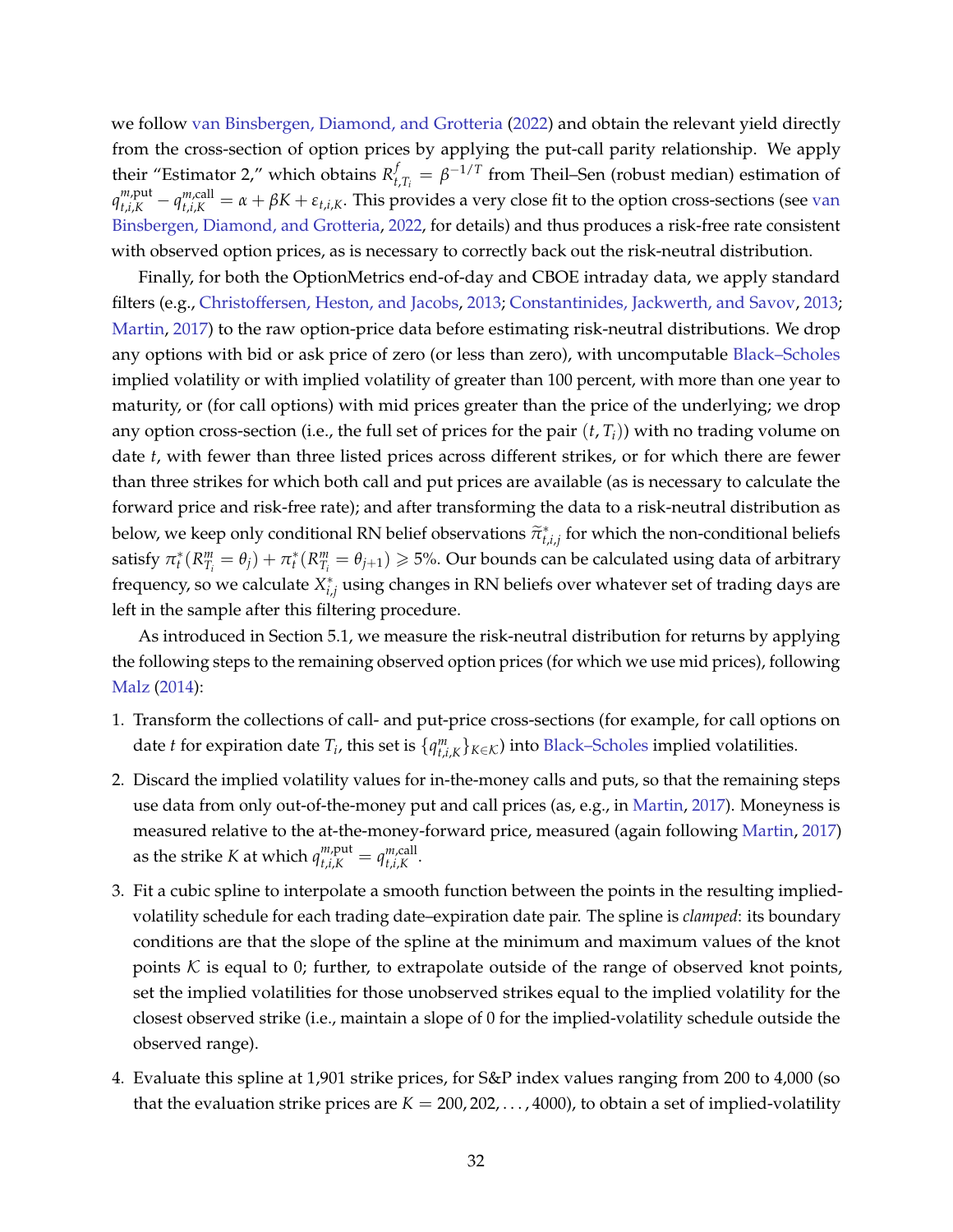we follow van Binsbergen, Diamond, and Grotteria (2022) and obtain the relevant yield directly from the cross-section of option prices by applying the put-call parity relationship. We apply their "Estimator 2," which obtains $R^f_{t,T_i} = \beta^{-1/T}$ from Theil–Sen (robust median) estimation of $q^{m,\text{put}}_{t,i,K} - q^{m,\text{call}}_{t,i,K} = \alpha + \beta K + \varepsilon_{t,i,K}$. This provides a very close fit to the option cross-sections (see van Binsbergen, Diamond, and Grotteria, 2022, for details) and thus produces a risk-free rate consistent with observed option prices, as is necessary to correctly back out the risk-neutral distribution.

Finally, for both the OptionMetrics end-of-day and CBOE intraday data, we apply standard filters (e.g., Christoffersen, Heston, and Jacobs, 2013; Constantinides, Jackwerth, and Savov, 2013; Martin, 2017) to the raw option-price data before estimating risk-neutral distributions. We drop any options with bid or ask price of zero (or less than zero), with uncomputable Black–Scholes implied volatility or with implied volatility of greater than 100 percent, with more than one year to maturity, or (for call options) with mid prices greater than the price of the underlying; we drop any option cross-section (i.e., the full set of prices for the pair $(t, T_i)$) with no trading volume on date $t$, with fewer than three listed prices across different strikes, or for which there are fewer than three strikes for which both call and put prices are available (as is necessary to calculate the forward price and risk-free rate); and after transforming the data to a risk-neutral distribution as below, we keep only conditional RN belief observations $\widetilde{\pi}^*_{t,i,j}$ for which the non-conditional beliefs satisfy $\pi^*_t(R^m_{T_i} = \theta_j) + \pi^*_t(R^m_{T_i} = \theta_{j+1}) \geqslant 5\%$. Our bounds can be calculated using data of arbitrary frequency, so we calculate $X^*_{i,j}$ using changes in RN beliefs over whatever set of trading days are left in the sample after this filtering procedure.

As introduced in Section 5.1, we measure the risk-neutral distribution for returns by applying the following steps to the remaining observed option prices (for which we use mid prices), following Malz (2014):

1. Transform the collections of call- and put-price cross-sections (for example, for call options on date $t$ for expiration date $T_i$, this set is $\{q^m_{t,i,K}\}_{K \in \mathcal{K}}$) into Black–Scholes implied volatilities.
2. Discard the implied volatility values for in-the-money calls and puts, so that the remaining steps use data from only out-of-the-money put and call prices (as, e.g., in Martin, 2017). Moneyness is measured relative to the at-the-money-forward price, measured (again following Martin, 2017) as the strike $K$ at which $q^{m,\text{put}}_{t,i,K} = q^{m,\text{call}}_{t,i,K}$.
3. Fit a cubic spline to interpolate a smooth function between the points in the resulting implied-volatility schedule for each trading date–expiration date pair. The spline is *clamped*: its boundary conditions are that the slope of the spline at the minimum and maximum values of the knot points $\mathcal{K}$ is equal to 0; further, to extrapolate outside of the range of observed knot points, set the implied volatilities for those unobserved strikes equal to the implied volatility for the closest observed strike (i.e., maintain a slope of 0 for the implied-volatility schedule outside the observed range).
4. Evaluate this spline at 1,901 strike prices, for S&P index values ranging from 200 to 4,000 (so that the evaluation strike prices are $K = 200, 202, \ldots, 4000$), to obtain a set of implied-volatility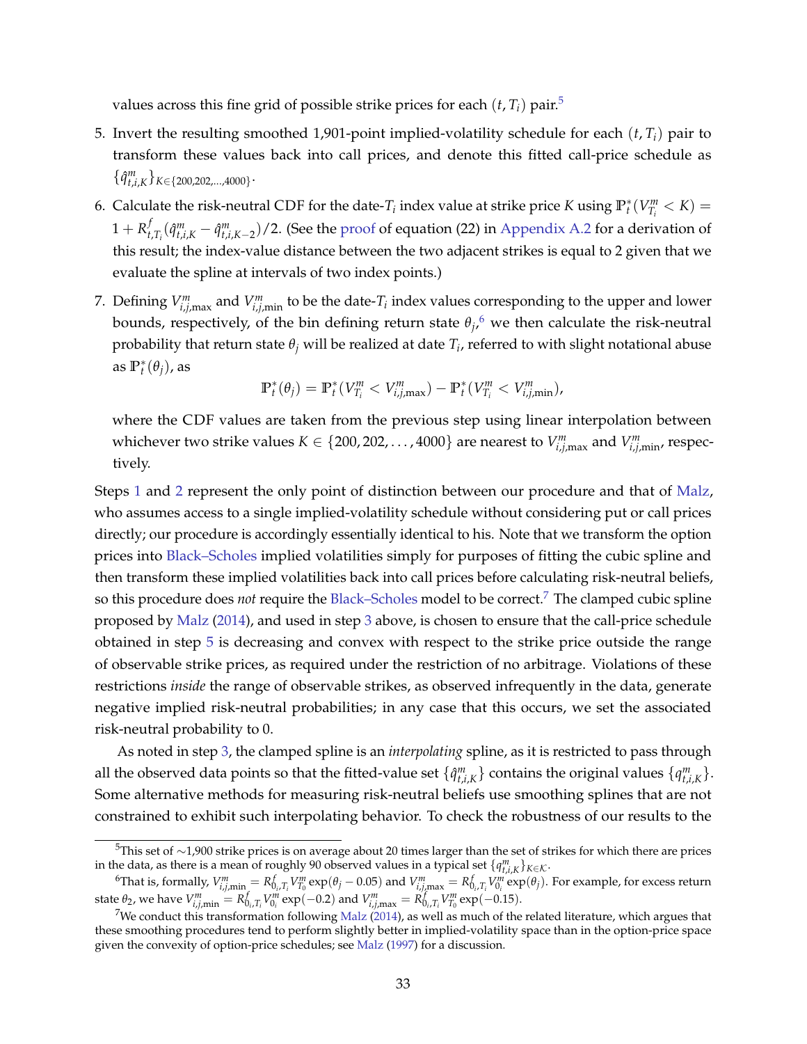values across this fine grid of possible strike prices for each $(t, T_i)$ pair.[5]

5. Invert the resulting smoothed 1,901-point implied-volatility schedule for each $(t, T_i)$ pair to transform these values back into call prices, and denote this fitted call-price schedule as $\{\hat{q}^m_{t,i,K}\}_{K \in \{200,202,\ldots,4000\}}$.

6. Calculate the risk-neutral CDF for the date-$T_i$ index value at strike price $K$ using $\mathbb{P}^*_t(V^m_{T_i} < K) = 1 + R^f_{t,T_i}(\hat{q}^m_{t,i,K} - \hat{q}^m_{t,i,K-2})/2$. (See the proof of equation (22) in Appendix A.2 for a derivation of this result; the index-value distance between the two adjacent strikes is equal to 2 given that we evaluate the spline at intervals of two index points.)

7. Defining $V^m_{i,j,\max}$ and $V^m_{i,j,\min}$ to be the date-$T_i$ index values corresponding to the upper and lower bounds, respectively, of the bin defining return state $\theta_j$,[6] we then calculate the risk-neutral probability that return state $\theta_j$ will be realized at date $T_i$, referred to with slight notational abuse as $\mathbb{P}^*_t(\theta_j)$, as

$$\mathbb{P}^*_t(\theta_j) = \mathbb{P}^*_t(V^m_{T_i} < V^m_{i,j,\max}) - \mathbb{P}^*_t(V^m_{T_i} < V^m_{i,j,\min}),$$

where the CDF values are taken from the previous step using linear interpolation between whichever two strike values $K \in \{200, 202, \ldots, 4000\}$ are nearest to $V^m_{i,j,\max}$ and $V^m_{i,j,\min}$, respectively.

Steps 1 and 2 represent the only point of distinction between our procedure and that of Malz, who assumes access to a single implied-volatility schedule without considering put or call prices directly; our procedure is accordingly essentially identical to his. Note that we transform the option prices into Black–Scholes implied volatilities simply for purposes of fitting the cubic spline and then transform these implied volatilities back into call prices before calculating risk-neutral beliefs, so this procedure does *not* require the Black–Scholes model to be correct.[7] The clamped cubic spline proposed by Malz (2014), and used in step 3 above, is chosen to ensure that the call-price schedule obtained in step 5 is decreasing and convex with respect to the strike price outside the range of observable strike prices, as required under the restriction of no arbitrage. Violations of these restrictions *inside* the range of observable strikes, as observed infrequently in the data, generate negative implied risk-neutral probabilities; in any case that this occurs, we set the associated risk-neutral probability to 0.

As noted in step 3, the clamped spline is an *interpolating* spline, as it is restricted to pass through all the observed data points so that the fitted-value set $\{\hat{q}^m_{t,i,K}\}$ contains the original values $\{q^m_{t,i,K}\}$. Some alternative methods for measuring risk-neutral beliefs use smoothing splines that are not constrained to exhibit such interpolating behavior. To check the robustness of our results to the

---

[5] This set of ∼1,900 strike prices is on average about 20 times larger than the set of strikes for which there are prices in the data, as there is a mean of roughly 90 observed values in a typical set $\{q^m_{t,i,K}\}_{K \in \mathcal{K}}$.

[6] That is, formally, $V^m_{i,j,\min} = R^f_{0_i,T_i} V^m_{T_0} \exp(\theta_j - 0.05)$ and $V^m_{i,j,\max} = R^f_{0_i,T_i} V^m_{0_i} \exp(\theta_j)$. For example, for excess return state $\theta_2$, we have $V^m_{i,j,\min} = R^f_{0_i,T_i} V^m_{0_i} \exp(-0.2)$ and $V^m_{i,j,\max} = R^f_{0_i,T_i} V^m_{T_0} \exp(-0.15)$.

[7] We conduct this transformation following Malz (2014), as well as much of the related literature, which argues that these smoothing procedures tend to perform slightly better in implied-volatility space than in the option-price space given the convexity of option-price schedules; see Malz (1997) for a discussion.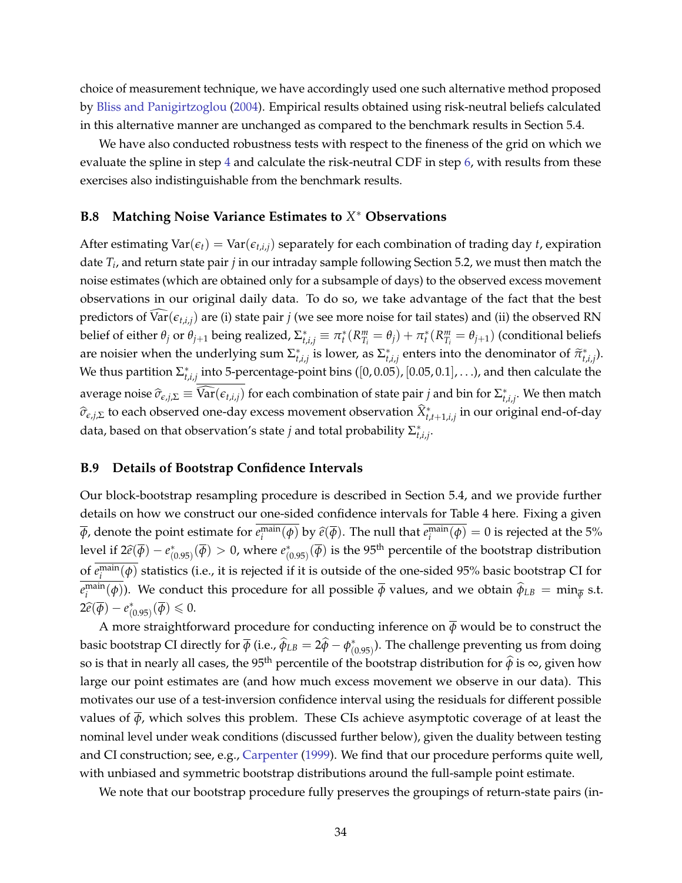choice of measurement technique, we have accordingly used one such alternative method proposed by Bliss and Panigirtzoglou (2004). Empirical results obtained using risk-neutral beliefs calculated in this alternative manner are unchanged as compared to the benchmark results in Section 5.4.

We have also conducted robustness tests with respect to the fineness of the grid on which we evaluate the spline in step 4 and calculate the risk-neutral CDF in step 6, with results from these exercises also indistinguishable from the benchmark results.

### B.8 Matching Noise Variance Estimates to $X^*$ Observations

After estimating $\text{Var}(\epsilon_t) = \text{Var}(\epsilon_{t,i,j})$ separately for each combination of trading day $t$, expiration date $T_i$, and return state pair $j$ in our intraday sample following Section 5.2, we must then match the noise estimates (which are obtained only for a subsample of days) to the observed excess movement observations in our original daily data. To do so, we take advantage of the fact that the best predictors of $\widehat{\text{Var}}(\epsilon_{t,i,j})$ are (i) state pair $j$ (we see more noise for tail states) and (ii) the observed RN belief of either $\theta_j$ or $\theta_{j+1}$ being realized, $\Sigma^*_{t,i,j} \equiv \pi^*_t(R^m_{T_i} = \theta_j) + \pi^*_t(R^m_{T_i} = \theta_{j+1})$ (conditional beliefs are noisier when the underlying sum $\Sigma^*_{t,i,j}$ is lower, as $\Sigma^*_{t,i,j}$ enters into the denominator of $\widetilde{\pi}^*_{t,i,j}$). We thus partition $\Sigma^*_{t,i,j}$ into 5-percentage-point bins ($[0, 0.05), [0.05, 0.1], \ldots$), and then calculate the average noise $\widehat{\sigma}_{\epsilon,j,\Sigma} \equiv \overline{\widehat{\text{Var}}(\epsilon_{t,i,j})}$ for each combination of state pair $j$ and bin for $\Sigma^*_{t,i,j}$. We then match $\widehat{\sigma}_{\epsilon,j,\Sigma}$ to each observed one-day excess movement observation $\widehat{X}^*_{t,t+1,i,j}$ in our original end-of-day data, based on that observation's state $j$ and total probability $\Sigma^*_{t,i,j}$.

### B.9 Details of Bootstrap Confidence Intervals

Our block-bootstrap resampling procedure is described in Section 5.4, and we provide further details on how we construct our one-sided confidence intervals for Table 4 here. Fixing a given $\overline{\phi}$, denote the point estimate for $\overline{e^{\text{main}}_i(\phi)}$ by $\widehat{e}(\overline{\phi})$. The null that $\overline{e^{\text{main}}_i(\phi)} = 0$ is rejected at the 5% level if $2\widehat{e}(\overline{\phi}) - e^*_{(0.95)}(\overline{\phi}) > 0$, where $e^*_{(0.95)}(\overline{\phi})$ is the 95$^{\text{th}}$ percentile of the bootstrap distribution of $\overline{e^{\text{main}}_i(\phi)}$ statistics (i.e., it is rejected if it is outside of the one-sided 95% basic bootstrap CI for $\overline{e^{\text{main}}_i(\phi)}$). We conduct this procedure for all possible $\overline{\phi}$ values, and we obtain $\widehat{\phi}_{LB} = \min_{\overline{\phi}}$ s.t. $2\widehat{e}(\overline{\phi}) - e^*_{(0.95)}(\overline{\phi}) \leqslant 0$.

A more straightforward procedure for conducting inference on $\overline{\phi}$ would be to construct the basic bootstrap CI directly for $\overline{\phi}$ (i.e., $\widehat{\phi}_{LB} = 2\widehat{\phi} - \phi^*_{(0.95)}$). The challenge preventing us from doing so is that in nearly all cases, the 95$^{\text{th}}$ percentile of the bootstrap distribution for $\widehat{\phi}$ is $\infty$, given how large our point estimates are (and how much excess movement we observe in our data). This motivates our use of a test-inversion confidence interval using the residuals for different possible values of $\overline{\phi}$, which solves this problem. These CIs achieve asymptotic coverage of at least the nominal level under weak conditions (discussed further below), given the duality between testing and CI construction; see, e.g., Carpenter (1999). We find that our procedure performs quite well, with unbiased and symmetric bootstrap distributions around the full-sample point estimate.

We note that our bootstrap procedure fully preserves the groupings of return-state pairs (in-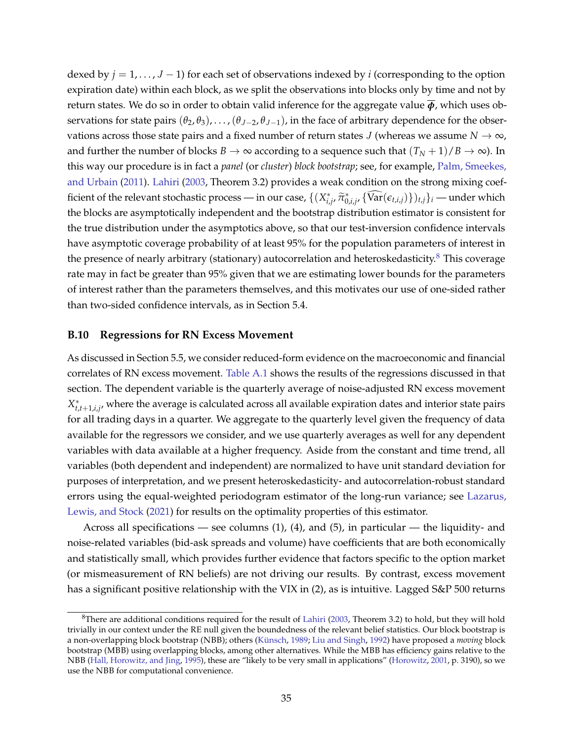dexed by $j = 1, \dots, J-1$) for each set of observations indexed by $i$ (corresponding to the option expiration date) within each block, as we split the observations into blocks only by time and not by return states. We do so in order to obtain valid inference for the aggregate value $\overline{\boldsymbol{\phi}}$, which uses observations for state pairs $(\theta_2, \theta_3), \dots, (\theta_{J-2}, \theta_{J-1})$, in the face of arbitrary dependence for the observations across those state pairs and a fixed number of return states $J$ (whereas we assume $N \to \infty$, and further the number of blocks $B \to \infty$ according to a sequence such that $(T_N + 1)/B \to \infty$). In this way our procedure is in fact a *panel* (or *cluster*) *block bootstrap*; see, for example, Palm, Smeekes, and Urbain (2011). Lahiri (2003, Theorem 3.2) provides a weak condition on the strong mixing coefficient of the relevant stochastic process — in our case, $\{(X^*_{i,j}, \widetilde{\pi}^*_{0,i,j}, \{\widehat{\text{Var}}(\epsilon_{t,i,j})\})_{t,j}\}_i$ — under which the blocks are asymptotically independent and the bootstrap distribution estimator is consistent for the true distribution under the asymptotics above, so that our test-inversion confidence intervals have asymptotic coverage probability of at least 95% for the population parameters of interest in the presence of nearly arbitrary (stationary) autocorrelation and heteroskedasticity.[8] This coverage rate may in fact be greater than 95% given that we are estimating lower bounds for the parameters of interest rather than the parameters themselves, and this motivates our use of one-sided rather than two-sided confidence intervals, as in Section 5.4.

### B.10 Regressions for RN Excess Movement

As discussed in Section 5.5, we consider reduced-form evidence on the macroeconomic and financial correlates of RN excess movement. Table A.1 shows the results of the regressions discussed in that section. The dependent variable is the quarterly average of noise-adjusted RN excess movement $X^*_{t,t+1,i,j}$, where the average is calculated across all available expiration dates and interior state pairs for all trading days in a quarter. We aggregate to the quarterly level given the frequency of data available for the regressors we consider, and we use quarterly averages as well for any dependent variables with data available at a higher frequency. Aside from the constant and time trend, all variables (both dependent and independent) are normalized to have unit standard deviation for purposes of interpretation, and we present heteroskedasticity- and autocorrelation-robust standard errors using the equal-weighted periodogram estimator of the long-run variance; see Lazarus, Lewis, and Stock (2021) for results on the optimality properties of this estimator.

Across all specifications — see columns (1), (4), and (5), in particular — the liquidity- and noise-related variables (bid-ask spreads and volume) have coefficients that are both economically and statistically small, which provides further evidence that factors specific to the option market (or mismeasurement of RN beliefs) are not driving our results. By contrast, excess movement has a significant positive relationship with the VIX in (2), as is intuitive. Lagged S&P 500 returns

[8] There are additional conditions required for the result of Lahiri (2003, Theorem 3.2) to hold, but they will hold trivially in our context under the RE null given the boundedness of the relevant belief statistics. Our block bootstrap is a non-overlapping block bootstrap (NBB); others (Künsch, 1989; Liu and Singh, 1992) have proposed a *moving* block bootstrap (MBB) using overlapping blocks, among other alternatives. While the MBB has efficiency gains relative to the NBB (Hall, Horowitz, and Jing, 1995), these are "likely to be very small in applications" (Horowitz, 2001, p. 3190), so we use the NBB for computational convenience.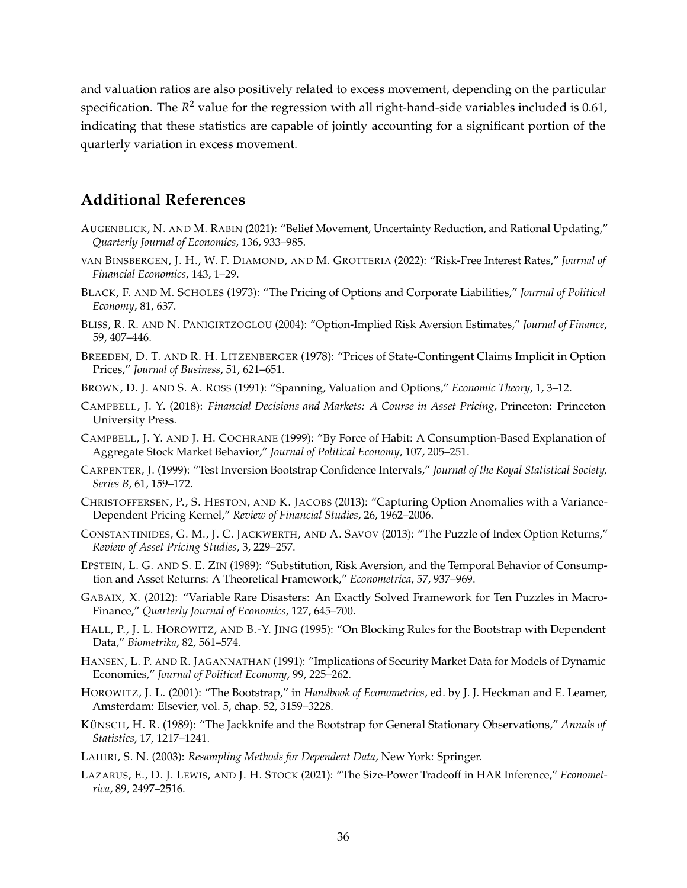and valuation ratios are also positively related to excess movement, depending on the particular specification. The $R^2$ value for the regression with all right-hand-side variables included is 0.61, indicating that these statistics are capable of jointly accounting for a significant portion of the quarterly variation in excess movement.

## Additional References

Augenblick, N. and M. Rabin (2021): "Belief Movement, Uncertainty Reduction, and Rational Updating," *Quarterly Journal of Economics*, 136, 933–985.

van Binsbergen, J. H., W. F. Diamond, and M. Grotteria (2022): "Risk-Free Interest Rates," *Journal of Financial Economics*, 143, 1–29.

Black, F. and M. Scholes (1973): "The Pricing of Options and Corporate Liabilities," *Journal of Political Economy*, 81, 637.

Bliss, R. R. and N. Panigirtzoglou (2004): "Option-Implied Risk Aversion Estimates," *Journal of Finance*, 59, 407–446.

Breeden, D. T. and R. H. Litzenberger (1978): "Prices of State-Contingent Claims Implicit in Option Prices," *Journal of Business*, 51, 621–651.

Brown, D. J. and S. A. Ross (1991): "Spanning, Valuation and Options," *Economic Theory*, 1, 3–12.

Campbell, J. Y. (2018): *Financial Decisions and Markets: A Course in Asset Pricing*, Princeton: Princeton University Press.

Campbell, J. Y. and J. H. Cochrane (1999): "By Force of Habit: A Consumption-Based Explanation of Aggregate Stock Market Behavior," *Journal of Political Economy*, 107, 205–251.

Carpenter, J. (1999): "Test Inversion Bootstrap Confidence Intervals," *Journal of the Royal Statistical Society, Series B*, 61, 159–172.

Christoffersen, P., S. Heston, and K. Jacobs (2013): "Capturing Option Anomalies with a Variance-Dependent Pricing Kernel," *Review of Financial Studies*, 26, 1962–2006.

Constantinides, G. M., J. C. Jackwerth, and A. Savov (2013): "The Puzzle of Index Option Returns," *Review of Asset Pricing Studies*, 3, 229–257.

Epstein, L. G. and S. E. Zin (1989): "Substitution, Risk Aversion, and the Temporal Behavior of Consumption and Asset Returns: A Theoretical Framework," *Econometrica*, 57, 937–969.

Gabaix, X. (2012): "Variable Rare Disasters: An Exactly Solved Framework for Ten Puzzles in Macro-Finance," *Quarterly Journal of Economics*, 127, 645–700.

Hall, P., J. L. Horowitz, and B.-Y. Jing (1995): "On Blocking Rules for the Bootstrap with Dependent Data," *Biometrika*, 82, 561–574.

Hansen, L. P. and R. Jagannathan (1991): "Implications of Security Market Data for Models of Dynamic Economies," *Journal of Political Economy*, 99, 225–262.

Horowitz, J. L. (2001): "The Bootstrap," in *Handbook of Econometrics*, ed. by J. J. Heckman and E. Leamer, Amsterdam: Elsevier, vol. 5, chap. 52, 3159–3228.

Künsch, H. R. (1989): "The Jackknife and the Bootstrap for General Stationary Observations," *Annals of Statistics*, 17, 1217–1241.

Lahiri, S. N. (2003): *Resampling Methods for Dependent Data*, New York: Springer.

Lazarus, E., D. J. Lewis, and J. H. Stock (2021): "The Size-Power Tradeoff in HAR Inference," *Econometrica*, 89, 2497–2516.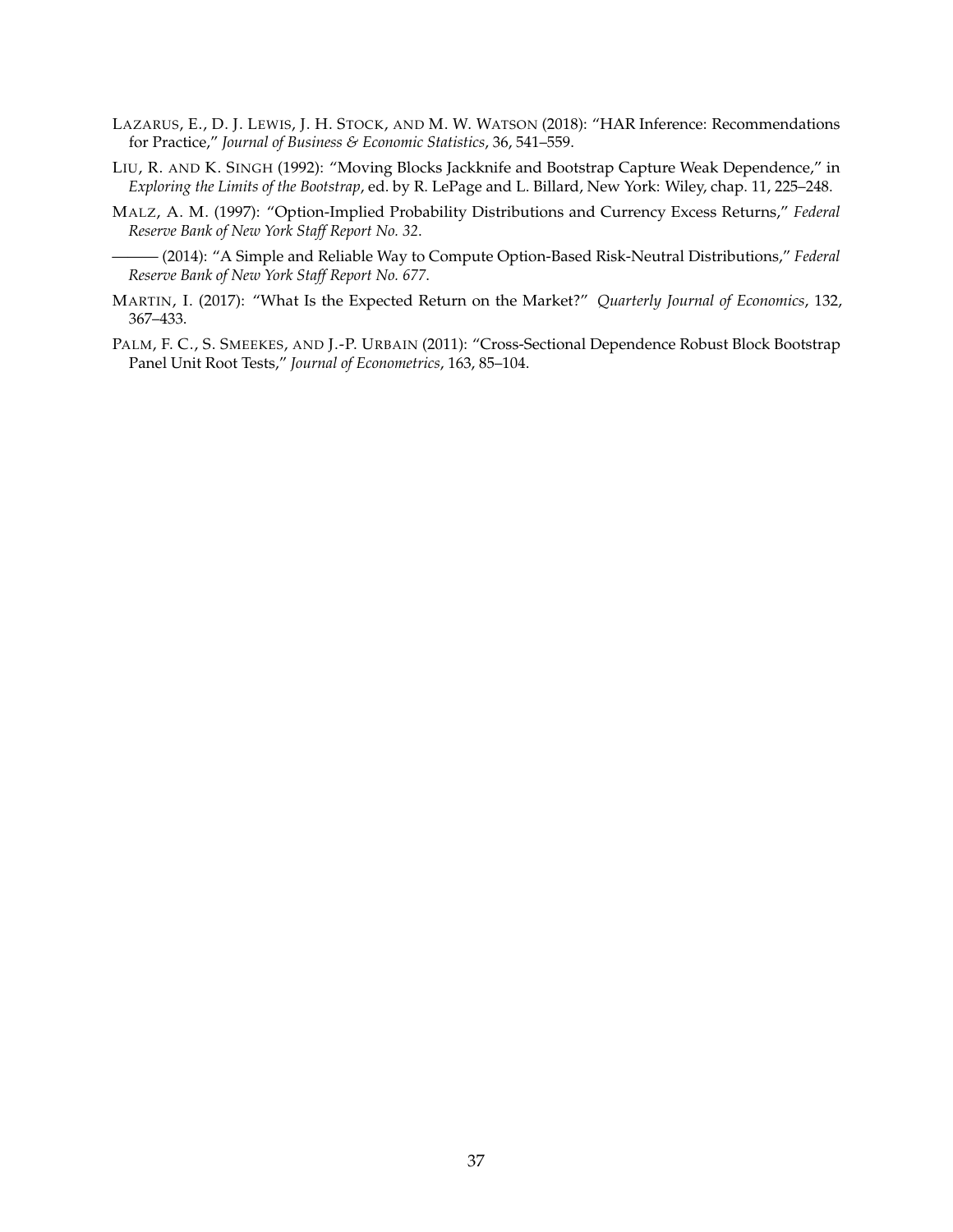LAZARUS, E., D. J. LEWIS, J. H. STOCK, AND M. W. WATSON (2018): "HAR Inference: Recommendations for Practice," *Journal of Business & Economic Statistics*, 36, 541–559.

LIU, R. AND K. SINGH (1992): "Moving Blocks Jackknife and Bootstrap Capture Weak Dependence," in *Exploring the Limits of the Bootstrap*, ed. by R. LePage and L. Billard, New York: Wiley, chap. 11, 225–248.

MALZ, A. M. (1997): "Option-Implied Probability Distributions and Currency Excess Returns," *Federal Reserve Bank of New York Staff Report No. 32*.

——— (2014): "A Simple and Reliable Way to Compute Option-Based Risk-Neutral Distributions," *Federal Reserve Bank of New York Staff Report No. 677*.

MARTIN, I. (2017): "What Is the Expected Return on the Market?" *Quarterly Journal of Economics*, 132, 367–433.

PALM, F. C., S. SMEEKES, AND J.-P. URBAIN (2011): "Cross-Sectional Dependence Robust Block Bootstrap Panel Unit Root Tests," *Journal of Econometrics*, 163, 85–104.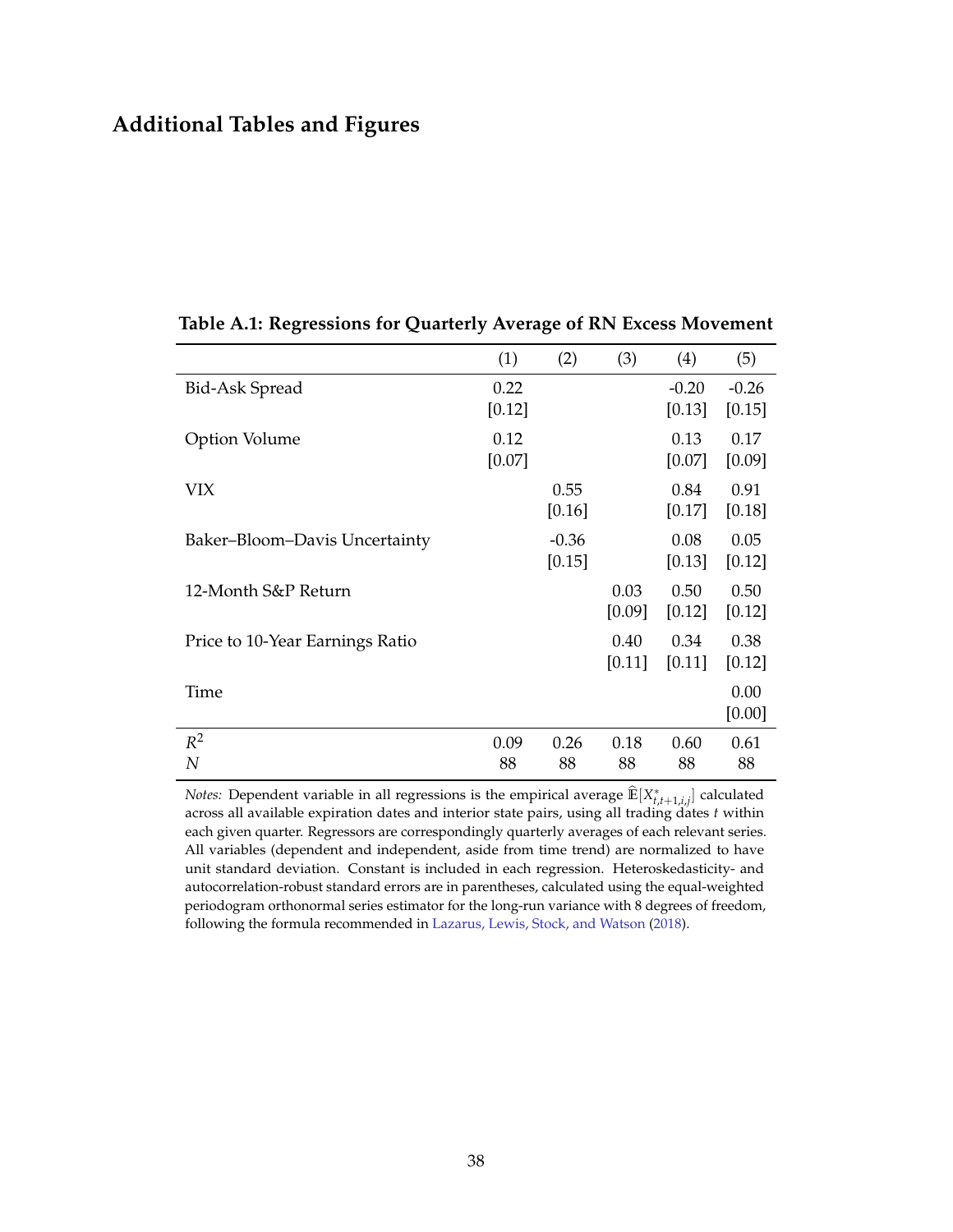## Additional Tables and Figures

**Table A.1: Regressions for Quarterly Average of RN Excess Movement**

| | (1) | (2) | (3) | (4) | (5) |
|---|---|---|---|---|---|
| Bid-Ask Spread | 0.22 | | | -0.20 | -0.26 |
| | [0.12] | | | [0.13] | [0.15] |
| Option Volume | 0.12 | | | 0.13 | 0.17 |
| | [0.07] | | | [0.07] | [0.09] |
| VIX | | 0.55 | | 0.84 | 0.91 |
| | | [0.16] | | [0.17] | [0.18] |
| Baker–Bloom–Davis Uncertainty | | -0.36 | | 0.08 | 0.05 |
| | | [0.15] | | [0.13] | [0.12] |
| 12-Month S&P Return | | | 0.03 | 0.50 | 0.50 |
| | | | [0.09] | [0.12] | [0.12] |
| Price to 10-Year Earnings Ratio | | | 0.40 | 0.34 | 0.38 |
| | | | [0.11] | [0.11] | [0.12] |
| Time | | | | | 0.00 |
| | | | | | [0.00] |
| $R^2$ | 0.09 | 0.26 | 0.18 | 0.60 | 0.61 |
| $N$ | 88 | 88 | 88 | 88 | 88 |

*Notes:* Dependent variable in all regressions is the empirical average $\widehat{\mathbb{E}}[X^*_{t,t+1,i,j}]$ calculated across all available expiration dates and interior state pairs, using all trading dates $t$ within each given quarter. Regressors are correspondingly quarterly averages of each relevant series. All variables (dependent and independent, aside from time trend) are normalized to have unit standard deviation. Constant is included in each regression. Heteroskedasticity- and autocorrelation-robust standard errors are in parentheses, calculated using the equal-weighted periodogram orthonormal series estimator for the long-run variance with 8 degrees of freedom, following the formula recommended in Lazarus, Lewis, Stock, and Watson (2018).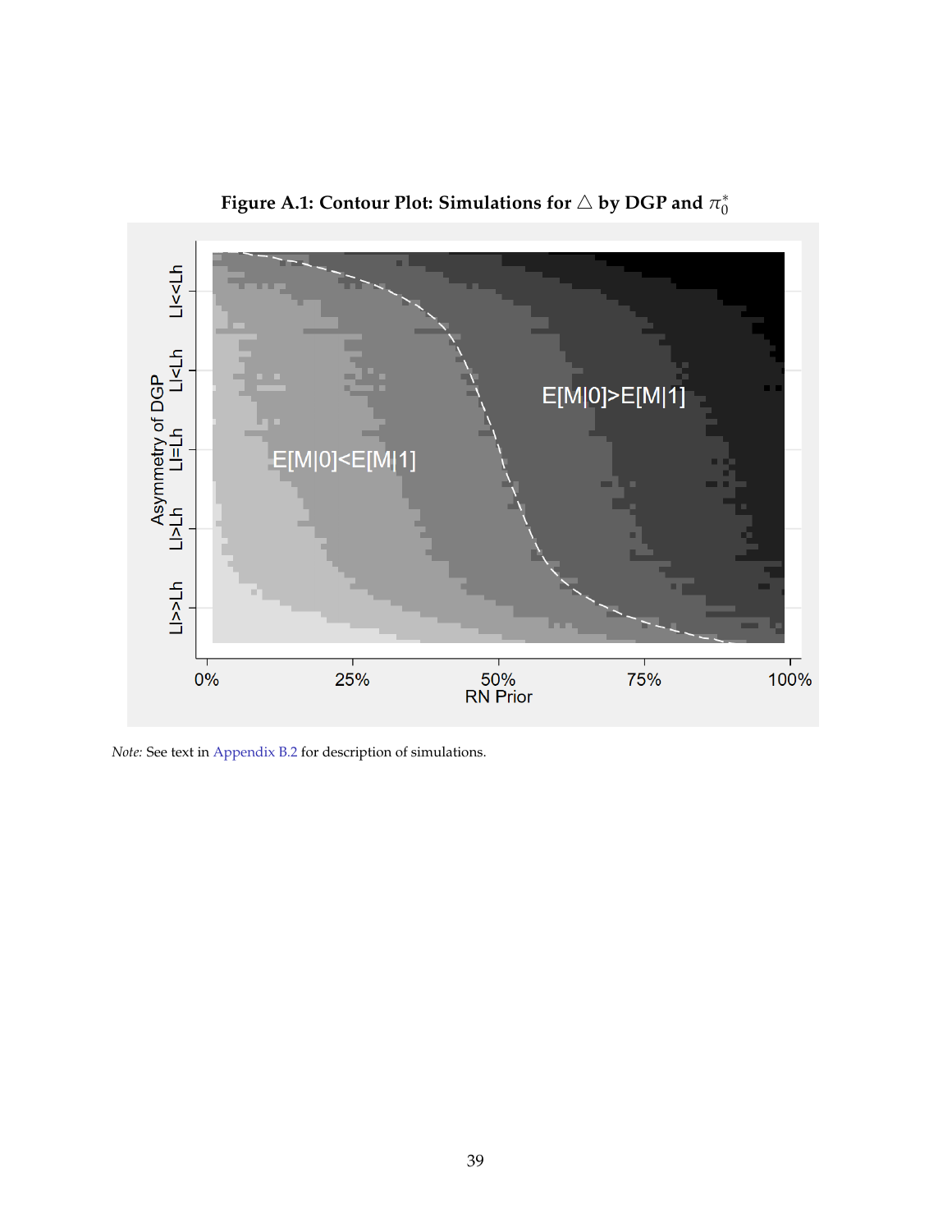**Figure A.1: Contour Plot: Simulations for $\triangle$ by DGP and $\pi_0^*$**

*Note:* See text in Appendix B.2 for description of simulations.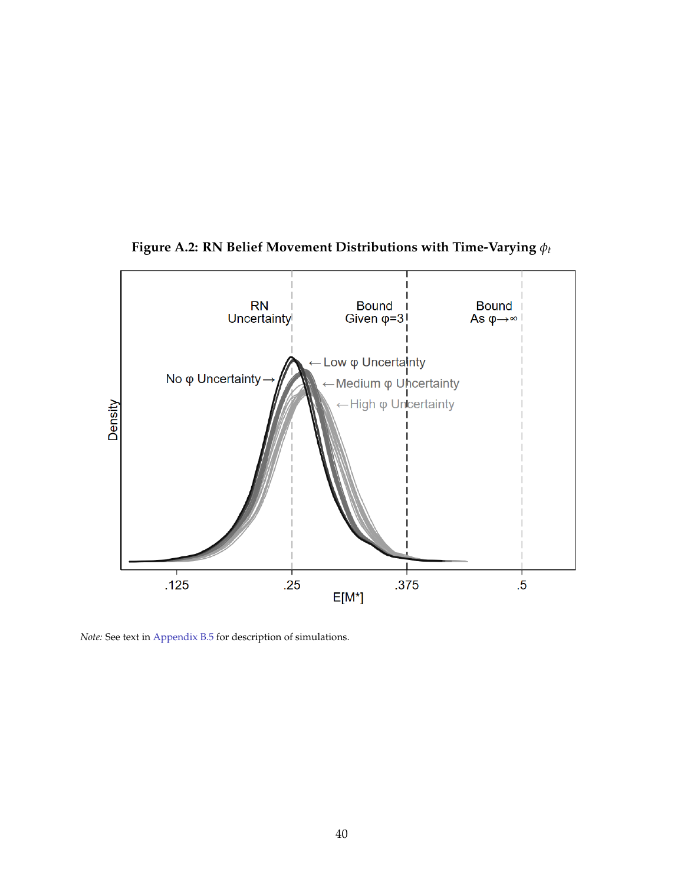**Figure A.2: RN Belief Movement Distributions with Time-Varying $\phi_t$**

*Note:* See text in Appendix B.5 for description of simulations.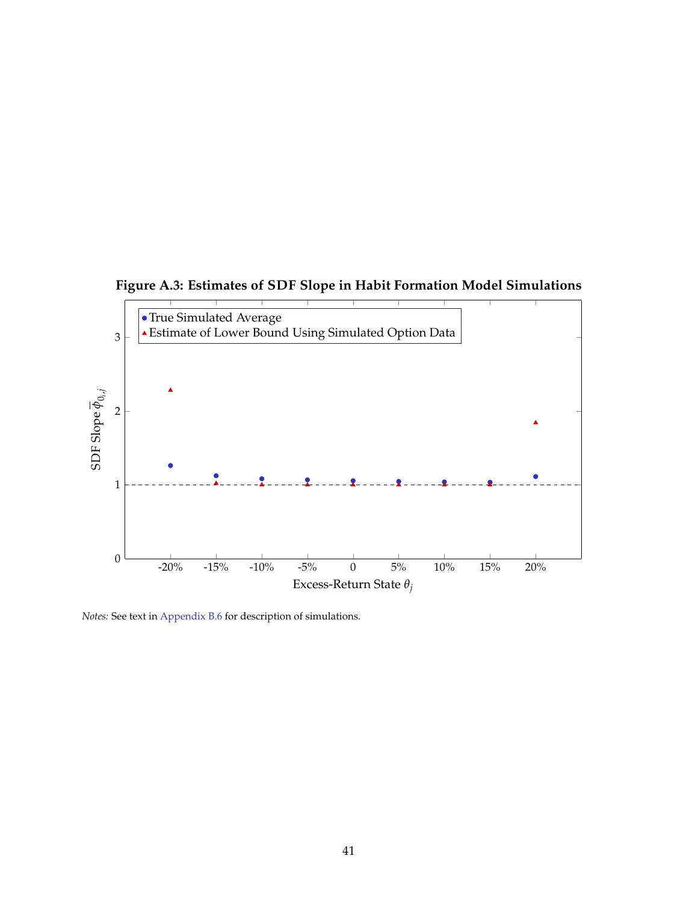**Figure A.3: Estimates of SDF Slope in Habit Formation Model Simulations**

True Simulated Average
Estimate of Lower Bound Using Simulated Option Data

SDF Slope $\overline{\phi}_{0,i,j}$

0
1
2
3

-20%
-15%
-10%
-5%
0
5%
10%
15%
20%

Excess-Return State $\theta_j$

*Notes:* See text in Appendix B.6 for description of simulations.